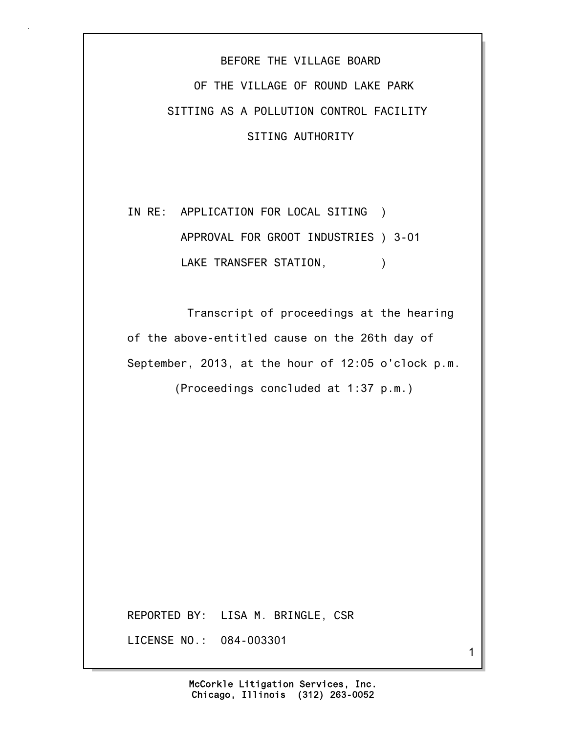BEFORE THE VILLAGE BOARD

OF THE VILLAGE OF ROUND LAKE PARK

SITTING AS A POLLUTION CONTROL FACILITY

SITING AUTHORITY

IN RE: APPLICATION FOR LOCAL SITING )
APPROVAL FOR GROOT INDUSTRIES ) 3-01
LAKE TRANSFER STATION, )

Transcript of proceedings at the hearing of the above-entitled cause on the 26th day of September, 2013, at the hour of 12:05 o'clock p.m.

(Proceedings concluded at 1:37 p.m.)

REPORTED BY: LISA M. BRINGLE, CSR

LICENSE NO.: 084-003301

McCorkle Litigation Services, Inc.
Chicago, Illinois (312) 263-0052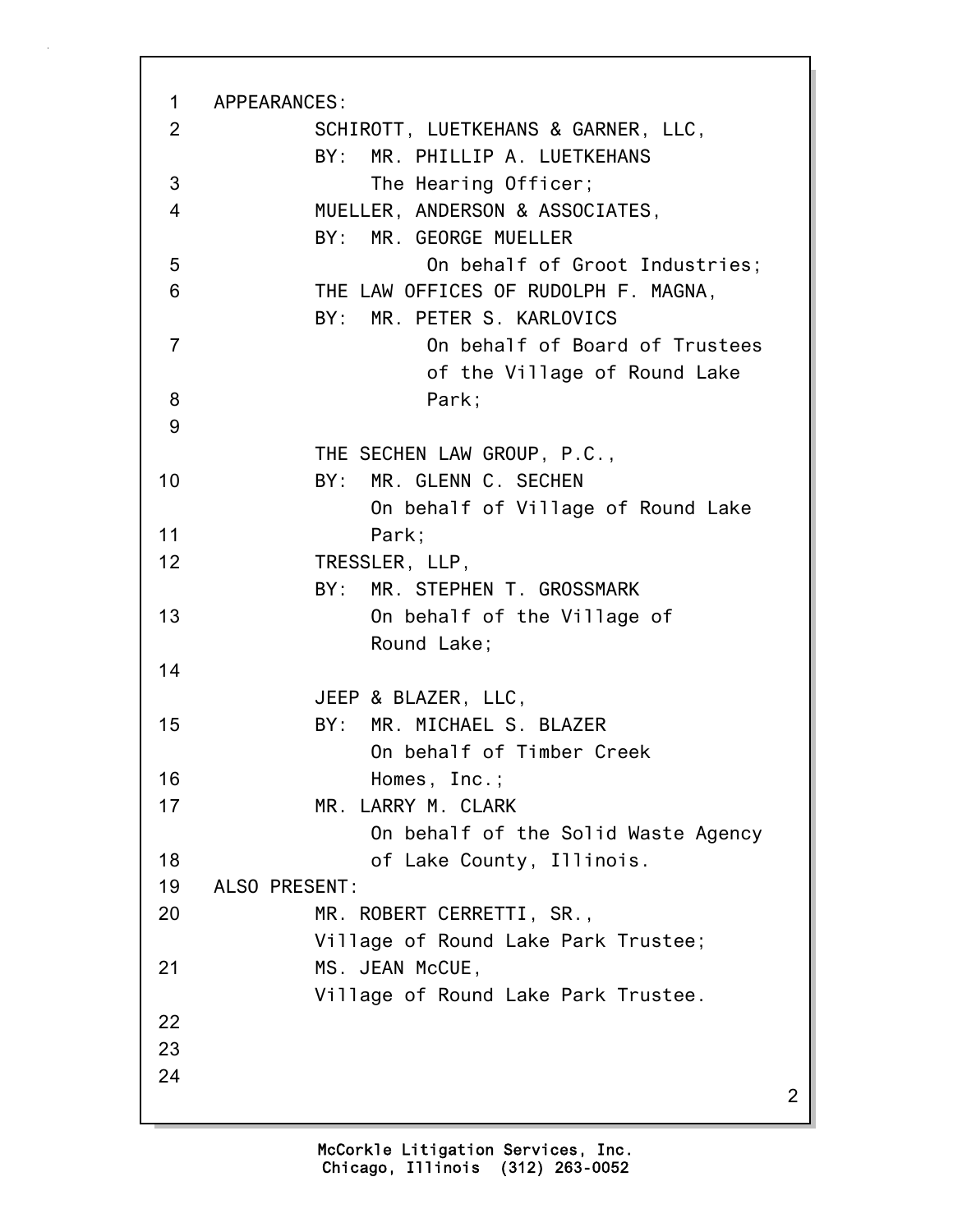APPEARANCES:

SCHIROTT, LUETKEHANS & GARNER, LLC,
BY: MR. PHILLIP A. LUETKEHANS
The Hearing Officer;

MUELLER, ANDERSON & ASSOCIATES,
BY: MR. GEORGE MUELLER
On behalf of Groot Industries;

THE LAW OFFICES OF RUDOLPH F. MAGNA,
BY: MR. PETER S. KARLOVICS
On behalf of Board of Trustees of the Village of Round Lake Park;

THE SECHEN LAW GROUP, P.C.,
BY: MR. GLENN C. SECHEN
On behalf of Village of Round Lake Park;

TRESSLER, LLP,
BY: MR. STEPHEN T. GROSSMARK
On behalf of the Village of Round Lake;

JEEP & BLAZER, LLC,
BY: MR. MICHAEL S. BLAZER
On behalf of Timber Creek Homes, Inc.;

MR. LARRY M. CLARK
On behalf of the Solid Waste Agency of Lake County, Illinois.

ALSO PRESENT:

MR. ROBERT CERRETTI, SR.,
Village of Round Lake Park Trustee;

MS. JEAN McCUE,
Village of Round Lake Park Trustee.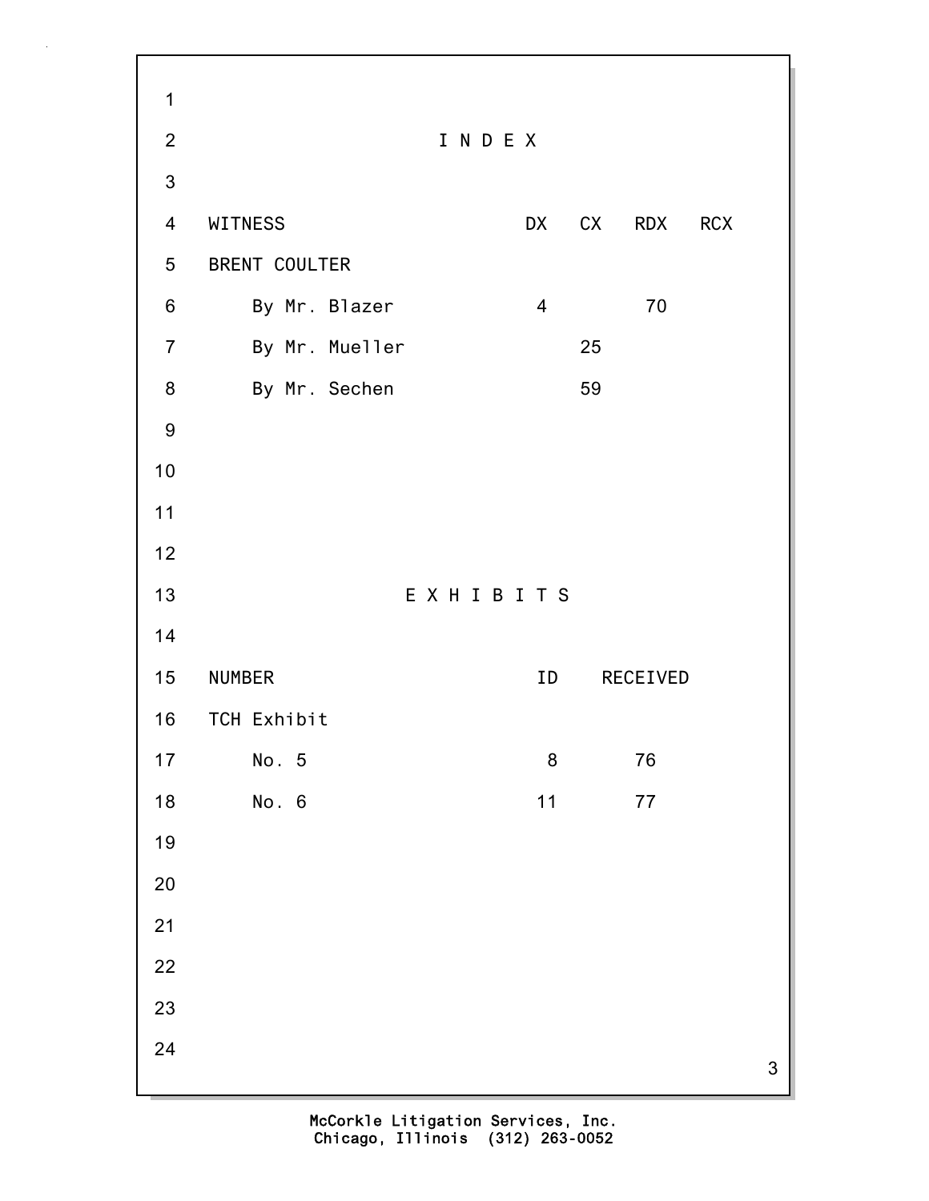# I N D E X

| WITNESS | DX | CX | RDX | RCX |
|---|---|---|---|---|
| BRENT COULTER | | | | |
| By Mr. Blazer | 4 | | 70 | |
| By Mr. Mueller | | 25 | | |
| By Mr. Sechen | | 59 | | |

# E X H I B I T S

| NUMBER | ID | RECEIVED |
|---|---|---|
| TCH Exhibit | | |
| No. 5 | 8 | 76 |
| No. 6 | 11 | 77 |

McCorkle Litigation Services, Inc.
Chicago, Illinois (312) 263-0052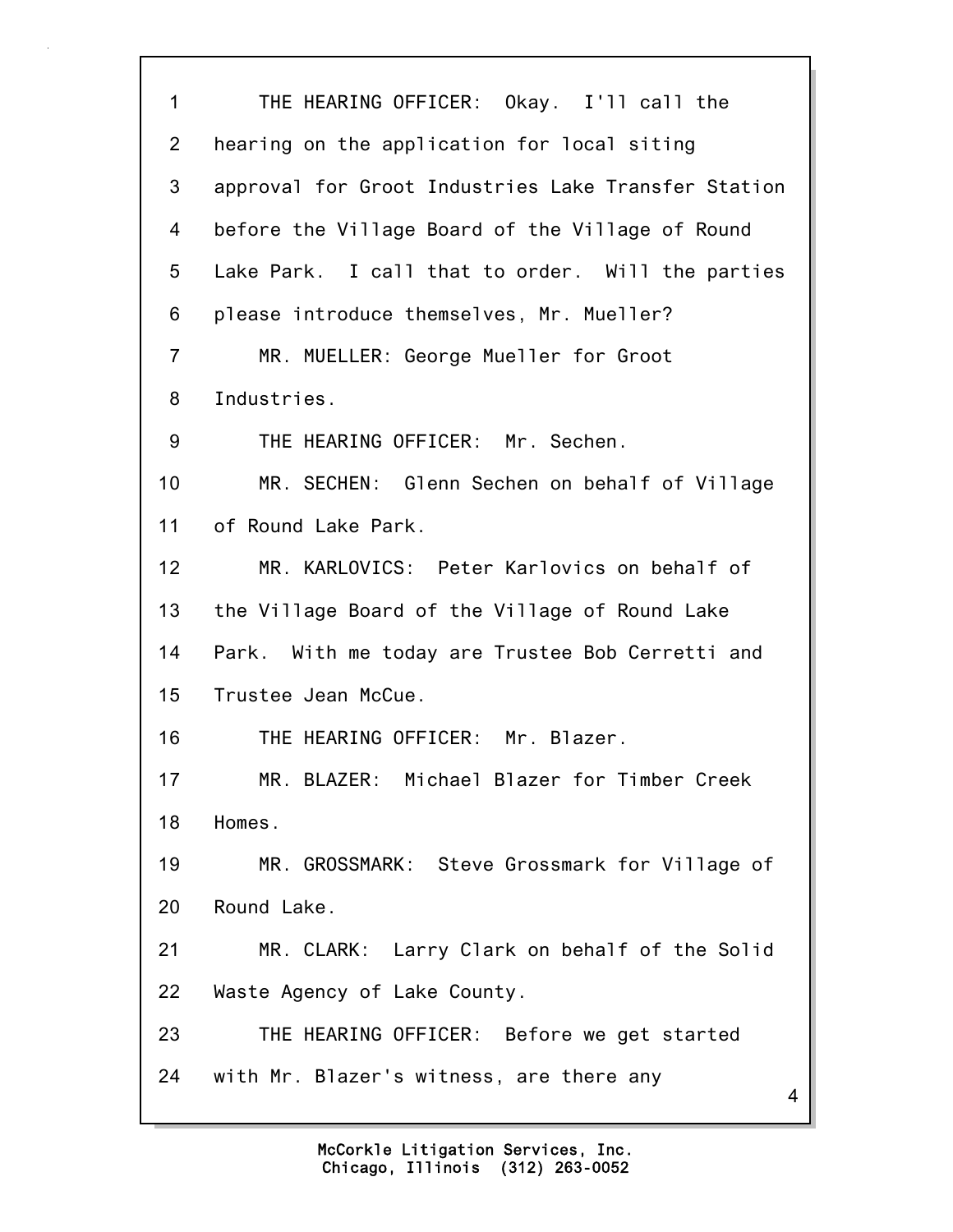THE HEARING OFFICER: Okay. I'll call the hearing on the application for local siting approval for Groot Industries Lake Transfer Station before the Village Board of the Village of Round Lake Park. I call that to order. Will the parties please introduce themselves, Mr. Mueller?

MR. MUELLER: George Mueller for Groot Industries.

THE HEARING OFFICER: Mr. Sechen.

MR. SECHEN: Glenn Sechen on behalf of Village of Round Lake Park.

MR. KARLOVICS: Peter Karlovics on behalf of the Village Board of the Village of Round Lake Park. With me today are Trustee Bob Cerretti and Trustee Jean McCue.

THE HEARING OFFICER: Mr. Blazer.

MR. BLAZER: Michael Blazer for Timber Creek Homes.

MR. GROSSMARK: Steve Grossmark for Village of Round Lake.

MR. CLARK: Larry Clark on behalf of the Solid Waste Agency of Lake County.

THE HEARING OFFICER: Before we get started with Mr. Blazer's witness, are there any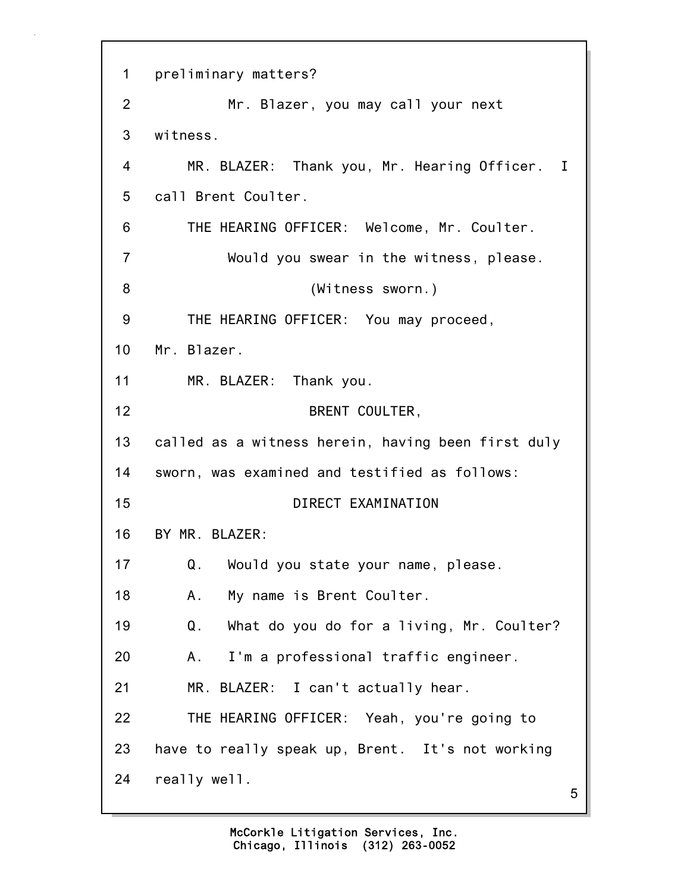preliminary matters?

Mr. Blazer, you may call your next witness.

MR. BLAZER: Thank you, Mr. Hearing Officer. I call Brent Coulter.

THE HEARING OFFICER: Welcome, Mr. Coulter.

Would you swear in the witness, please.

(Witness sworn.)

THE HEARING OFFICER: You may proceed, Mr. Blazer.

MR. BLAZER: Thank you.

BRENT COULTER,

called as a witness herein, having been first duly sworn, was examined and testified as follows:

DIRECT EXAMINATION

BY MR. BLAZER:

Q. Would you state your name, please.

A. My name is Brent Coulter.

Q. What do you do for a living, Mr. Coulter?

A. I'm a professional traffic engineer.

MR. BLAZER: I can't actually hear.

THE HEARING OFFICER: Yeah, you're going to have to really speak up, Brent. It's not working really well.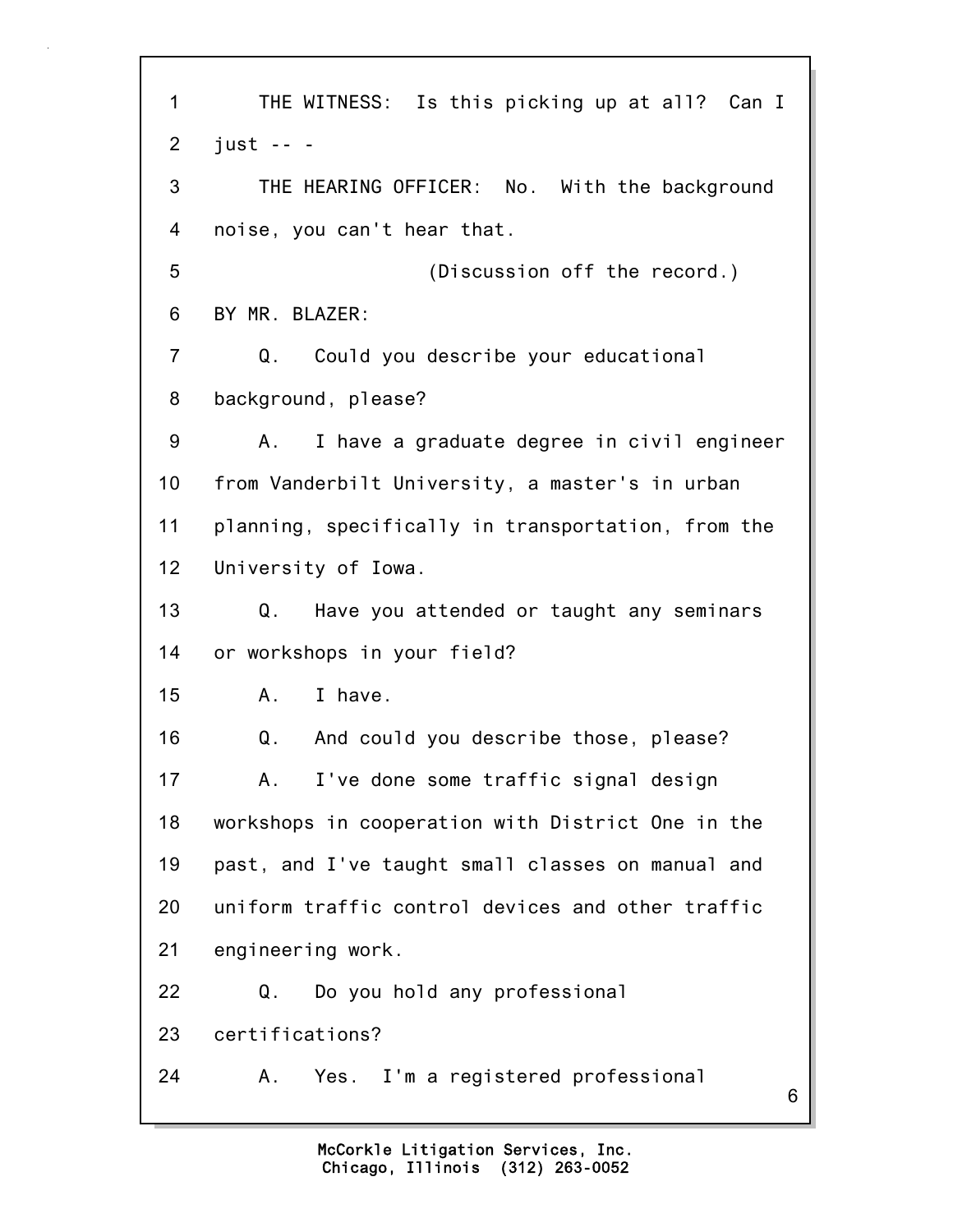1 THE WITNESS: Is this picking up at all? Can I
2 just -- -
3 THE HEARING OFFICER: No. With the background
4 noise, you can't hear that.
5 (Discussion off the record.)
6 BY MR. BLAZER:
7 Q. Could you describe your educational
8 background, please?
9 A. I have a graduate degree in civil engineer
10 from Vanderbilt University, a master's in urban
11 planning, specifically in transportation, from the
12 University of Iowa.
13 Q. Have you attended or taught any seminars
14 or workshops in your field?
15 A. I have.
16 Q. And could you describe those, please?
17 A. I've done some traffic signal design
18 workshops in cooperation with District One in the
19 past, and I've taught small classes on manual and
20 uniform traffic control devices and other traffic
21 engineering work.
22 Q. Do you hold any professional
23 certifications?
24 A. Yes. I'm a registered professional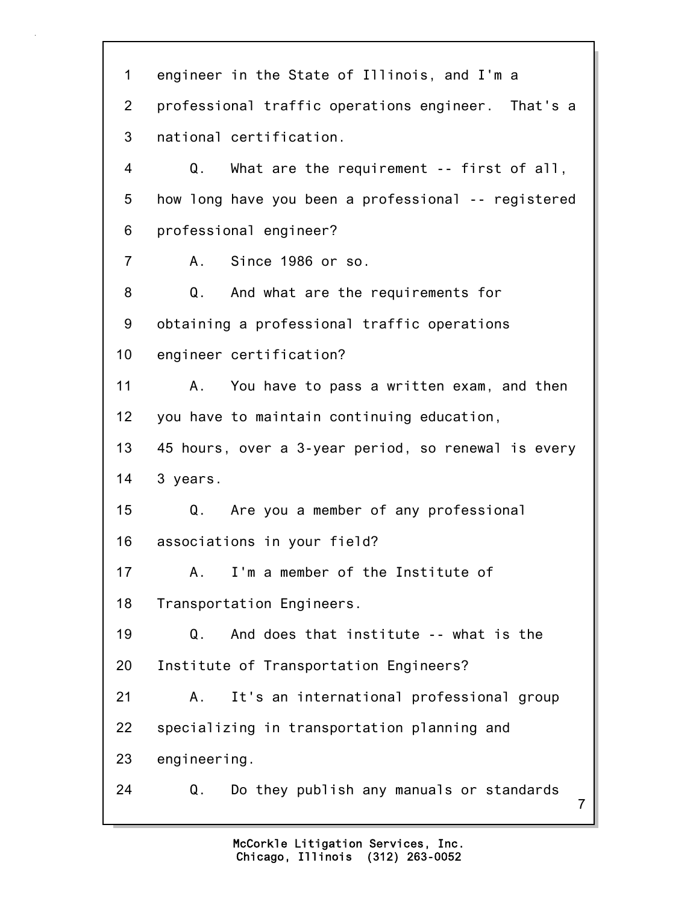1 engineer in the State of Illinois, and I'm a
2 professional traffic operations engineer. That's a
3 national certification.
4 Q. What are the requirement -- first of all,
5 how long have you been a professional -- registered
6 professional engineer?
7 A. Since 1986 or so.
8 Q. And what are the requirements for
9 obtaining a professional traffic operations
10 engineer certification?
11 A. You have to pass a written exam, and then
12 you have to maintain continuing education,
13 45 hours, over a 3-year period, so renewal is every
14 3 years.
15 Q. Are you a member of any professional
16 associations in your field?
17 A. I'm a member of the Institute of
18 Transportation Engineers.
19 Q. And does that institute -- what is the
20 Institute of Transportation Engineers?
21 A. It's an international professional group
22 specializing in transportation planning and
23 engineering.
24 Q. Do they publish any manuals or standards

McCorkle Litigation Services, Inc.
Chicago, Illinois (312) 263-0052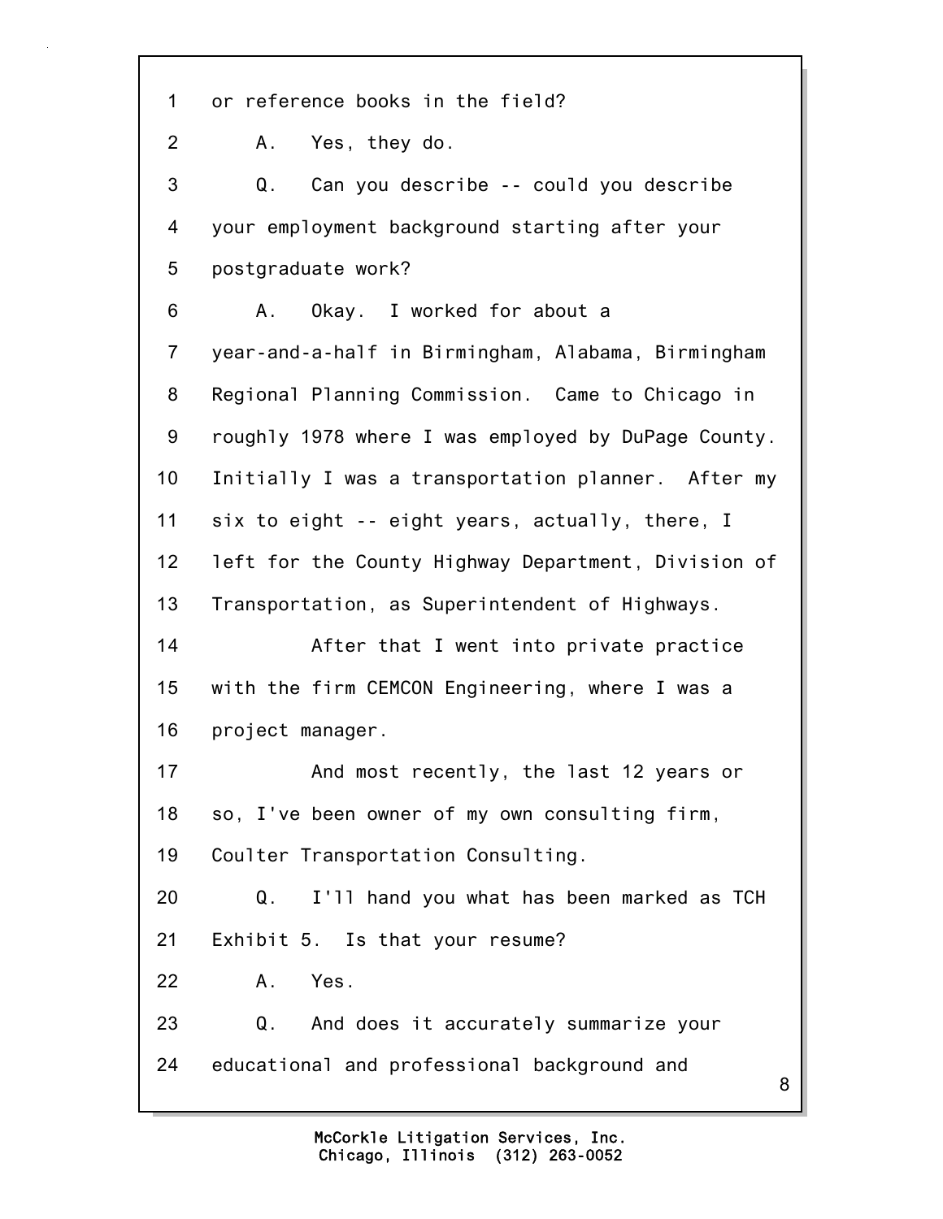1 or reference books in the field?

2 A. Yes, they do.

3 Q. Can you describe -- could you describe

4 your employment background starting after your

5 postgraduate work?

6 A. Okay. I worked for about a

7 year-and-a-half in Birmingham, Alabama, Birmingham

8 Regional Planning Commission. Came to Chicago in

9 roughly 1978 where I was employed by DuPage County.

10 Initially I was a transportation planner. After my

11 six to eight -- eight years, actually, there, I

12 left for the County Highway Department, Division of

13 Transportation, as Superintendent of Highways.

14 After that I went into private practice

15 with the firm CEMCON Engineering, where I was a

16 project manager.

17 And most recently, the last 12 years or

18 so, I've been owner of my own consulting firm,

19 Coulter Transportation Consulting.

20 Q. I'll hand you what has been marked as TCH

21 Exhibit 5. Is that your resume?

22 A. Yes.

23 Q. And does it accurately summarize your

24 educational and professional background and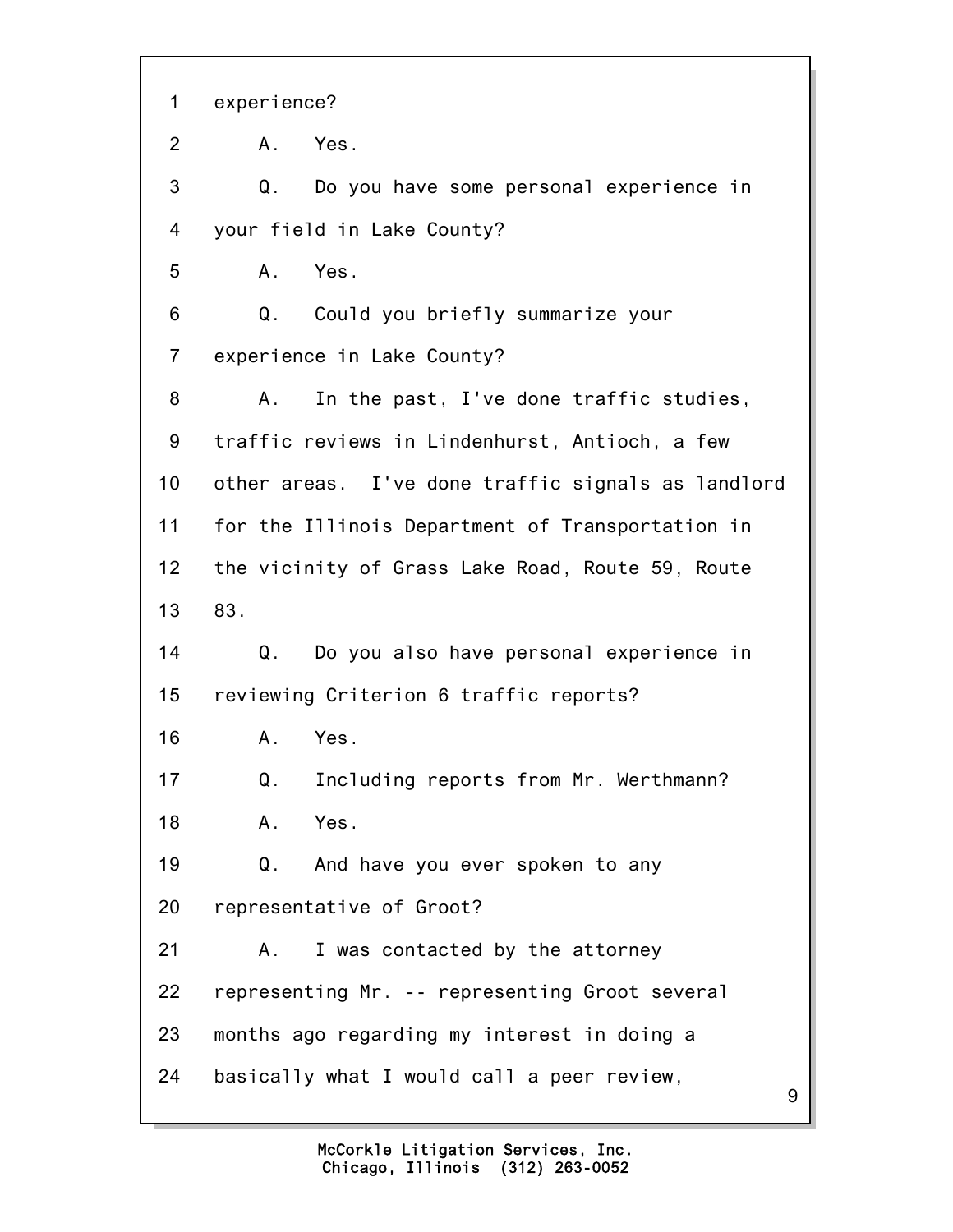1 experience?

2 A. Yes.

3 Q. Do you have some personal experience in

4 your field in Lake County?

5 A. Yes.

6 Q. Could you briefly summarize your

7 experience in Lake County?

8 A. In the past, I've done traffic studies,

9 traffic reviews in Lindenhurst, Antioch, a few

10 other areas. I've done traffic signals as landlord

11 for the Illinois Department of Transportation in

12 the vicinity of Grass Lake Road, Route 59, Route

13 83.

14 Q. Do you also have personal experience in

15 reviewing Criterion 6 traffic reports?

16 A. Yes.

17 Q. Including reports from Mr. Werthmann?

18 A. Yes.

19 Q. And have you ever spoken to any

20 representative of Groot?

21 A. I was contacted by the attorney

22 representing Mr. -- representing Groot several

23 months ago regarding my interest in doing a

24 basically what I would call a peer review,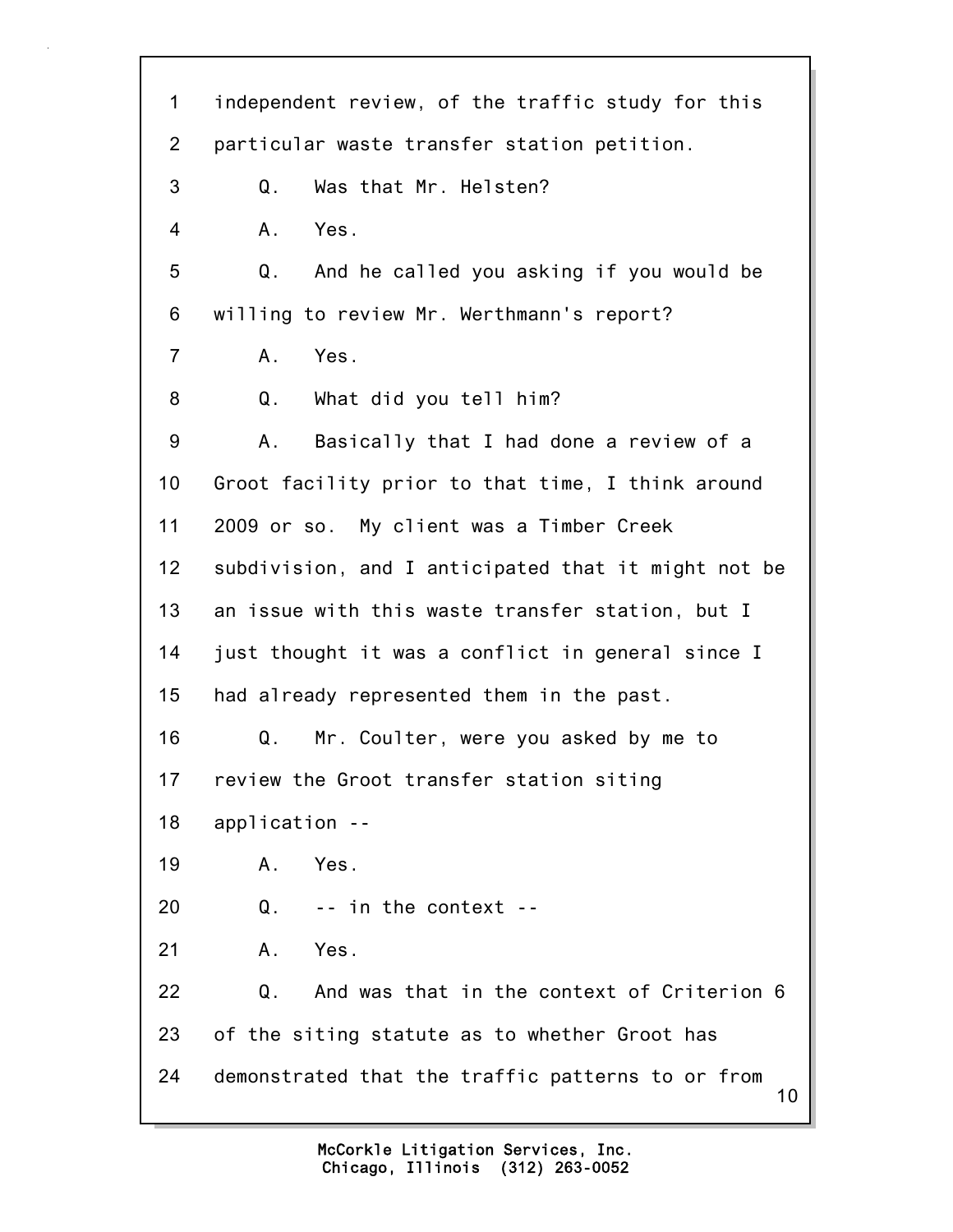independent review, of the traffic study for this particular waste transfer station petition.

Q. Was that Mr. Helsten?

A. Yes.

Q. And he called you asking if you would be willing to review Mr. Werthmann's report?

A. Yes.

Q. What did you tell him?

A. Basically that I had done a review of a Groot facility prior to that time, I think around 2009 or so. My client was a Timber Creek subdivision, and I anticipated that it might not be an issue with this waste transfer station, but I just thought it was a conflict in general since I had already represented them in the past.

Q. Mr. Coulter, were you asked by me to review the Groot transfer station siting application --

A. Yes.

Q. -- in the context --

A. Yes.

Q. And was that in the context of Criterion 6 of the siting statute as to whether Groot has demonstrated that the traffic patterns to or from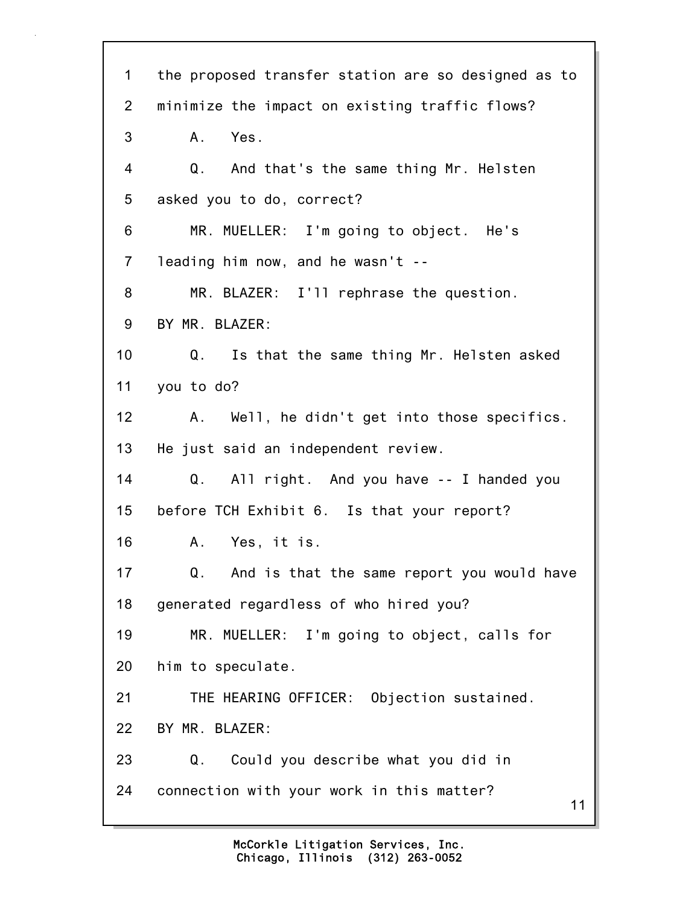1 the proposed transfer station are so designed as to
2 minimize the impact on existing traffic flows?
3 A. Yes.
4 Q. And that's the same thing Mr. Helsten
5 asked you to do, correct?
6 MR. MUELLER: I'm going to object. He's
7 leading him now, and he wasn't --
8 MR. BLAZER: I'll rephrase the question.
9 BY MR. BLAZER:
10 Q. Is that the same thing Mr. Helsten asked
11 you to do?
12 A. Well, he didn't get into those specifics.
13 He just said an independent review.
14 Q. All right. And you have -- I handed you
15 before TCH Exhibit 6. Is that your report?
16 A. Yes, it is.
17 Q. And is that the same report you would have
18 generated regardless of who hired you?
19 MR. MUELLER: I'm going to object, calls for
20 him to speculate.
21 THE HEARING OFFICER: Objection sustained.
22 BY MR. BLAZER:
23 Q. Could you describe what you did in
24 connection with your work in this matter?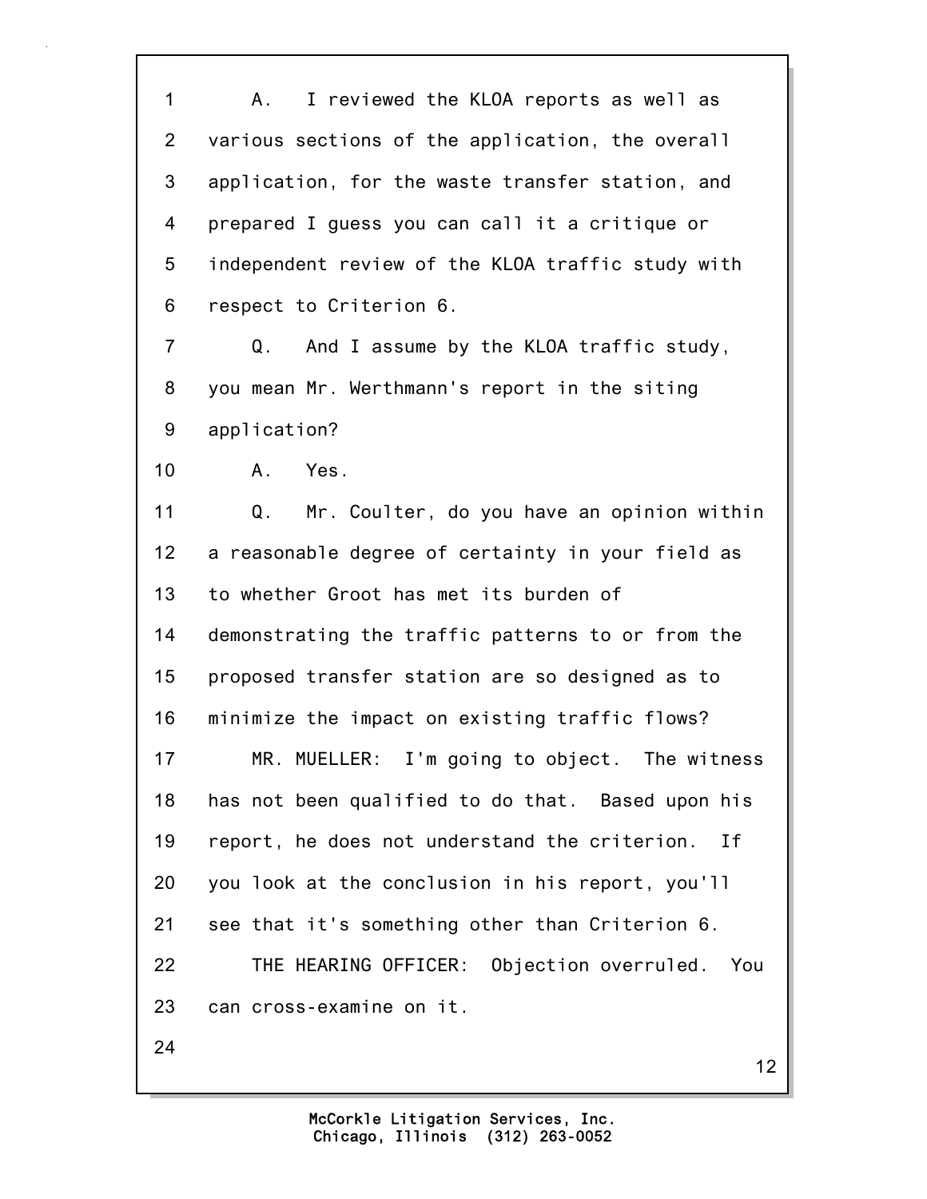A. I reviewed the KLOA reports as well as various sections of the application, the overall application, for the waste transfer station, and prepared I guess you can call it a critique or independent review of the KLOA traffic study with respect to Criterion 6.

Q. And I assume by the KLOA traffic study, you mean Mr. Werthmann's report in the siting application?

A. Yes.

Q. Mr. Coulter, do you have an opinion within a reasonable degree of certainty in your field as to whether Groot has met its burden of demonstrating the traffic patterns to or from the proposed transfer station are so designed as to minimize the impact on existing traffic flows?

MR. MUELLER: I'm going to object. The witness has not been qualified to do that. Based upon his report, he does not understand the criterion. If you look at the conclusion in his report, you'll see that it's something other than Criterion 6.

THE HEARING OFFICER: Objection overruled. You can cross-examine on it.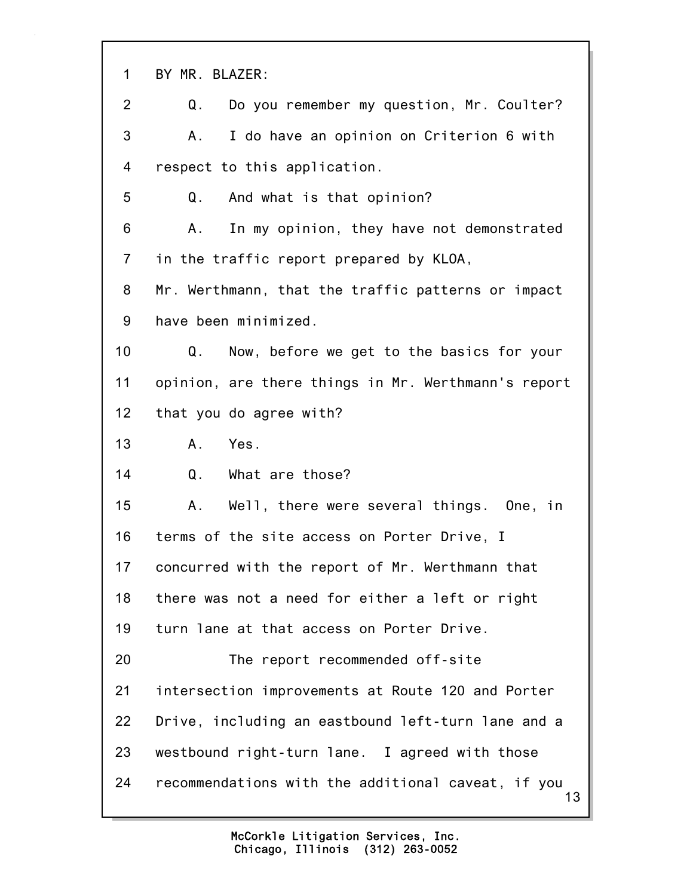1 BY MR. BLAZER:

2 Q. Do you remember my question, Mr. Coulter?

3 A. I do have an opinion on Criterion 6 with

4 respect to this application.

5 Q. And what is that opinion?

6 A. In my opinion, they have not demonstrated

7 in the traffic report prepared by KLOA,

8 Mr. Werthmann, that the traffic patterns or impact

9 have been minimized.

10 Q. Now, before we get to the basics for your

11 opinion, are there things in Mr. Werthmann's report

12 that you do agree with?

13 A. Yes.

14 Q. What are those?

15 A. Well, there were several things. One, in

16 terms of the site access on Porter Drive, I

17 concurred with the report of Mr. Werthmann that

18 there was not a need for either a left or right

19 turn lane at that access on Porter Drive.

20 The report recommended off-site

21 intersection improvements at Route 120 and Porter

22 Drive, including an eastbound left-turn lane and a

23 westbound right-turn lane. I agreed with those

24 recommendations with the additional caveat, if you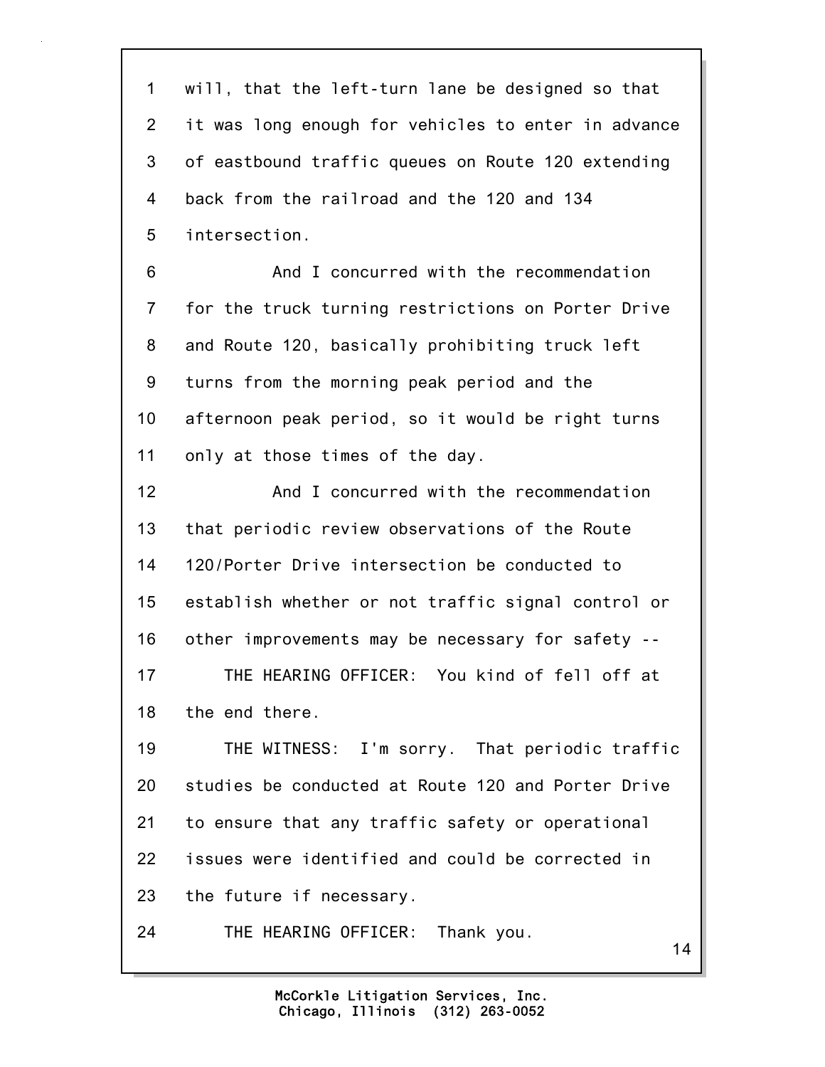will, that the left-turn lane be designed so that it was long enough for vehicles to enter in advance of eastbound traffic queues on Route 120 extending back from the railroad and the 120 and 134 intersection.

And I concurred with the recommendation for the truck turning restrictions on Porter Drive and Route 120, basically prohibiting truck left turns from the morning peak period and the afternoon peak period, so it would be right turns only at those times of the day.

And I concurred with the recommendation that periodic review observations of the Route 120/Porter Drive intersection be conducted to establish whether or not traffic signal control or other improvements may be necessary for safety --

THE HEARING OFFICER: You kind of fell off at the end there.

THE WITNESS: I'm sorry. That periodic traffic studies be conducted at Route 120 and Porter Drive to ensure that any traffic safety or operational issues were identified and could be corrected in the future if necessary.

THE HEARING OFFICER: Thank you.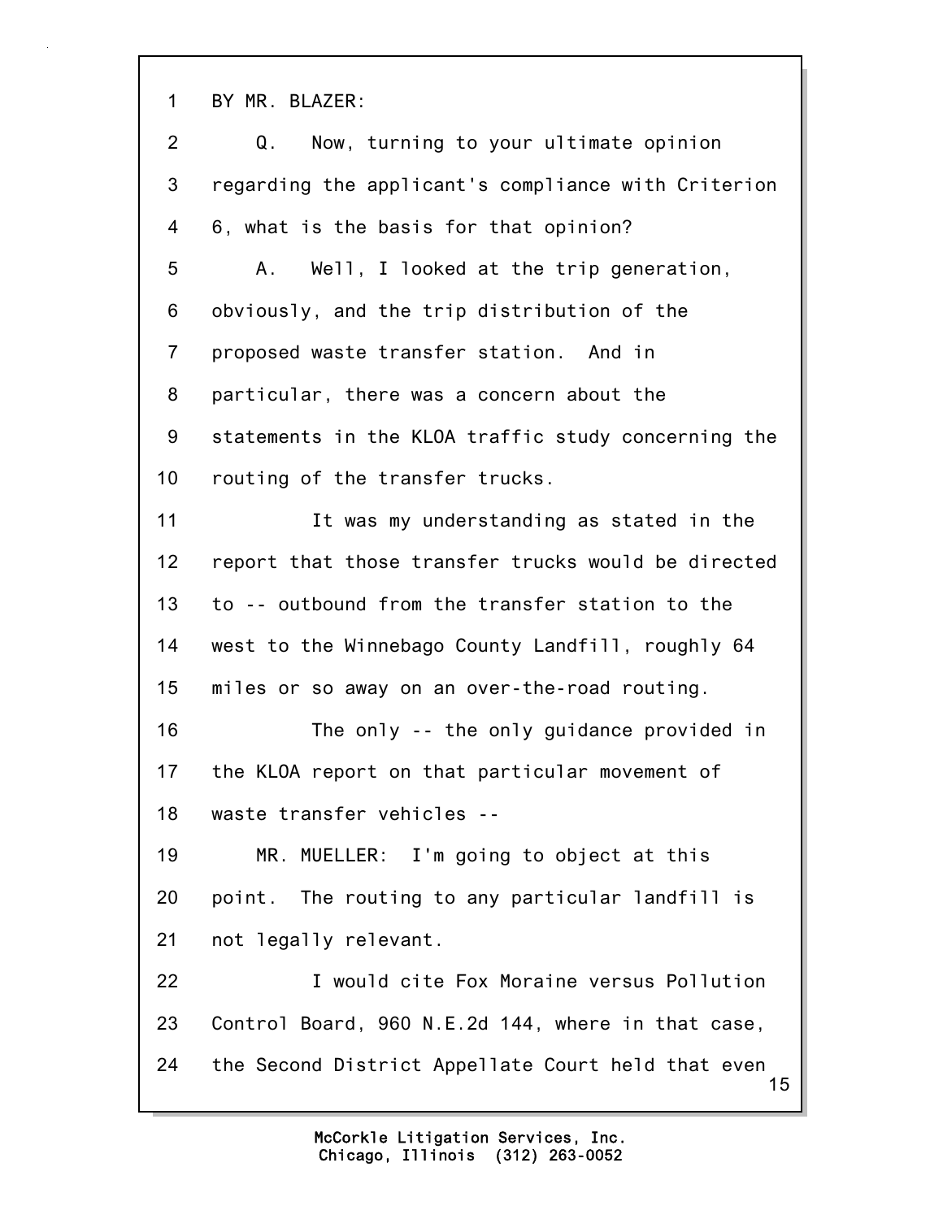1 BY MR. BLAZER:

2 Q. Now, turning to your ultimate opinion

3 regarding the applicant's compliance with Criterion

4 6, what is the basis for that opinion?

5 A. Well, I looked at the trip generation,

6 obviously, and the trip distribution of the

7 proposed waste transfer station. And in

8 particular, there was a concern about the

9 statements in the KLOA traffic study concerning the

10 routing of the transfer trucks.

11 It was my understanding as stated in the

12 report that those transfer trucks would be directed

13 to -- outbound from the transfer station to the

14 west to the Winnebago County Landfill, roughly 64

15 miles or so away on an over-the-road routing.

16 The only -- the only guidance provided in

17 the KLOA report on that particular movement of

18 waste transfer vehicles --

19 MR. MUELLER: I'm going to object at this

20 point. The routing to any particular landfill is

21 not legally relevant.

22 I would cite Fox Moraine versus Pollution

23 Control Board, 960 N.E.2d 144, where in that case,

24 the Second District Appellate Court held that even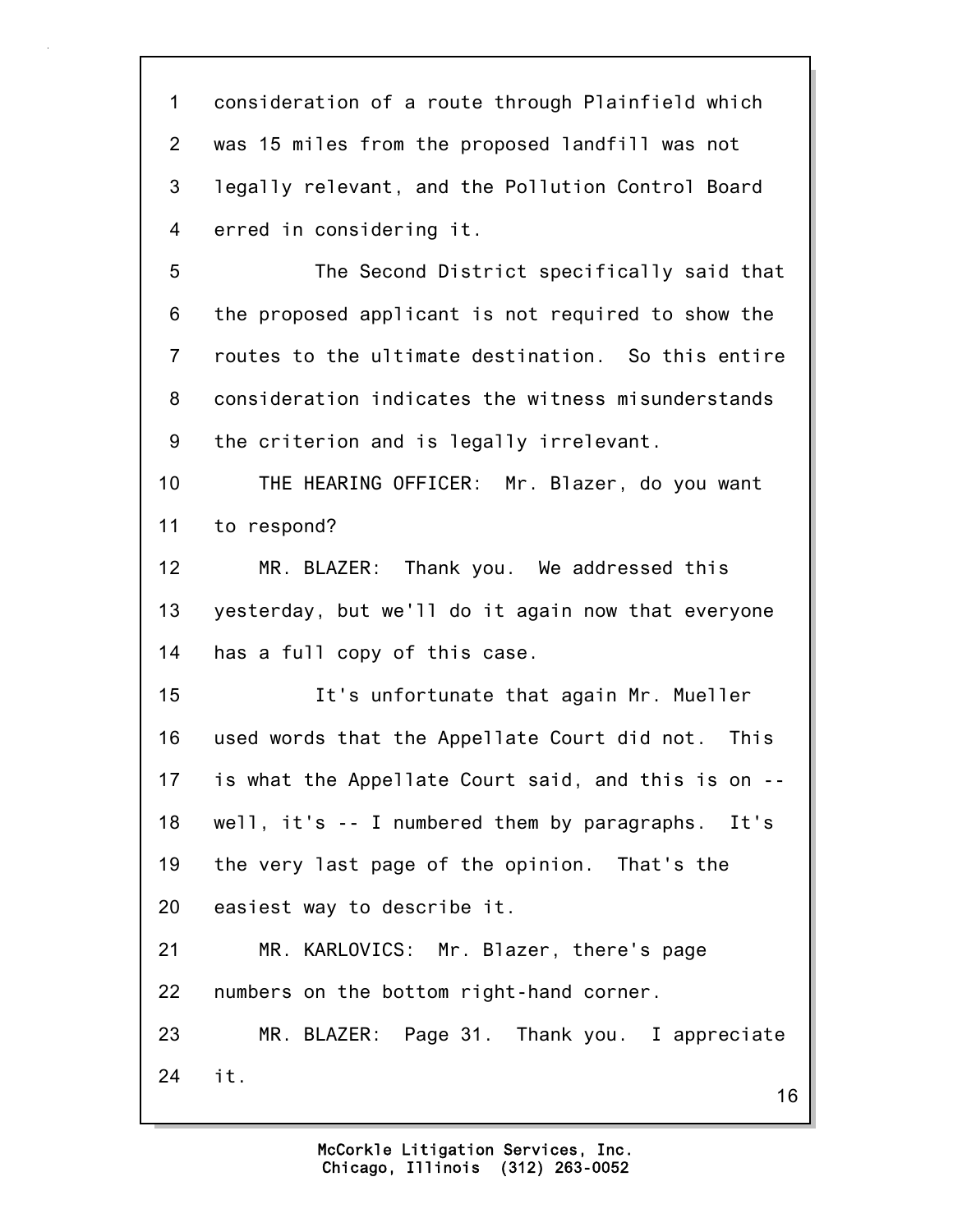1 consideration of a route through Plainfield which
2 was 15 miles from the proposed landfill was not
3 legally relevant, and the Pollution Control Board
4 erred in considering it.

5 The Second District specifically said that
6 the proposed applicant is not required to show the
7 routes to the ultimate destination. So this entire
8 consideration indicates the witness misunderstands
9 the criterion and is legally irrelevant.

10 THE HEARING OFFICER: Mr. Blazer, do you want
11 to respond?

12 MR. BLAZER: Thank you. We addressed this
13 yesterday, but we'll do it again now that everyone
14 has a full copy of this case.

15 It's unfortunate that again Mr. Mueller
16 used words that the Appellate Court did not. This
17 is what the Appellate Court said, and this is on --
18 well, it's -- I numbered them by paragraphs. It's
19 the very last page of the opinion. That's the
20 easiest way to describe it.

21 MR. KARLOVICS: Mr. Blazer, there's page
22 numbers on the bottom right-hand corner.

23 MR. BLAZER: Page 31. Thank you. I appreciate
24 it.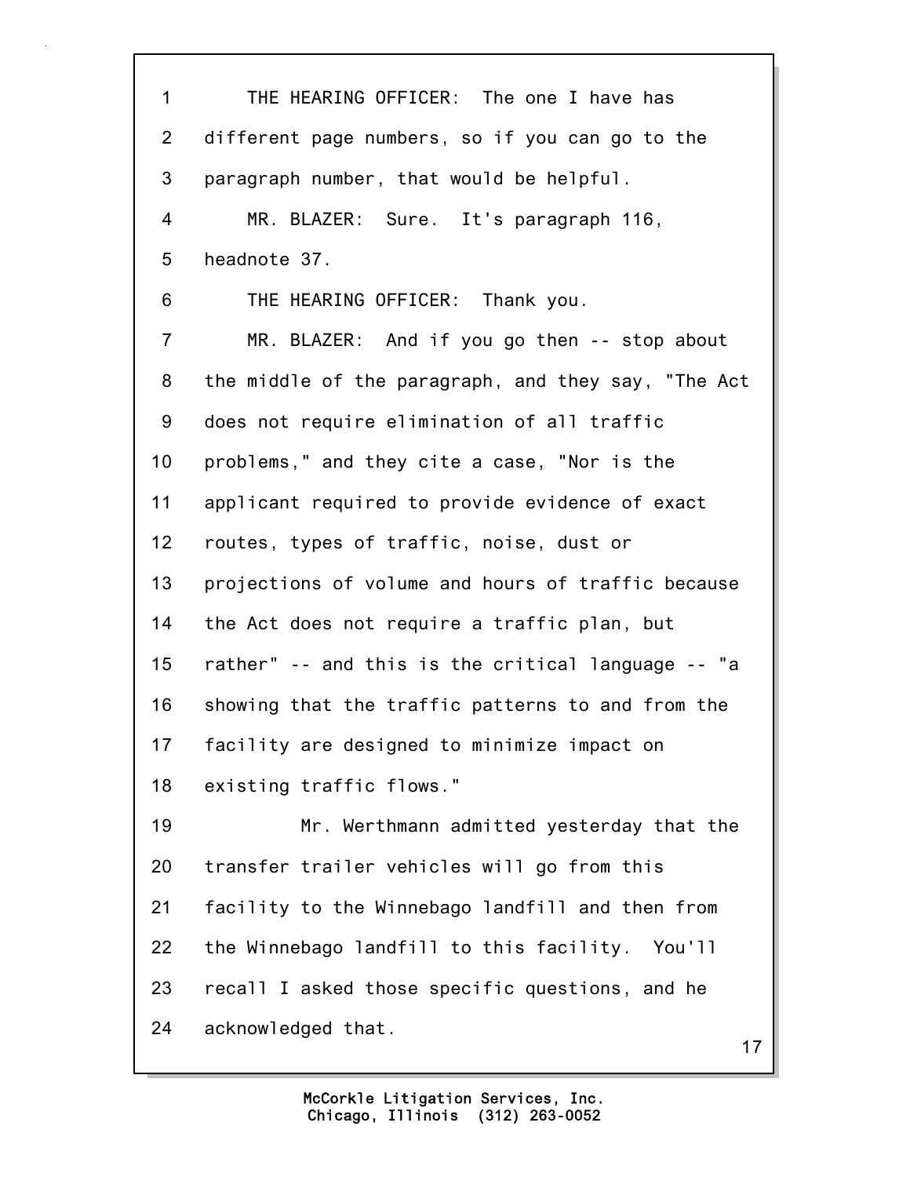THE HEARING OFFICER: The one I have has different page numbers, so if you can go to the paragraph number, that would be helpful.

MR. BLAZER: Sure. It's paragraph 116, headnote 37.

THE HEARING OFFICER: Thank you.

MR. BLAZER: And if you go then -- stop about the middle of the paragraph, and they say, "The Act does not require elimination of all traffic problems," and they cite a case, "Nor is the applicant required to provide evidence of exact routes, types of traffic, noise, dust or projections of volume and hours of traffic because the Act does not require a traffic plan, but rather" -- and this is the critical language -- "a showing that the traffic patterns to and from the facility are designed to minimize impact on existing traffic flows."

Mr. Werthmann admitted yesterday that the transfer trailer vehicles will go from this facility to the Winnebago landfill and then from the Winnebago landfill to this facility. You'll recall I asked those specific questions, and he acknowledged that.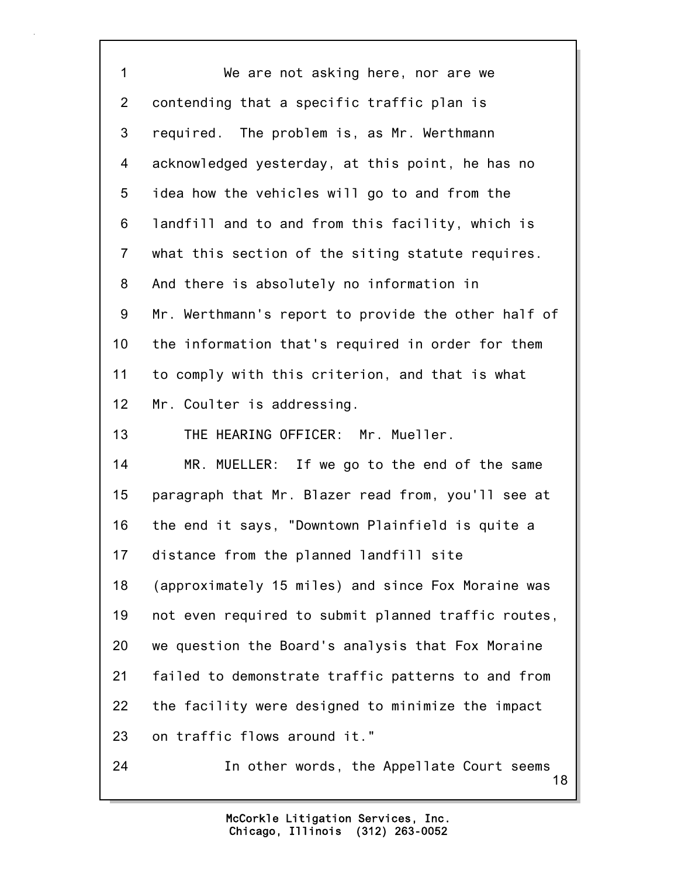We are not asking here, nor are we contending that a specific traffic plan is required. The problem is, as Mr. Werthmann acknowledged yesterday, at this point, he has no idea how the vehicles will go to and from the landfill and to and from this facility, which is what this section of the siting statute requires. And there is absolutely no information in Mr. Werthmann's report to provide the other half of the information that's required in order for them to comply with this criterion, and that is what Mr. Coulter is addressing.

THE HEARING OFFICER: Mr. Mueller.

MR. MUELLER: If we go to the end of the same paragraph that Mr. Blazer read from, you'll see at the end it says, "Downtown Plainfield is quite a distance from the planned landfill site (approximately 15 miles) and since Fox Moraine was not even required to submit planned traffic routes, we question the Board's analysis that Fox Moraine failed to demonstrate traffic patterns to and from the facility were designed to minimize the impact on traffic flows around it."

In other words, the Appellate Court seems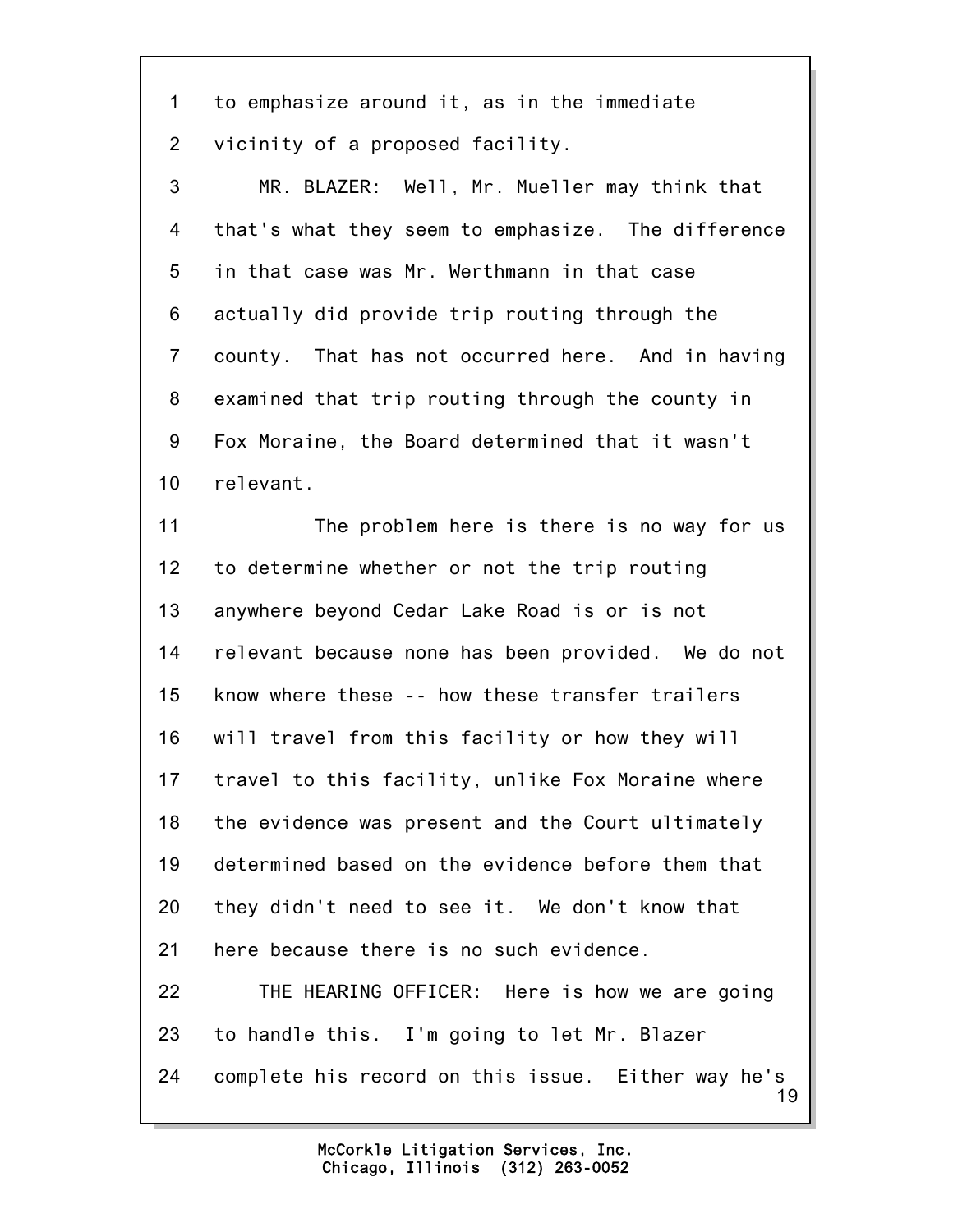1 to emphasize around it, as in the immediate
2 vicinity of a proposed facility.
3 MR. BLAZER: Well, Mr. Mueller may think that
4 that's what they seem to emphasize. The difference
5 in that case was Mr. Werthmann in that case
6 actually did provide trip routing through the
7 county. That has not occurred here. And in having
8 examined that trip routing through the county in
9 Fox Moraine, the Board determined that it wasn't
10 relevant.
11 The problem here is there is no way for us
12 to determine whether or not the trip routing
13 anywhere beyond Cedar Lake Road is or is not
14 relevant because none has been provided. We do not
15 know where these -- how these transfer trailers
16 will travel from this facility or how they will
17 travel to this facility, unlike Fox Moraine where
18 the evidence was present and the Court ultimately
19 determined based on the evidence before them that
20 they didn't need to see it. We don't know that
21 here because there is no such evidence.
22 THE HEARING OFFICER: Here is how we are going
23 to handle this. I'm going to let Mr. Blazer
24 complete his record on this issue. Either way he's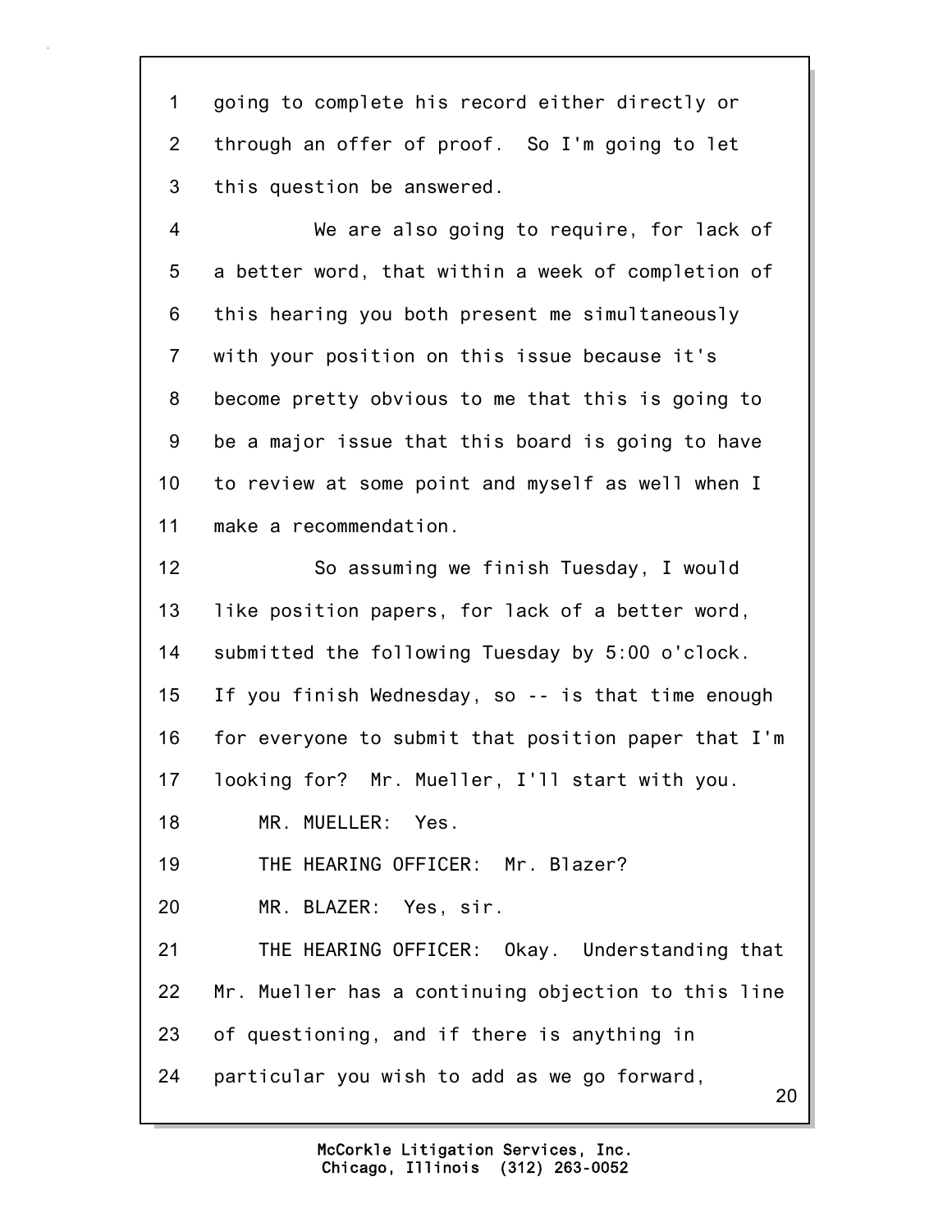going to complete his record either directly or through an offer of proof. So I'm going to let this question be answered.

We are also going to require, for lack of a better word, that within a week of completion of this hearing you both present me simultaneously with your position on this issue because it's become pretty obvious to me that this is going to be a major issue that this board is going to have to review at some point and myself as well when I make a recommendation.

So assuming we finish Tuesday, I would like position papers, for lack of a better word, submitted the following Tuesday by 5:00 o'clock. If you finish Wednesday, so -- is that time enough for everyone to submit that position paper that I'm looking for? Mr. Mueller, I'll start with you.

MR. MUELLER: Yes.

THE HEARING OFFICER: Mr. Blazer?

MR. BLAZER: Yes, sir.

THE HEARING OFFICER: Okay. Understanding that Mr. Mueller has a continuing objection to this line of questioning, and if there is anything in particular you wish to add as we go forward,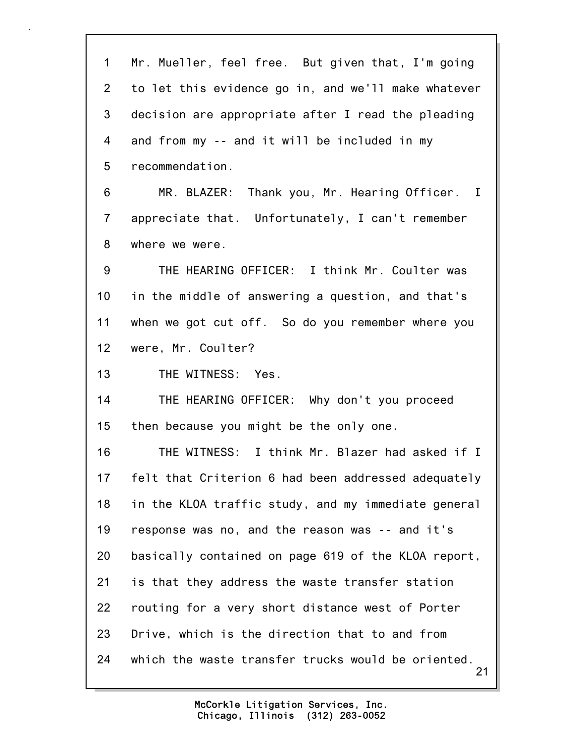Mr. Mueller, feel free. But given that, I'm going to let this evidence go in, and we'll make whatever decision are appropriate after I read the pleading and from my -- and it will be included in my recommendation.

MR. BLAZER: Thank you, Mr. Hearing Officer. I appreciate that. Unfortunately, I can't remember where we were.

THE HEARING OFFICER: I think Mr. Coulter was in the middle of answering a question, and that's when we got cut off. So do you remember where you were, Mr. Coulter?

THE WITNESS: Yes.

THE HEARING OFFICER: Why don't you proceed then because you might be the only one.

THE WITNESS: I think Mr. Blazer had asked if I felt that Criterion 6 had been addressed adequately in the KLOA traffic study, and my immediate general response was no, and the reason was -- and it's basically contained on page 619 of the KLOA report, is that they address the waste transfer station routing for a very short distance west of Porter Drive, which is the direction that to and from which the waste transfer trucks would be oriented.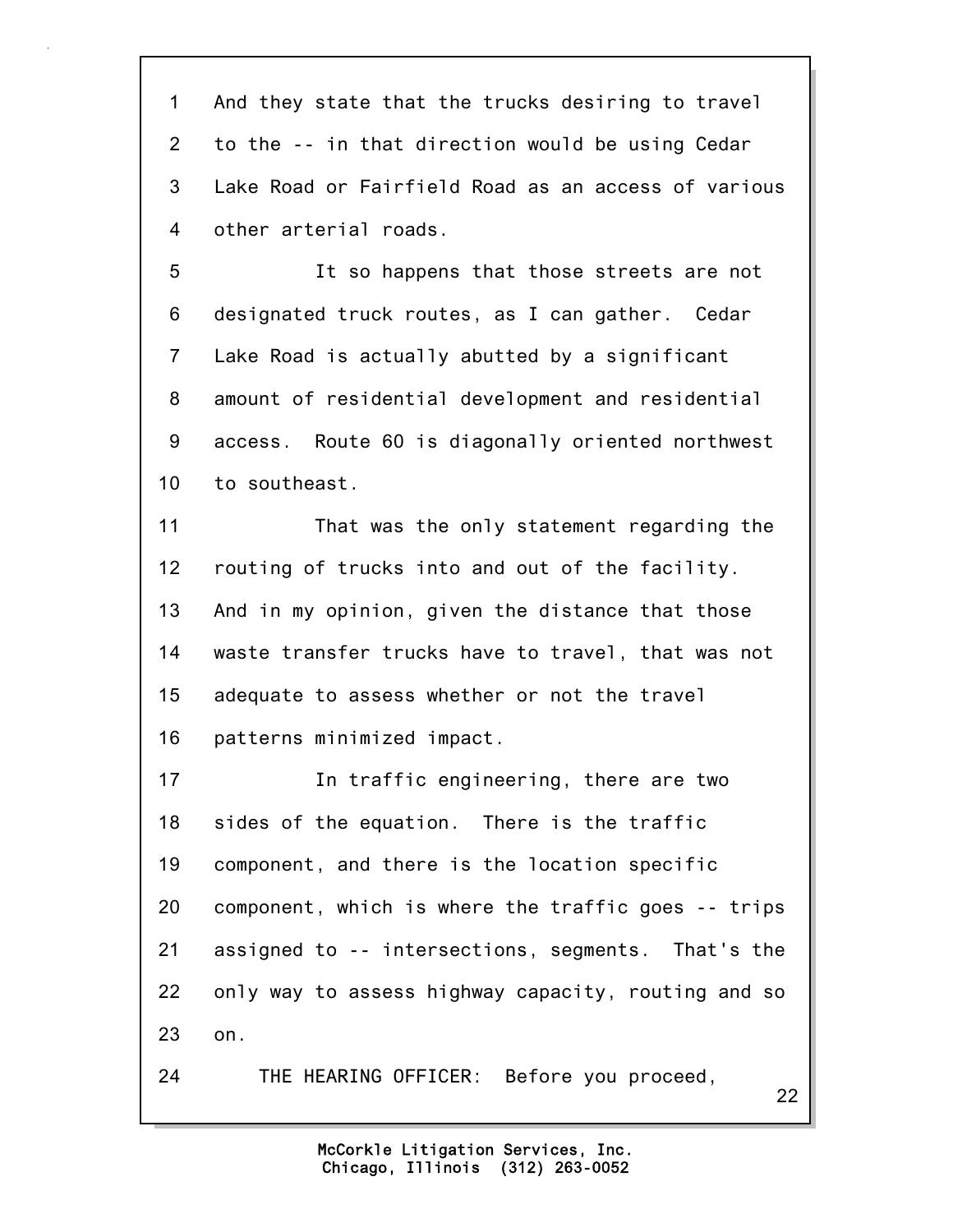And they state that the trucks desiring to travel to the -- in that direction would be using Cedar Lake Road or Fairfield Road as an access of various other arterial roads.

It so happens that those streets are not designated truck routes, as I can gather. Cedar Lake Road is actually abutted by a significant amount of residential development and residential access. Route 60 is diagonally oriented northwest to southeast.

That was the only statement regarding the routing of trucks into and out of the facility. And in my opinion, given the distance that those waste transfer trucks have to travel, that was not adequate to assess whether or not the travel patterns minimized impact.

In traffic engineering, there are two sides of the equation. There is the traffic component, and there is the location specific component, which is where the traffic goes -- trips assigned to -- intersections, segments. That's the only way to assess highway capacity, routing and so on.

THE HEARING OFFICER: Before you proceed,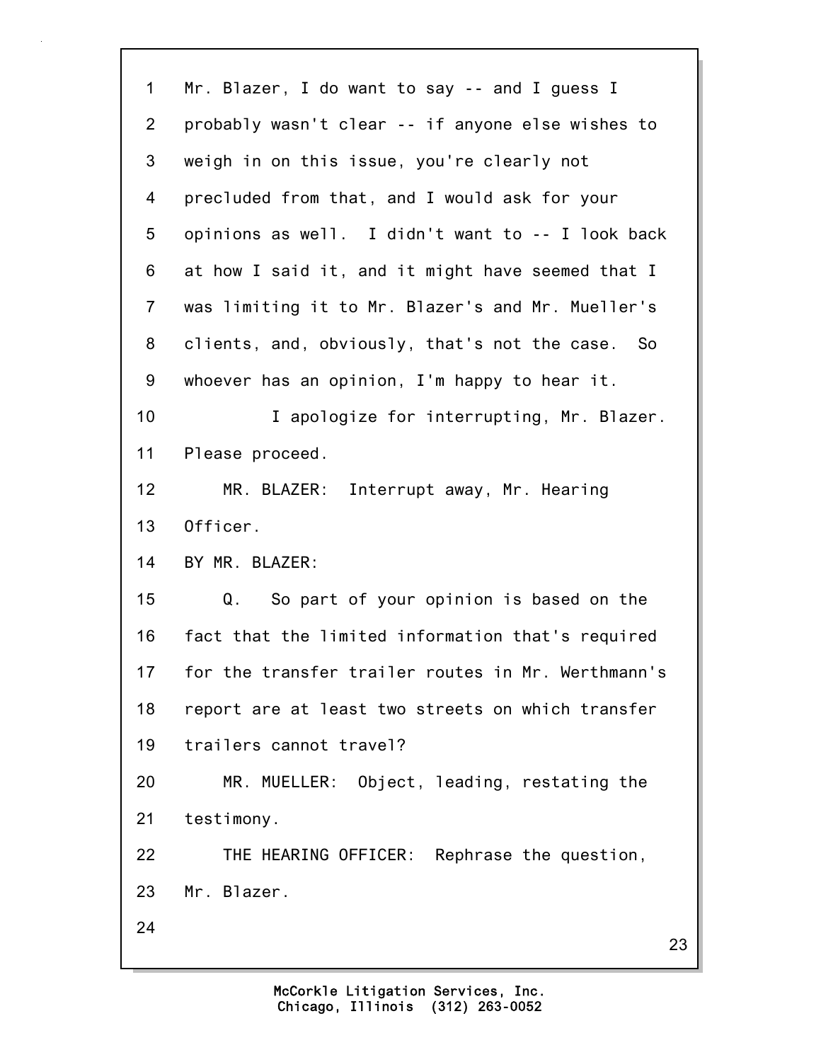Mr. Blazer, I do want to say -- and I guess I probably wasn't clear -- if anyone else wishes to weigh in on this issue, you're clearly not precluded from that, and I would ask for your opinions as well. I didn't want to -- I look back at how I said it, and it might have seemed that I was limiting it to Mr. Blazer's and Mr. Mueller's clients, and, obviously, that's not the case. So whoever has an opinion, I'm happy to hear it.

I apologize for interrupting, Mr. Blazer. Please proceed.

MR. BLAZER: Interrupt away, Mr. Hearing Officer.

BY MR. BLAZER:

Q. So part of your opinion is based on the fact that the limited information that's required for the transfer trailer routes in Mr. Werthmann's report are at least two streets on which transfer trailers cannot travel?

MR. MUELLER: Object, leading, restating the testimony.

THE HEARING OFFICER: Rephrase the question, Mr. Blazer.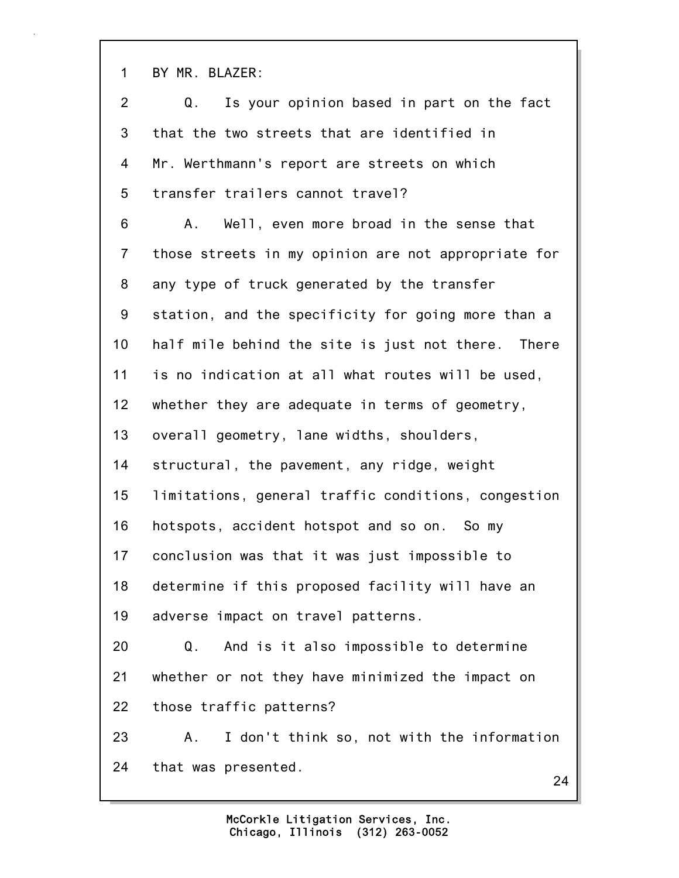BY MR. BLAZER:

Q. Is your opinion based in part on the fact that the two streets that are identified in Mr. Werthmann's report are streets on which transfer trailers cannot travel?

A. Well, even more broad in the sense that those streets in my opinion are not appropriate for any type of truck generated by the transfer station, and the specificity for going more than a half mile behind the site is just not there. There is no indication at all what routes will be used, whether they are adequate in terms of geometry, overall geometry, lane widths, shoulders, structural, the pavement, any ridge, weight limitations, general traffic conditions, congestion hotspots, accident hotspot and so on. So my conclusion was that it was just impossible to determine if this proposed facility will have an adverse impact on travel patterns.

Q. And is it also impossible to determine whether or not they have minimized the impact on those traffic patterns?

A. I don't think so, not with the information that was presented.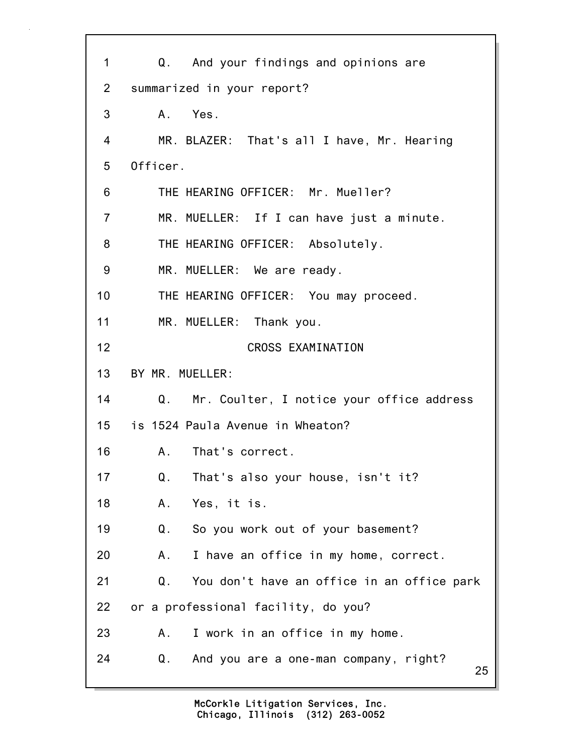Q. And your findings and opinions are summarized in your report?

A. Yes.

MR. BLAZER: That's all I have, Mr. Hearing Officer.

THE HEARING OFFICER: Mr. Mueller?

MR. MUELLER: If I can have just a minute.

THE HEARING OFFICER: Absolutely.

MR. MUELLER: We are ready.

THE HEARING OFFICER: You may proceed.

MR. MUELLER: Thank you.

## CROSS EXAMINATION

BY MR. MUELLER:

Q. Mr. Coulter, I notice your office address is 1524 Paula Avenue in Wheaton?

A. That's correct.

Q. That's also your house, isn't it?

A. Yes, it is.

Q. So you work out of your basement?

A. I have an office in my home, correct.

Q. You don't have an office in an office park or a professional facility, do you?

A. I work in an office in my home.

Q. And you are a one-man company, right?

McCorkle Litigation Services, Inc.
Chicago, Illinois (312) 263-0052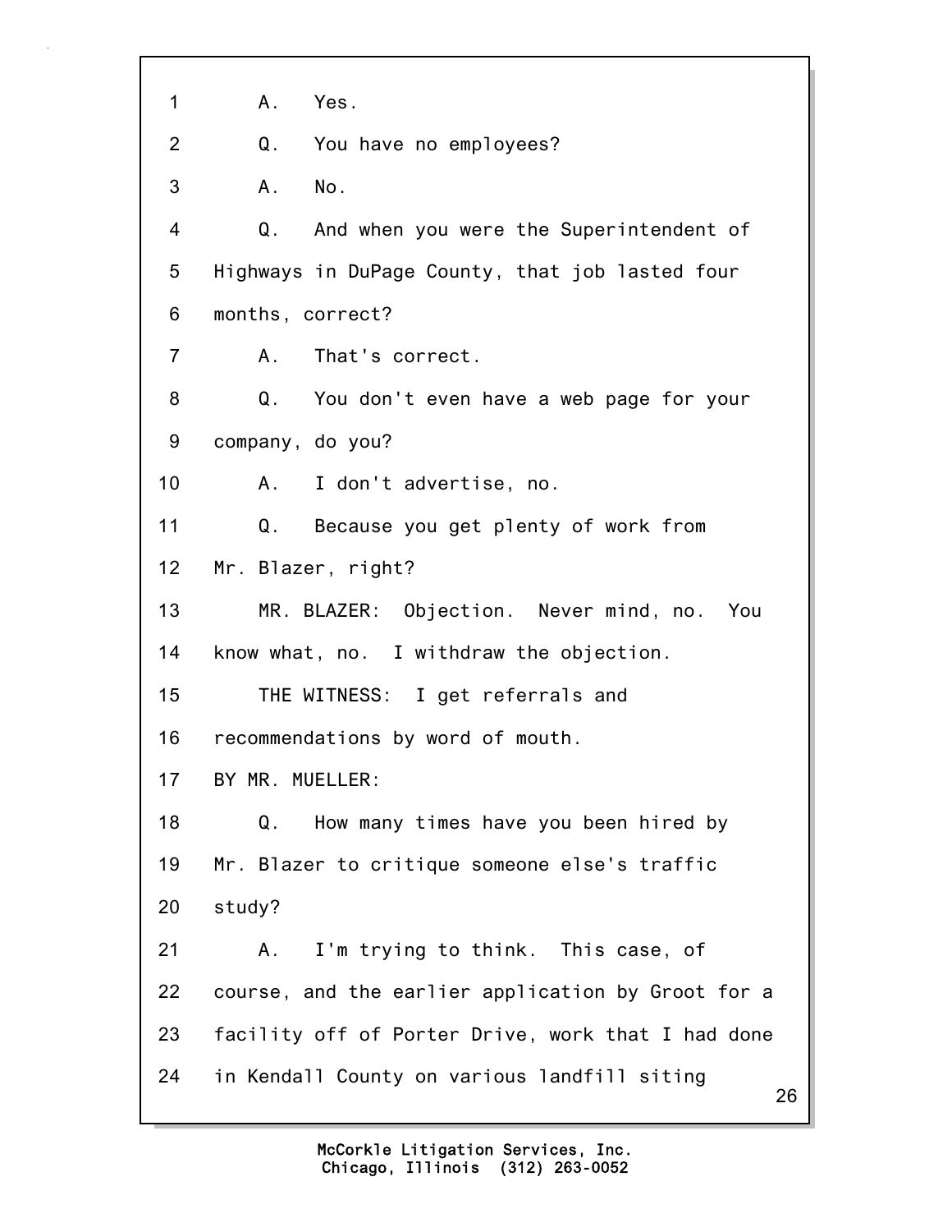1 A. Yes.

2 Q. You have no employees?

3 A. No.

4 Q. And when you were the Superintendent of

5 Highways in DuPage County, that job lasted four

6 months, correct?

7 A. That's correct.

8 Q. You don't even have a web page for your

9 company, do you?

10 A. I don't advertise, no.

11 Q. Because you get plenty of work from

12 Mr. Blazer, right?

13 MR. BLAZER: Objection. Never mind, no. You

14 know what, no. I withdraw the objection.

15 THE WITNESS: I get referrals and

16 recommendations by word of mouth.

17 BY MR. MUELLER:

18 Q. How many times have you been hired by

19 Mr. Blazer to critique someone else's traffic

20 study?

21 A. I'm trying to think. This case, of

22 course, and the earlier application by Groot for a

23 facility off of Porter Drive, work that I had done

24 in Kendall County on various landfill siting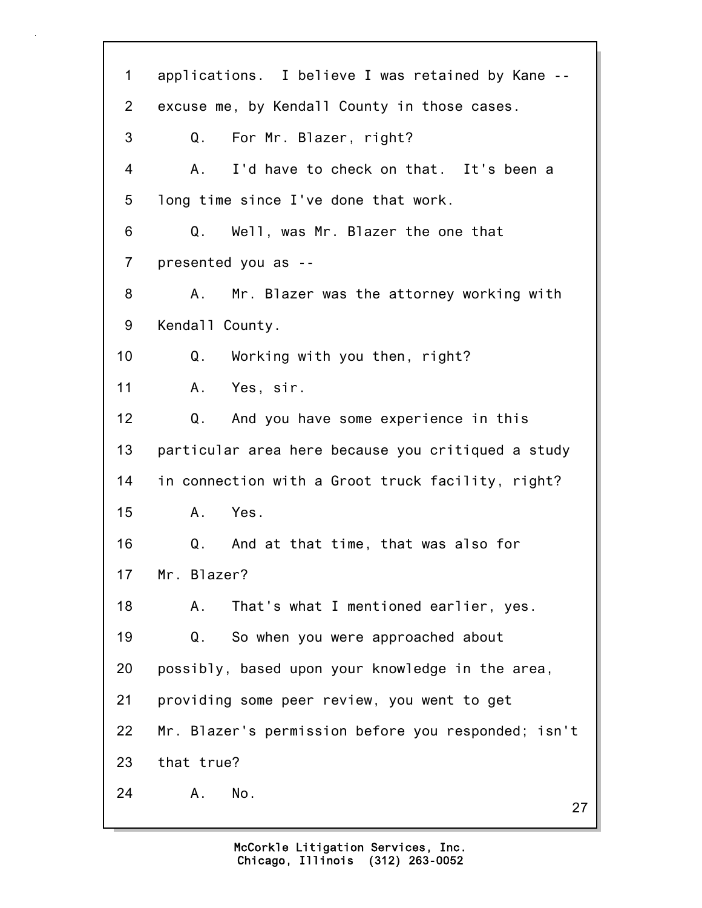1 applications. I believe I was retained by Kane --
2 excuse me, by Kendall County in those cases.
3 Q. For Mr. Blazer, right?
4 A. I'd have to check on that. It's been a
5 long time since I've done that work.
6 Q. Well, was Mr. Blazer the one that
7 presented you as --
8 A. Mr. Blazer was the attorney working with
9 Kendall County.
10 Q. Working with you then, right?
11 A. Yes, sir.
12 Q. And you have some experience in this
13 particular area here because you critiqued a study
14 in connection with a Groot truck facility, right?
15 A. Yes.
16 Q. And at that time, that was also for
17 Mr. Blazer?
18 A. That's what I mentioned earlier, yes.
19 Q. So when you were approached about
20 possibly, based upon your knowledge in the area,
21 providing some peer review, you went to get
22 Mr. Blazer's permission before you responded; isn't
23 that true?
24 A. No.

McCorkle Litigation Services, Inc.
Chicago, Illinois (312) 263-0052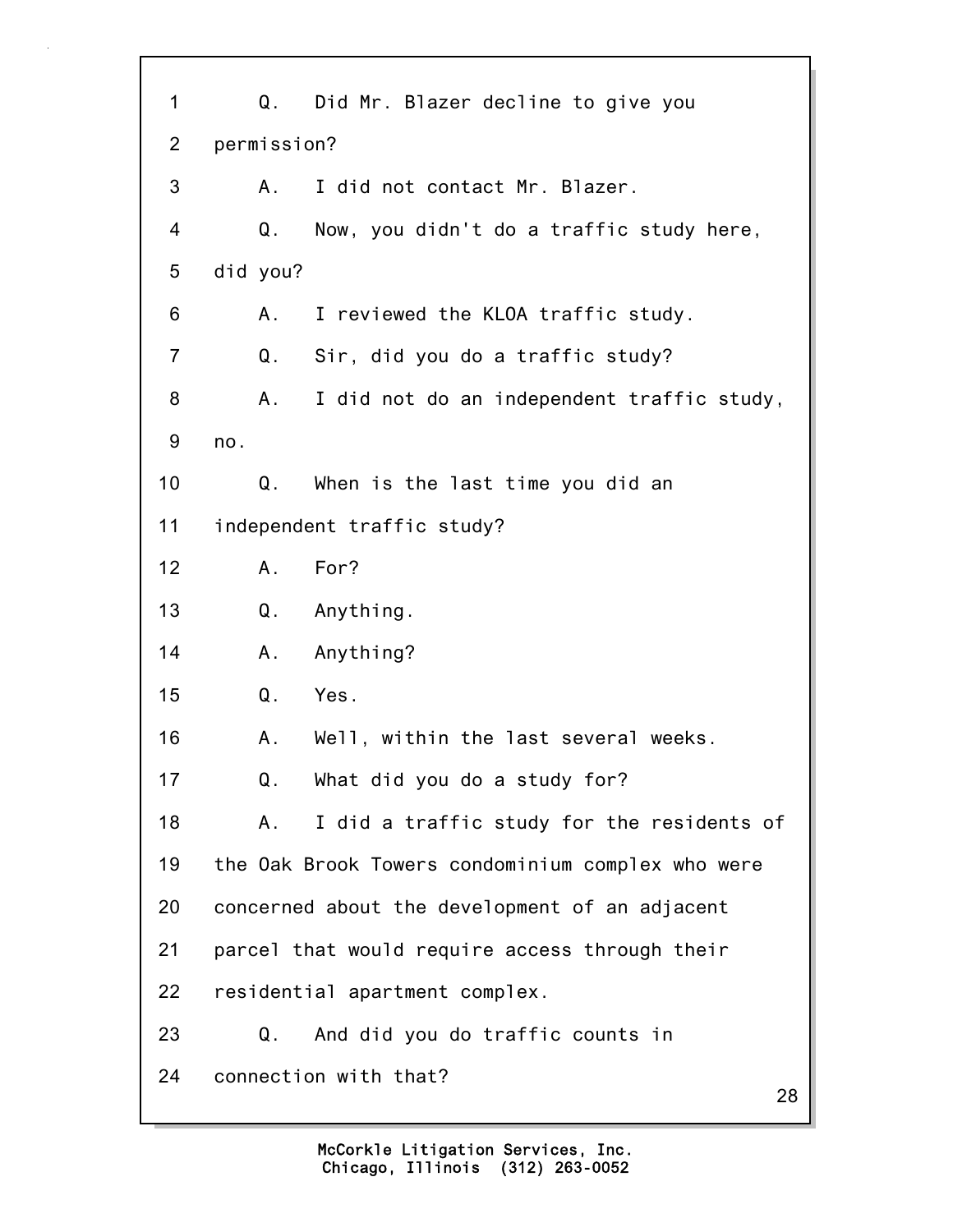1 Q. Did Mr. Blazer decline to give you

2 permission?

3 A. I did not contact Mr. Blazer.

4 Q. Now, you didn't do a traffic study here,

5 did you?

6 A. I reviewed the KLOA traffic study.

7 Q. Sir, did you do a traffic study?

8 A. I did not do an independent traffic study,

9 no.

10 Q. When is the last time you did an

11 independent traffic study?

12 A. For?

13 Q. Anything.

14 A. Anything?

15 Q. Yes.

16 A. Well, within the last several weeks.

17 Q. What did you do a study for?

18 A. I did a traffic study for the residents of

19 the Oak Brook Towers condominium complex who were

20 concerned about the development of an adjacent

21 parcel that would require access through their

22 residential apartment complex.

23 Q. And did you do traffic counts in

24 connection with that?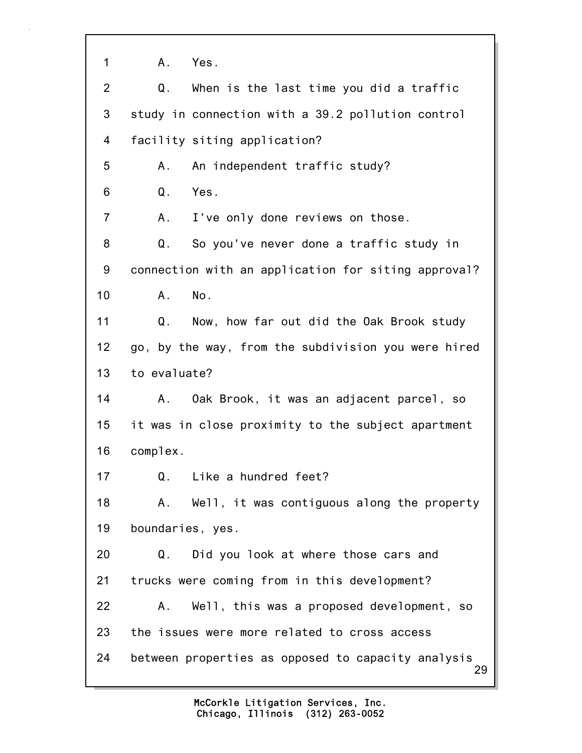1 A. Yes.

2 Q. When is the last time you did a traffic

3 study in connection with a 39.2 pollution control

4 facility siting application?

5 A. An independent traffic study?

6 Q. Yes.

7 A. I've only done reviews on those.

8 Q. So you've never done a traffic study in

9 connection with an application for siting approval?

10 A. No.

11 Q. Now, how far out did the Oak Brook study

12 go, by the way, from the subdivision you were hired

13 to evaluate?

14 A. Oak Brook, it was an adjacent parcel, so

15 it was in close proximity to the subject apartment

16 complex.

17 Q. Like a hundred feet?

18 A. Well, it was contiguous along the property

19 boundaries, yes.

20 Q. Did you look at where those cars and

21 trucks were coming from in this development?

22 A. Well, this was a proposed development, so

23 the issues were more related to cross access

24 between properties as opposed to capacity analysis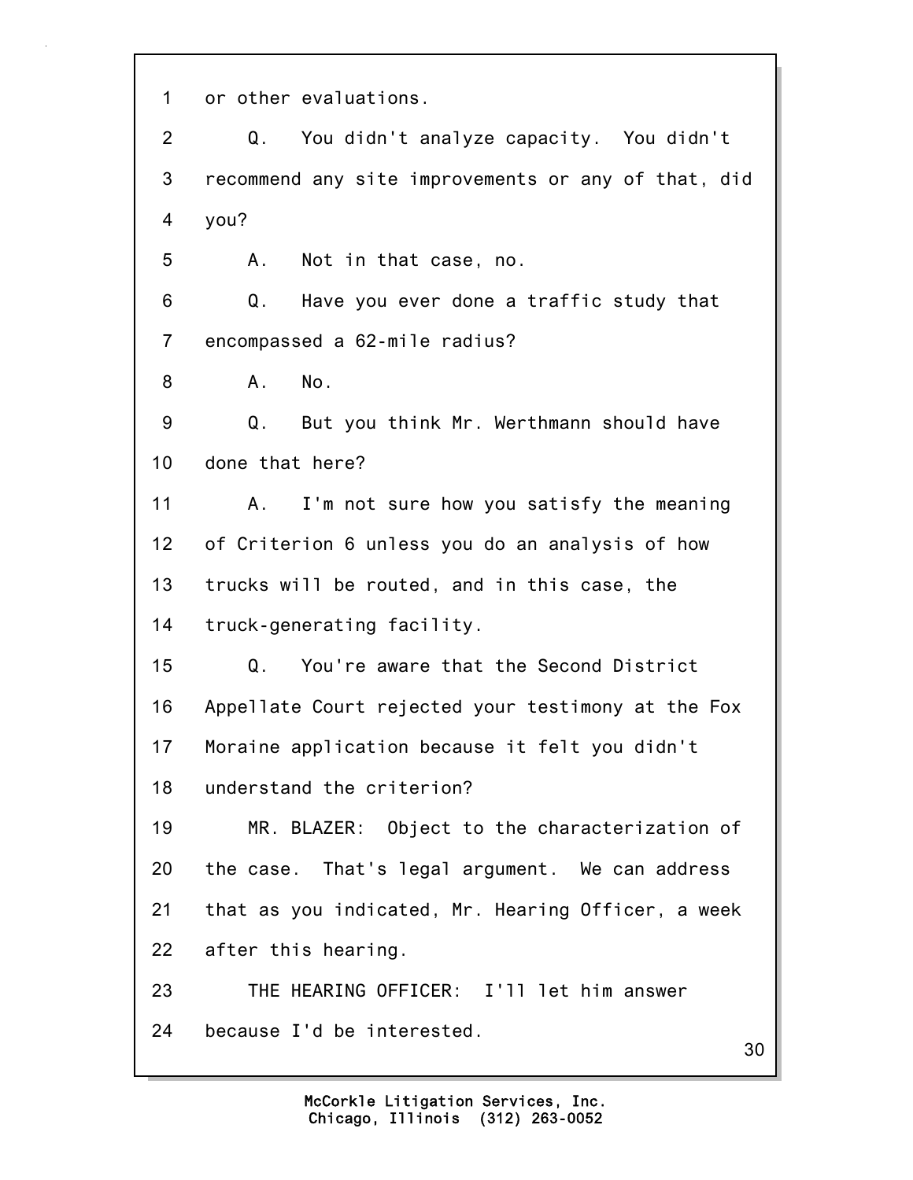1 or other evaluations.

2 Q. You didn't analyze capacity. You didn't

3 recommend any site improvements or any of that, did

4 you?

5 A. Not in that case, no.

6 Q. Have you ever done a traffic study that

7 encompassed a 62-mile radius?

8 A. No.

9 Q. But you think Mr. Werthmann should have

10 done that here?

11 A. I'm not sure how you satisfy the meaning

12 of Criterion 6 unless you do an analysis of how

13 trucks will be routed, and in this case, the

14 truck-generating facility.

15 Q. You're aware that the Second District

16 Appellate Court rejected your testimony at the Fox

17 Moraine application because it felt you didn't

18 understand the criterion?

19 MR. BLAZER: Object to the characterization of

20 the case. That's legal argument. We can address

21 that as you indicated, Mr. Hearing Officer, a week

22 after this hearing.

23 THE HEARING OFFICER: I'll let him answer

24 because I'd be interested.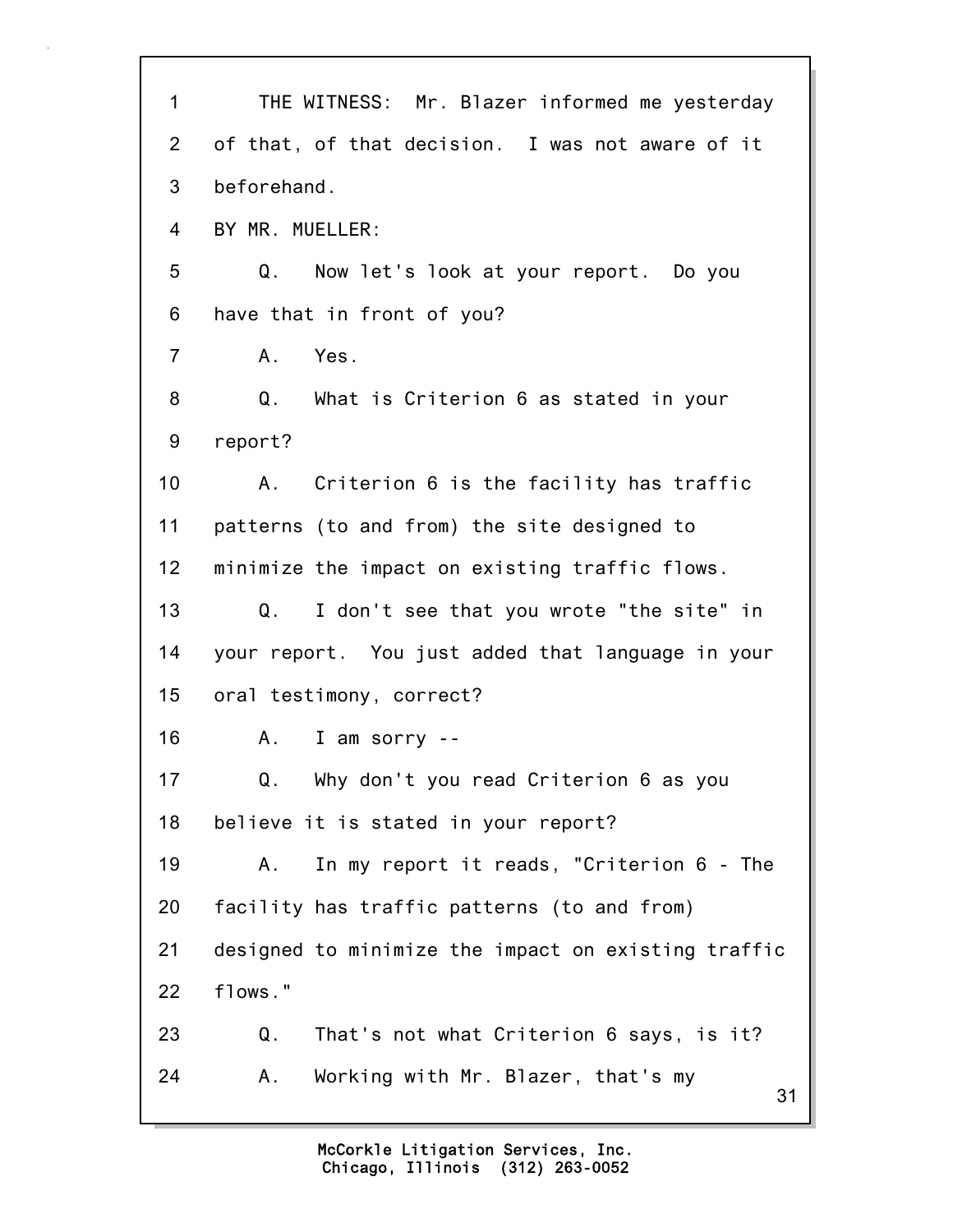THE WITNESS: Mr. Blazer informed me yesterday of that, of that decision. I was not aware of it beforehand.

BY MR. MUELLER:

Q. Now let's look at your report. Do you have that in front of you?

A. Yes.

Q. What is Criterion 6 as stated in your report?

A. Criterion 6 is the facility has traffic patterns (to and from) the site designed to minimize the impact on existing traffic flows.

Q. I don't see that you wrote "the site" in your report. You just added that language in your oral testimony, correct?

A. I am sorry --

Q. Why don't you read Criterion 6 as you believe it is stated in your report?

A. In my report it reads, "Criterion 6 - The facility has traffic patterns (to and from) designed to minimize the impact on existing traffic flows."

Q. That's not what Criterion 6 says, is it?

A. Working with Mr. Blazer, that's my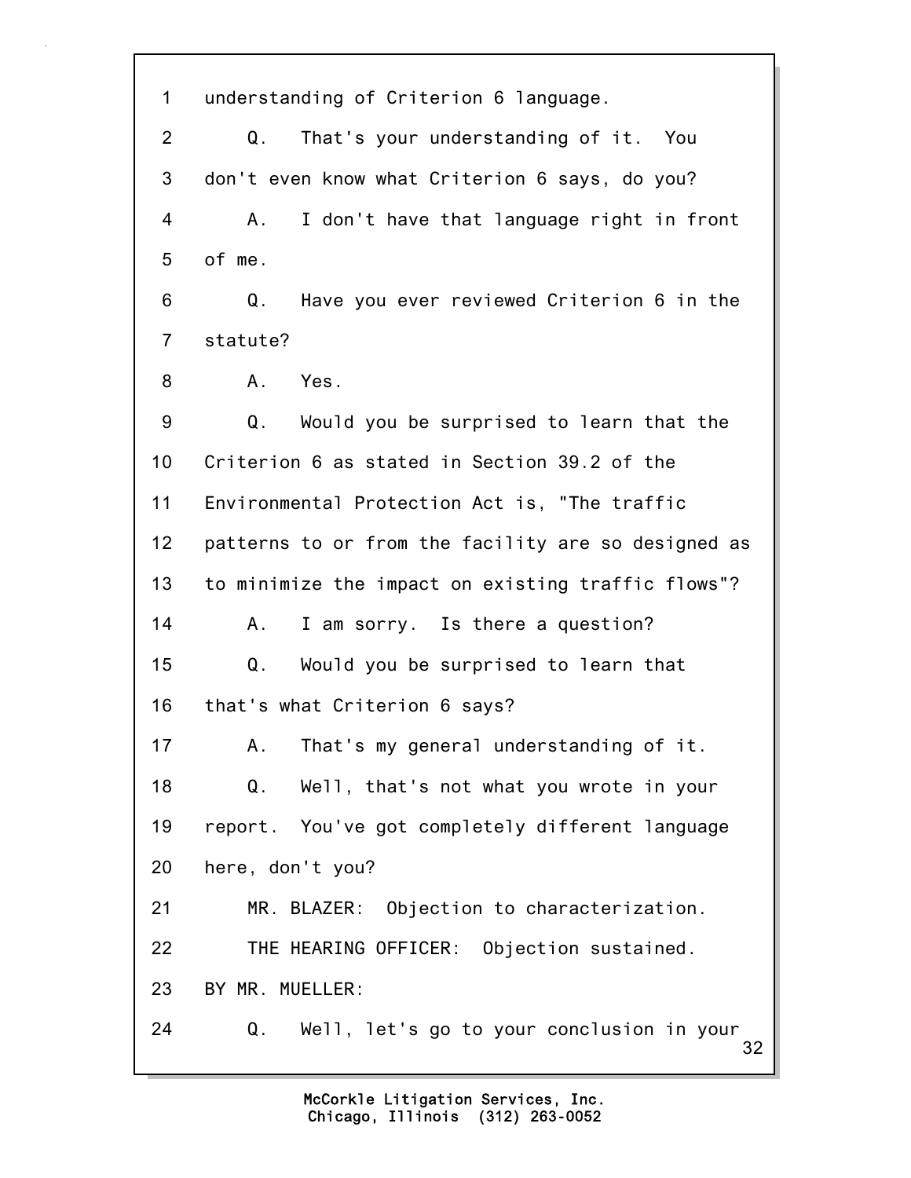1 understanding of Criterion 6 language.

2 Q. That's your understanding of it. You

3 don't even know what Criterion 6 says, do you?

4 A. I don't have that language right in front

5 of me.

6 Q. Have you ever reviewed Criterion 6 in the

7 statute?

8 A. Yes.

9 Q. Would you be surprised to learn that the

10 Criterion 6 as stated in Section 39.2 of the

11 Environmental Protection Act is, "The traffic

12 patterns to or from the facility are so designed as

13 to minimize the impact on existing traffic flows"?

14 A. I am sorry. Is there a question?

15 Q. Would you be surprised to learn that

16 that's what Criterion 6 says?

17 A. That's my general understanding of it.

18 Q. Well, that's not what you wrote in your

19 report. You've got completely different language

20 here, don't you?

21 MR. BLAZER: Objection to characterization.

22 THE HEARING OFFICER: Objection sustained.

23 BY MR. MUELLER:

24 Q. Well, let's go to your conclusion in your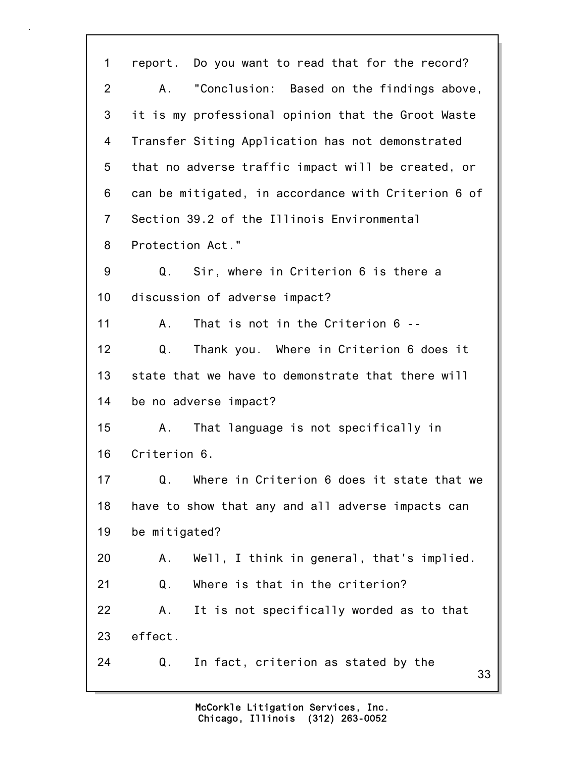1 report. Do you want to read that for the record?

2 A. "Conclusion: Based on the findings above,

3 it is my professional opinion that the Groot Waste

4 Transfer Siting Application has not demonstrated

5 that no adverse traffic impact will be created, or

6 can be mitigated, in accordance with Criterion 6 of

7 Section 39.2 of the Illinois Environmental

8 Protection Act."

9 Q. Sir, where in Criterion 6 is there a

10 discussion of adverse impact?

11 A. That is not in the Criterion 6 --

12 Q. Thank you. Where in Criterion 6 does it

13 state that we have to demonstrate that there will

14 be no adverse impact?

15 A. That language is not specifically in

16 Criterion 6.

17 Q. Where in Criterion 6 does it state that we

18 have to show that any and all adverse impacts can

19 be mitigated?

20 A. Well, I think in general, that's implied.

21 Q. Where is that in the criterion?

22 A. It is not specifically worded as to that

23 effect.

24 Q. In fact, criterion as stated by the

McCorkle Litigation Services, Inc.
Chicago, Illinois (312) 263-0052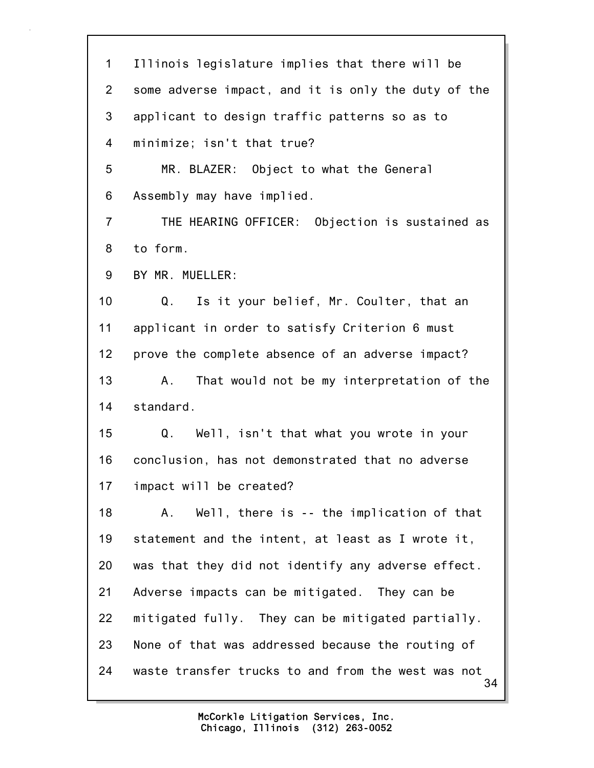Illinois legislature implies that there will be some adverse impact, and it is only the duty of the applicant to design traffic patterns so as to minimize; isn't that true?

MR. BLAZER: Object to what the General Assembly may have implied.

THE HEARING OFFICER: Objection is sustained as to form.

BY MR. MUELLER:

Q. Is it your belief, Mr. Coulter, that an applicant in order to satisfy Criterion 6 must prove the complete absence of an adverse impact?

A. That would not be my interpretation of the standard.

Q. Well, isn't that what you wrote in your conclusion, has not demonstrated that no adverse impact will be created?

A. Well, there is -- the implication of that statement and the intent, at least as I wrote it, was that they did not identify any adverse effect. Adverse impacts can be mitigated. They can be mitigated fully. They can be mitigated partially. None of that was addressed because the routing of waste transfer trucks to and from the west was not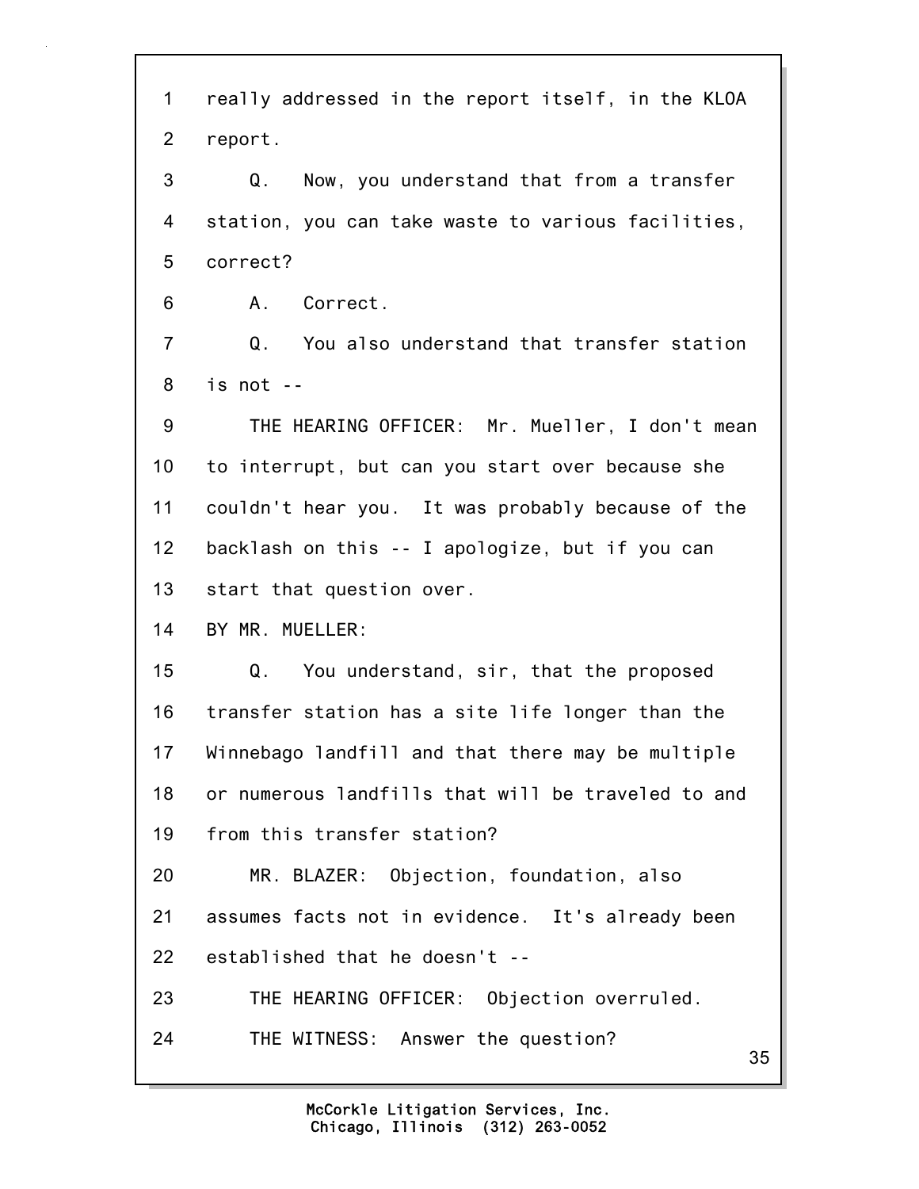really addressed in the report itself, in the KLOA report.

Q. Now, you understand that from a transfer station, you can take waste to various facilities, correct?

A. Correct.

Q. You also understand that transfer station is not --

THE HEARING OFFICER: Mr. Mueller, I don't mean to interrupt, but can you start over because she couldn't hear you. It was probably because of the backlash on this -- I apologize, but if you can start that question over.

BY MR. MUELLER:

Q. You understand, sir, that the proposed transfer station has a site life longer than the Winnebago landfill and that there may be multiple or numerous landfills that will be traveled to and from this transfer station?

MR. BLAZER: Objection, foundation, also assumes facts not in evidence. It's already been established that he doesn't --

THE HEARING OFFICER: Objection overruled.

THE WITNESS: Answer the question?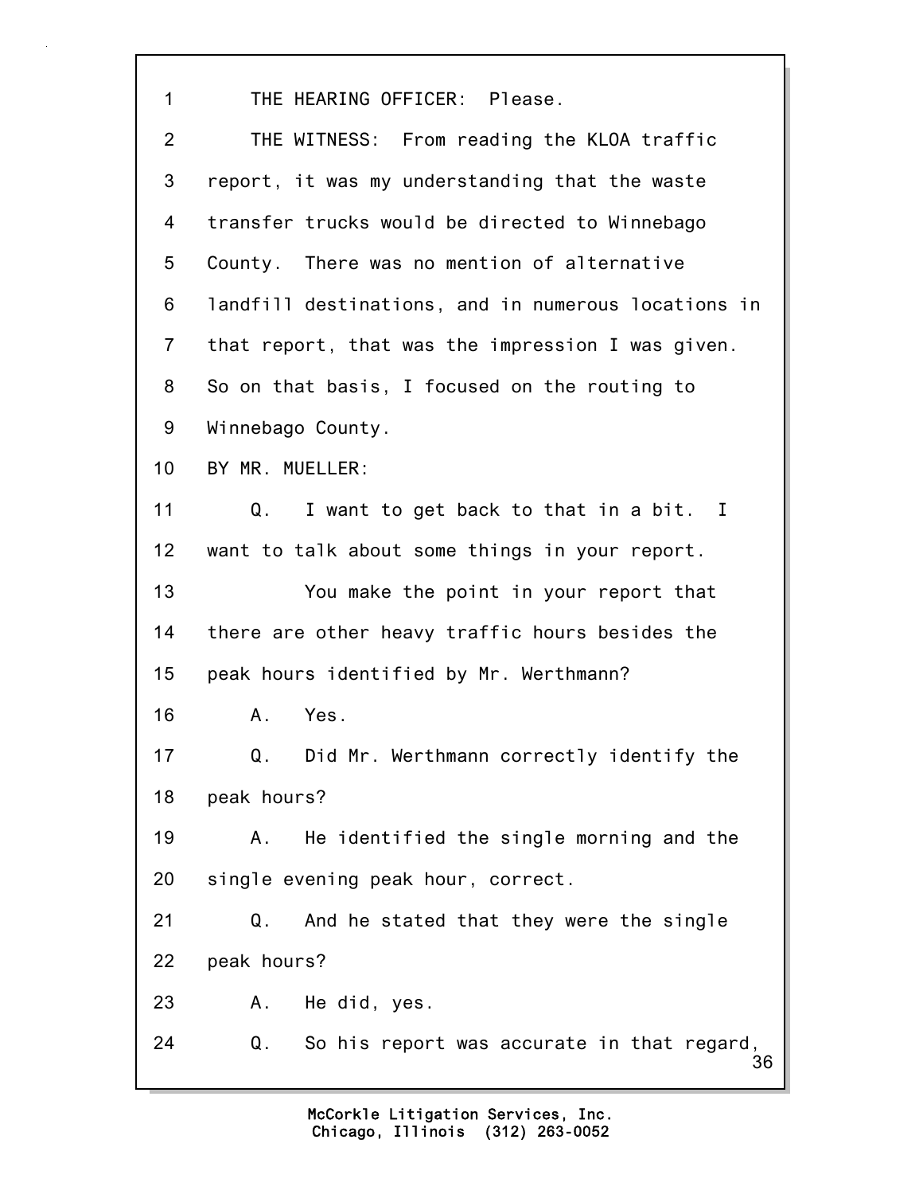1 THE HEARING OFFICER: Please.

2 THE WITNESS: From reading the KLOA traffic

3 report, it was my understanding that the waste

4 transfer trucks would be directed to Winnebago

5 County. There was no mention of alternative

6 landfill destinations, and in numerous locations in

7 that report, that was the impression I was given.

8 So on that basis, I focused on the routing to

9 Winnebago County.

10 BY MR. MUELLER:

11 Q. I want to get back to that in a bit. I

12 want to talk about some things in your report.

13 You make the point in your report that

14 there are other heavy traffic hours besides the

15 peak hours identified by Mr. Werthmann?

16 A. Yes.

17 Q. Did Mr. Werthmann correctly identify the

18 peak hours?

19 A. He identified the single morning and the

20 single evening peak hour, correct.

21 Q. And he stated that they were the single

22 peak hours?

23 A. He did, yes.

24 Q. So his report was accurate in that regard,

McCorkle Litigation Services, Inc.
Chicago, Illinois (312) 263-0052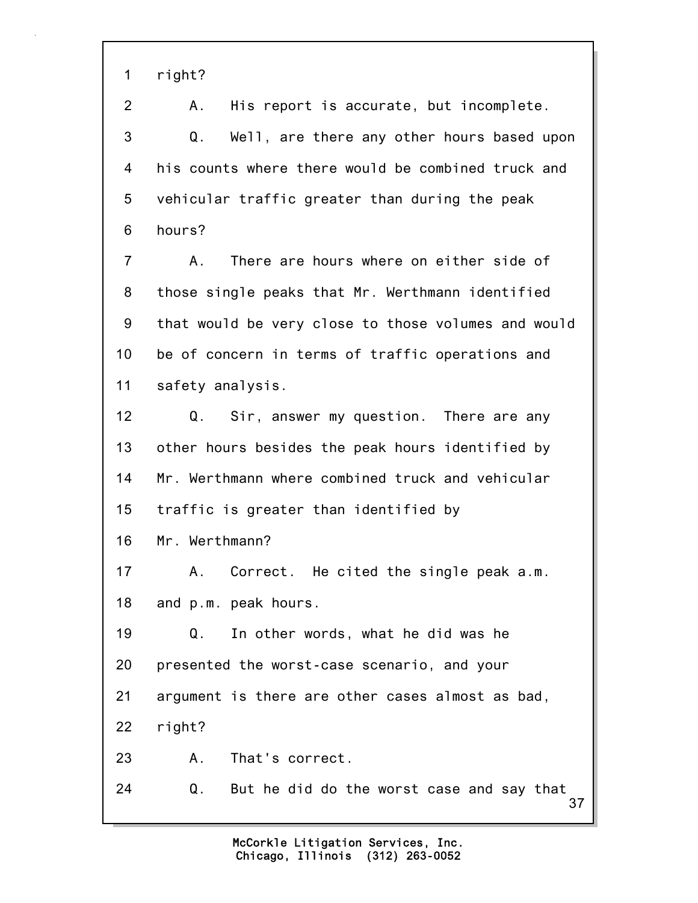1 right?

2 A. His report is accurate, but incomplete.

3 Q. Well, are there any other hours based upon

4 his counts where there would be combined truck and

5 vehicular traffic greater than during the peak

6 hours?

7 A. There are hours where on either side of

8 those single peaks that Mr. Werthmann identified

9 that would be very close to those volumes and would

10 be of concern in terms of traffic operations and

11 safety analysis.

12 Q. Sir, answer my question. There are any

13 other hours besides the peak hours identified by

14 Mr. Werthmann where combined truck and vehicular

15 traffic is greater than identified by

16 Mr. Werthmann?

17 A. Correct. He cited the single peak a.m.

18 and p.m. peak hours.

19 Q. In other words, what he did was he

20 presented the worst-case scenario, and your

21 argument is there are other cases almost as bad,

22 right?

23 A. That's correct.

24 Q. But he did do the worst case and say that

McCorkle Litigation Services, Inc.
Chicago, Illinois (312) 263-0052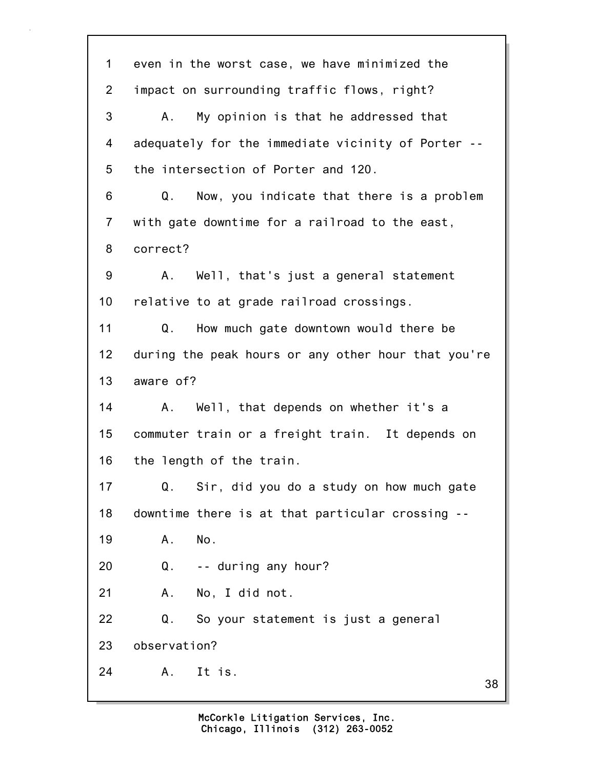1 even in the worst case, we have minimized the
2 impact on surrounding traffic flows, right?
3 A. My opinion is that he addressed that
4 adequately for the immediate vicinity of Porter --
5 the intersection of Porter and 120.
6 Q. Now, you indicate that there is a problem
7 with gate downtime for a railroad to the east,
8 correct?
9 A. Well, that's just a general statement
10 relative to at grade railroad crossings.
11 Q. How much gate downtown would there be
12 during the peak hours or any other hour that you're
13 aware of?
14 A. Well, that depends on whether it's a
15 commuter train or a freight train. It depends on
16 the length of the train.
17 Q. Sir, did you do a study on how much gate
18 downtime there is at that particular crossing --
19 A. No.
20 Q. -- during any hour?
21 A. No, I did not.
22 Q. So your statement is just a general
23 observation?
24 A. It is.

McCorkle Litigation Services, Inc.
Chicago, Illinois (312) 263-0052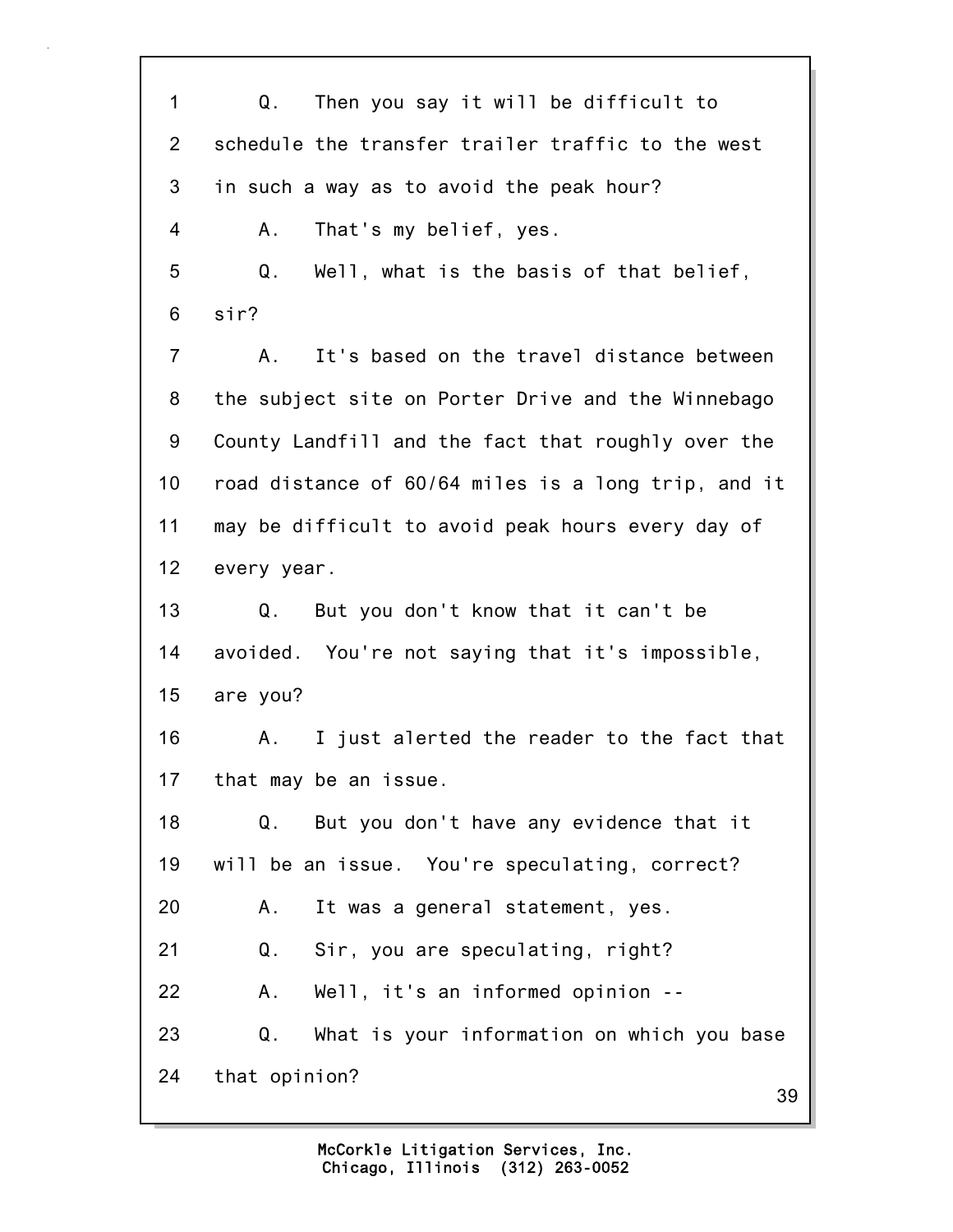1 Q. Then you say it will be difficult to
2 schedule the transfer trailer traffic to the west
3 in such a way as to avoid the peak hour?
4 A. That's my belief, yes.
5 Q. Well, what is the basis of that belief,
6 sir?
7 A. It's based on the travel distance between
8 the subject site on Porter Drive and the Winnebago
9 County Landfill and the fact that roughly over the
10 road distance of 60/64 miles is a long trip, and it
11 may be difficult to avoid peak hours every day of
12 every year.
13 Q. But you don't know that it can't be
14 avoided. You're not saying that it's impossible,
15 are you?
16 A. I just alerted the reader to the fact that
17 that may be an issue.
18 Q. But you don't have any evidence that it
19 will be an issue. You're speculating, correct?
20 A. It was a general statement, yes.
21 Q. Sir, you are speculating, right?
22 A. Well, it's an informed opinion --
23 Q. What is your information on which you base
24 that opinion?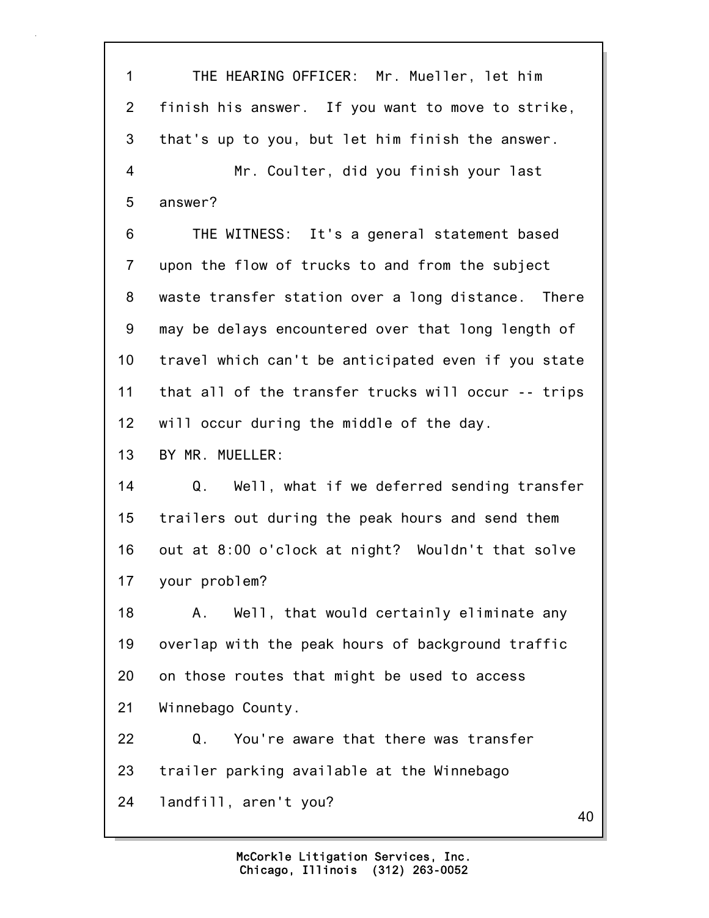1 THE HEARING OFFICER: Mr. Mueller, let him
2 finish his answer. If you want to move to strike,
3 that's up to you, but let him finish the answer.
4 Mr. Coulter, did you finish your last
5 answer?
6 THE WITNESS: It's a general statement based
7 upon the flow of trucks to and from the subject
8 waste transfer station over a long distance. There
9 may be delays encountered over that long length of
10 travel which can't be anticipated even if you state
11 that all of the transfer trucks will occur -- trips
12 will occur during the middle of the day.
13 BY MR. MUELLER:
14 Q. Well, what if we deferred sending transfer
15 trailers out during the peak hours and send them
16 out at 8:00 o'clock at night? Wouldn't that solve
17 your problem?
18 A. Well, that would certainly eliminate any
19 overlap with the peak hours of background traffic
20 on those routes that might be used to access
21 Winnebago County.
22 Q. You're aware that there was transfer
23 trailer parking available at the Winnebago
24 landfill, aren't you?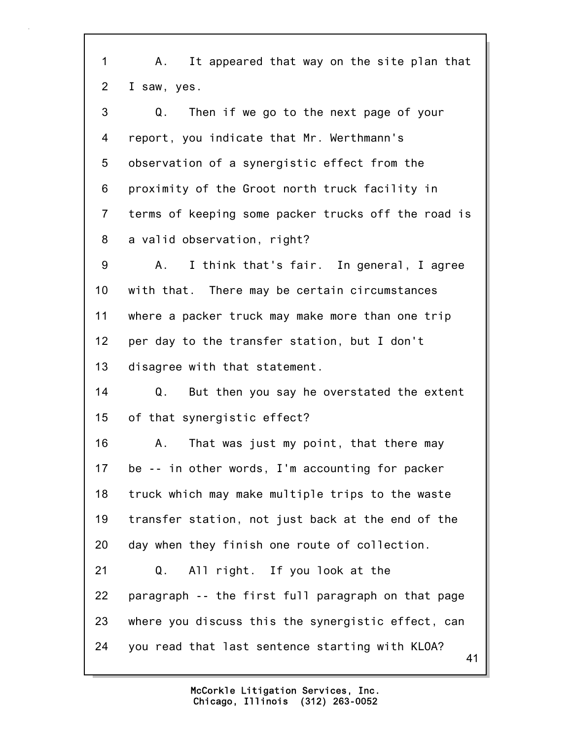1 A. It appeared that way on the site plan that
2 I saw, yes.
3 Q. Then if we go to the next page of your
4 report, you indicate that Mr. Werthmann's
5 observation of a synergistic effect from the
6 proximity of the Groot north truck facility in
7 terms of keeping some packer trucks off the road is
8 a valid observation, right?
9 A. I think that's fair. In general, I agree
10 with that. There may be certain circumstances
11 where a packer truck may make more than one trip
12 per day to the transfer station, but I don't
13 disagree with that statement.
14 Q. But then you say he overstated the extent
15 of that synergistic effect?
16 A. That was just my point, that there may
17 be -- in other words, I'm accounting for packer
18 truck which may make multiple trips to the waste
19 transfer station, not just back at the end of the
20 day when they finish one route of collection.
21 Q. All right. If you look at the
22 paragraph -- the first full paragraph on that page
23 where you discuss this the synergistic effect, can
24 you read that last sentence starting with KLOA?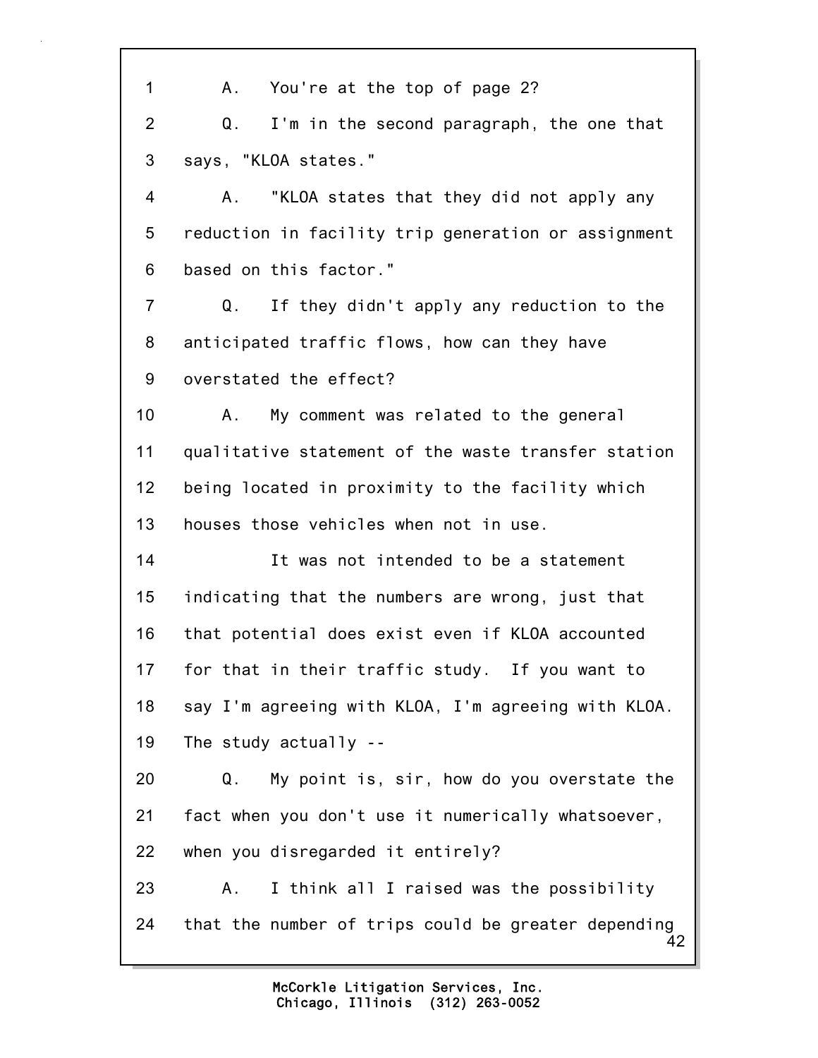1 A. You're at the top of page 2?

2 Q. I'm in the second paragraph, the one that

3 says, "KLOA states."

4 A. "KLOA states that they did not apply any

5 reduction in facility trip generation or assignment

6 based on this factor."

7 Q. If they didn't apply any reduction to the

8 anticipated traffic flows, how can they have

9 overstated the effect?

10 A. My comment was related to the general

11 qualitative statement of the waste transfer station

12 being located in proximity to the facility which

13 houses those vehicles when not in use.

14 It was not intended to be a statement

15 indicating that the numbers are wrong, just that

16 that potential does exist even if KLOA accounted

17 for that in their traffic study. If you want to

18 say I'm agreeing with KLOA, I'm agreeing with KLOA.

19 The study actually --

20 Q. My point is, sir, how do you overstate the

21 fact when you don't use it numerically whatsoever,

22 when you disregarded it entirely?

23 A. I think all I raised was the possibility

24 that the number of trips could be greater depending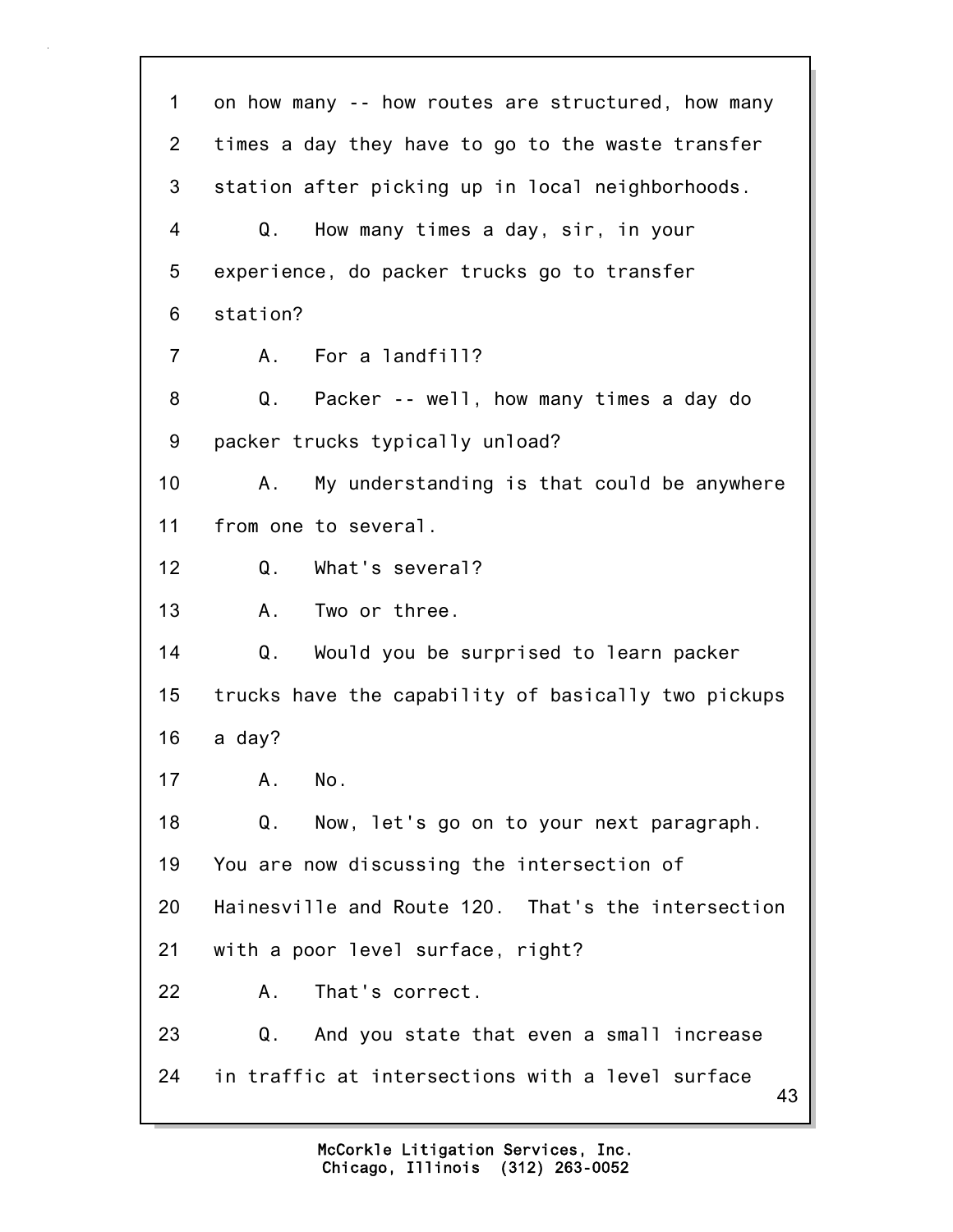1 on how many -- how routes are structured, how many
2 times a day they have to go to the waste transfer
3 station after picking up in local neighborhoods.
4 Q. How many times a day, sir, in your
5 experience, do packer trucks go to transfer
6 station?
7 A. For a landfill?
8 Q. Packer -- well, how many times a day do
9 packer trucks typically unload?
10 A. My understanding is that could be anywhere
11 from one to several.
12 Q. What's several?
13 A. Two or three.
14 Q. Would you be surprised to learn packer
15 trucks have the capability of basically two pickups
16 a day?
17 A. No.
18 Q. Now, let's go on to your next paragraph.
19 You are now discussing the intersection of
20 Hainesville and Route 120. That's the intersection
21 with a poor level surface, right?
22 A. That's correct.
23 Q. And you state that even a small increase
24 in traffic at intersections with a level surface

McCorkle Litigation Services, Inc.
Chicago, Illinois (312) 263-0052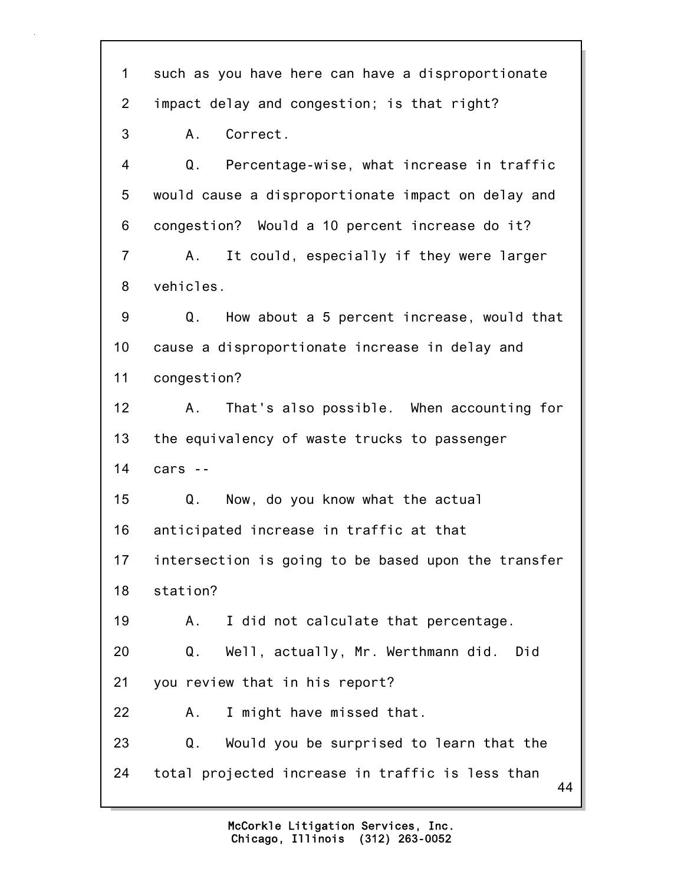1 such as you have here can have a disproportionate

2 impact delay and congestion; is that right?

3 A. Correct.

4 Q. Percentage-wise, what increase in traffic

5 would cause a disproportionate impact on delay and

6 congestion? Would a 10 percent increase do it?

7 A. It could, especially if they were larger

8 vehicles.

9 Q. How about a 5 percent increase, would that

10 cause a disproportionate increase in delay and

11 congestion?

12 A. That's also possible. When accounting for

13 the equivalency of waste trucks to passenger

14 cars --

15 Q. Now, do you know what the actual

16 anticipated increase in traffic at that

17 intersection is going to be based upon the transfer

18 station?

19 A. I did not calculate that percentage.

20 Q. Well, actually, Mr. Werthmann did. Did

21 you review that in his report?

22 A. I might have missed that.

23 Q. Would you be surprised to learn that the

24 total projected increase in traffic is less than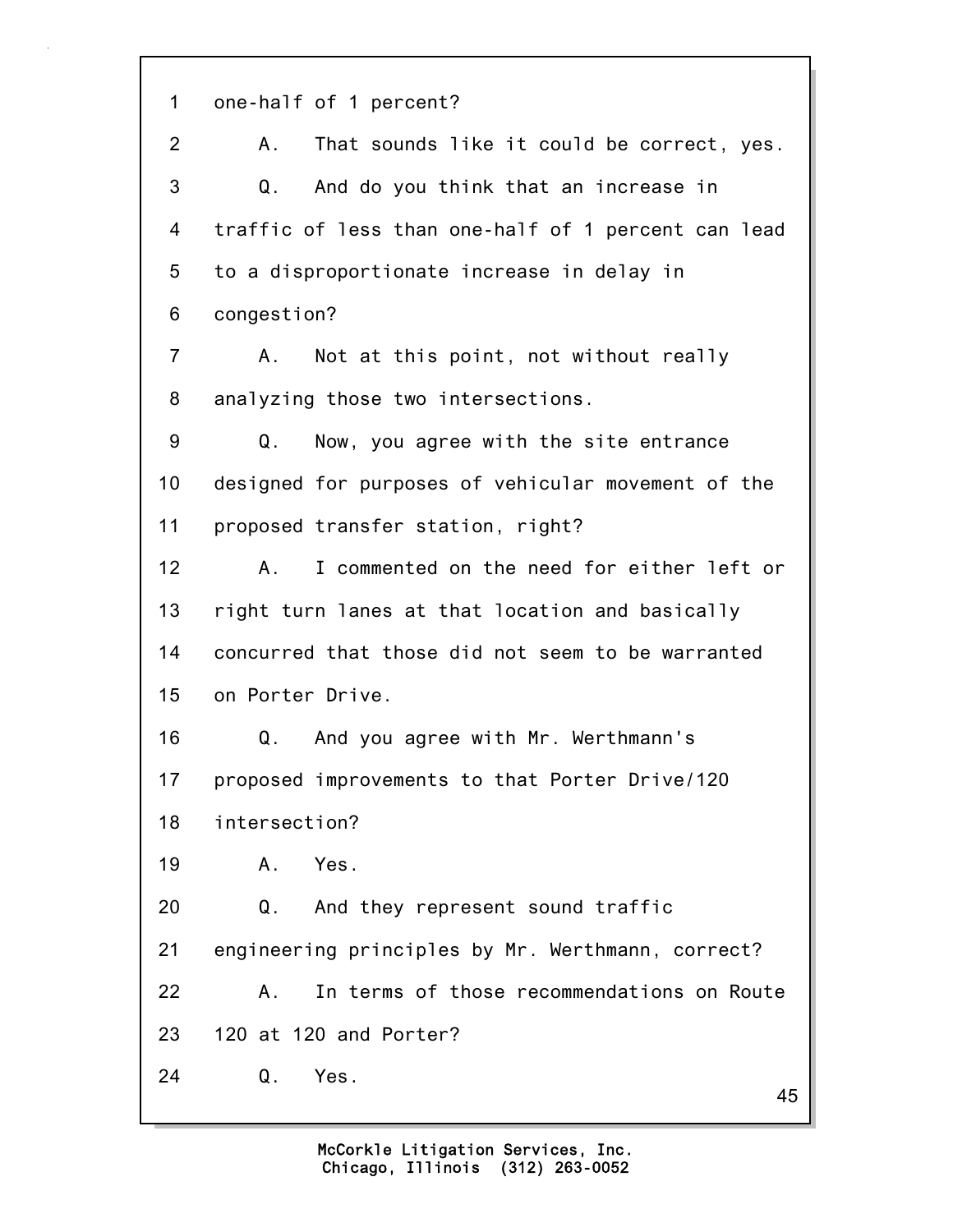1 one-half of 1 percent?

2 A. That sounds like it could be correct, yes.

3 Q. And do you think that an increase in

4 traffic of less than one-half of 1 percent can lead

5 to a disproportionate increase in delay in

6 congestion?

7 A. Not at this point, not without really

8 analyzing those two intersections.

9 Q. Now, you agree with the site entrance

10 designed for purposes of vehicular movement of the

11 proposed transfer station, right?

12 A. I commented on the need for either left or

13 right turn lanes at that location and basically

14 concurred that those did not seem to be warranted

15 on Porter Drive.

16 Q. And you agree with Mr. Werthmann's

17 proposed improvements to that Porter Drive/120

18 intersection?

19 A. Yes.

20 Q. And they represent sound traffic

21 engineering principles by Mr. Werthmann, correct?

22 A. In terms of those recommendations on Route

23 120 at 120 and Porter?

24 Q. Yes.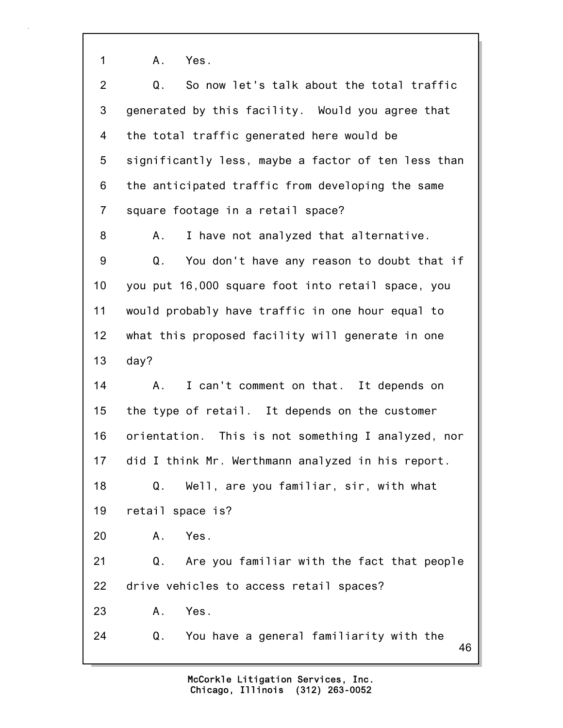1 A. Yes.

2 Q. So now let's talk about the total traffic

3 generated by this facility. Would you agree that

4 the total traffic generated here would be

5 significantly less, maybe a factor of ten less than

6 the anticipated traffic from developing the same

7 square footage in a retail space?

8 A. I have not analyzed that alternative.

9 Q. You don't have any reason to doubt that if

10 you put 16,000 square foot into retail space, you

11 would probably have traffic in one hour equal to

12 what this proposed facility will generate in one

13 day?

14 A. I can't comment on that. It depends on

15 the type of retail. It depends on the customer

16 orientation. This is not something I analyzed, nor

17 did I think Mr. Werthmann analyzed in his report.

18 Q. Well, are you familiar, sir, with what

19 retail space is?

20 A. Yes.

21 Q. Are you familiar with the fact that people

22 drive vehicles to access retail spaces?

23 A. Yes.

24 Q. You have a general familiarity with the

McCorkle Litigation Services, Inc.
Chicago, Illinois (312) 263-0052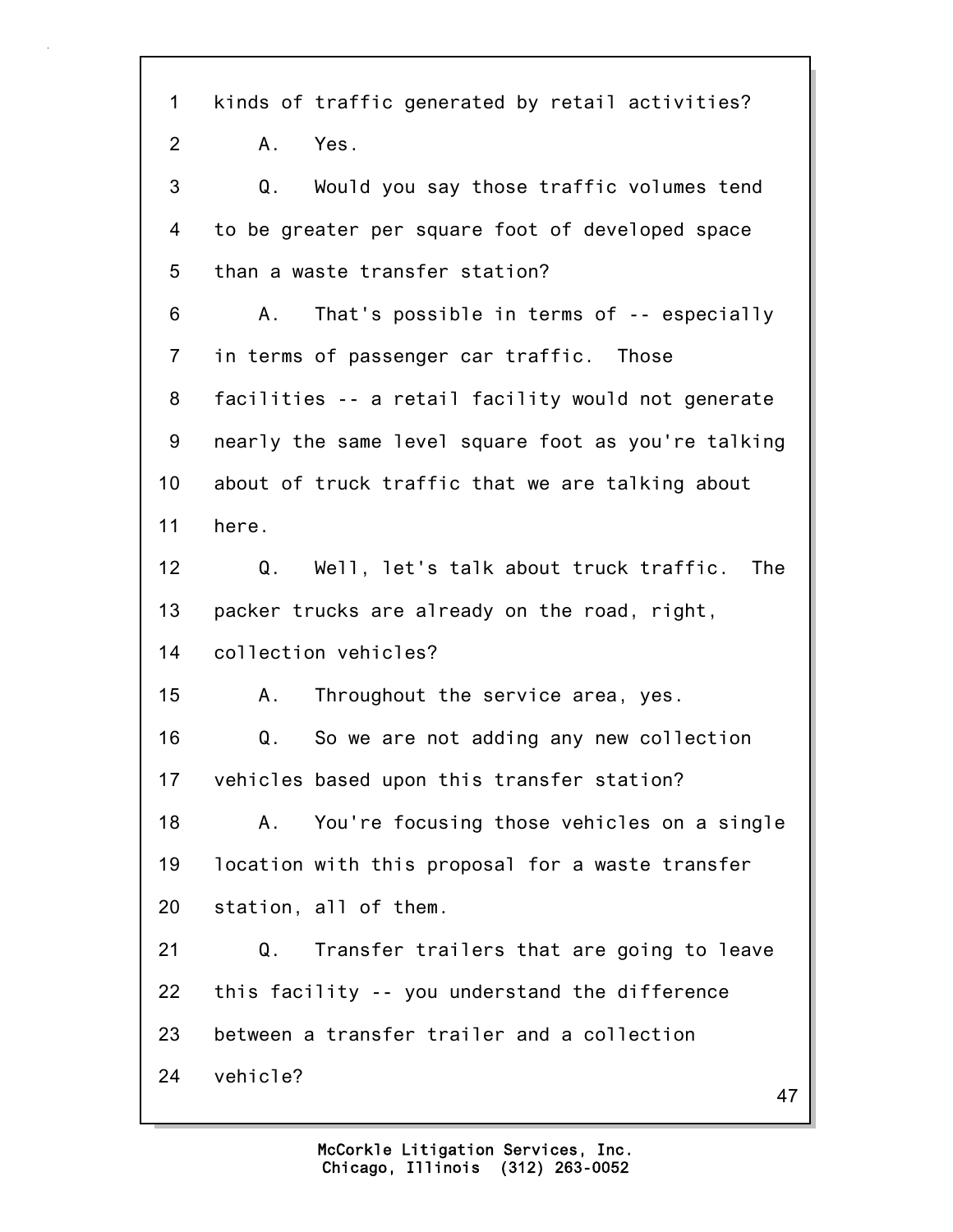1 kinds of traffic generated by retail activities?

2 A. Yes.

3 Q. Would you say those traffic volumes tend

4 to be greater per square foot of developed space

5 than a waste transfer station?

6 A. That's possible in terms of -- especially

7 in terms of passenger car traffic. Those

8 facilities -- a retail facility would not generate

9 nearly the same level square foot as you're talking

10 about of truck traffic that we are talking about

11 here.

12 Q. Well, let's talk about truck traffic. The

13 packer trucks are already on the road, right,

14 collection vehicles?

15 A. Throughout the service area, yes.

16 Q. So we are not adding any new collection

17 vehicles based upon this transfer station?

18 A. You're focusing those vehicles on a single

19 location with this proposal for a waste transfer

20 station, all of them.

21 Q. Transfer trailers that are going to leave

22 this facility -- you understand the difference

23 between a transfer trailer and a collection

24 vehicle?

McCorkle Litigation Services, Inc.
Chicago, Illinois (312) 263-0052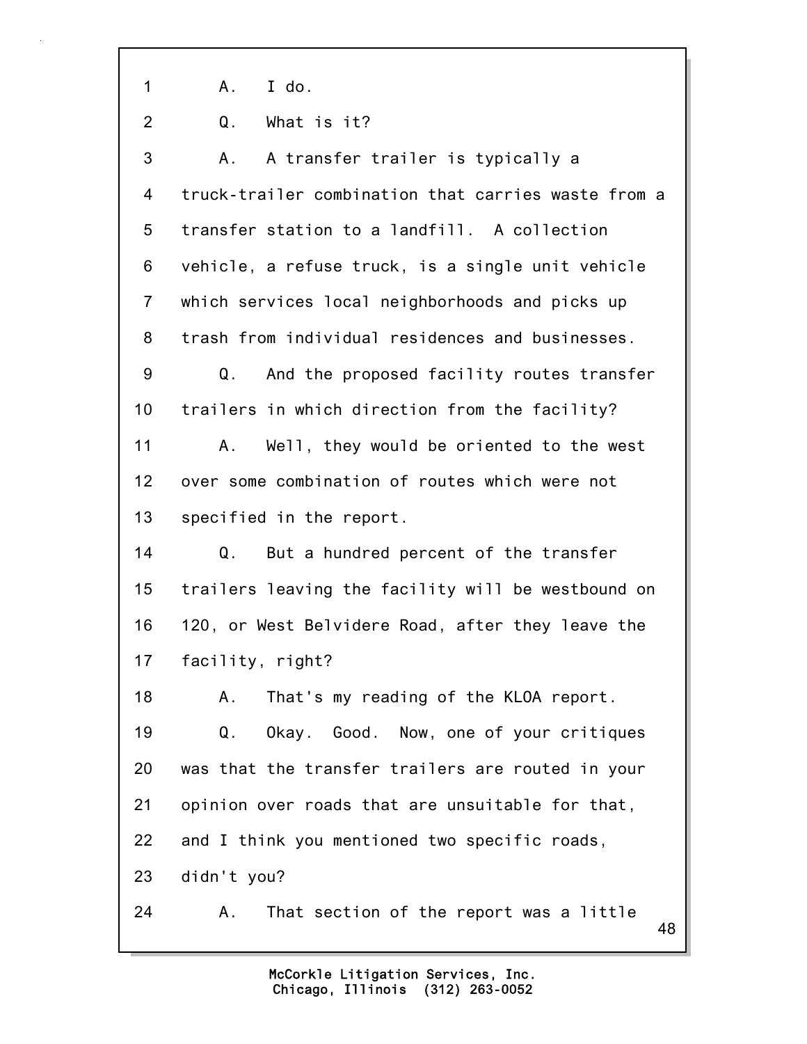1 A. I do.

2 Q. What is it?

3 A. A transfer trailer is typically a

4 truck-trailer combination that carries waste from a

5 transfer station to a landfill. A collection

6 vehicle, a refuse truck, is a single unit vehicle

7 which services local neighborhoods and picks up

8 trash from individual residences and businesses.

9 Q. And the proposed facility routes transfer

10 trailers in which direction from the facility?

11 A. Well, they would be oriented to the west

12 over some combination of routes which were not

13 specified in the report.

14 Q. But a hundred percent of the transfer

15 trailers leaving the facility will be westbound on

16 120, or West Belvidere Road, after they leave the

17 facility, right?

18 A. That's my reading of the KLOA report.

19 Q. Okay. Good. Now, one of your critiques

20 was that the transfer trailers are routed in your

21 opinion over roads that are unsuitable for that,

22 and I think you mentioned two specific roads,

23 didn't you?

24 A. That section of the report was a little

McCorkle Litigation Services, Inc.
Chicago, Illinois (312) 263-0052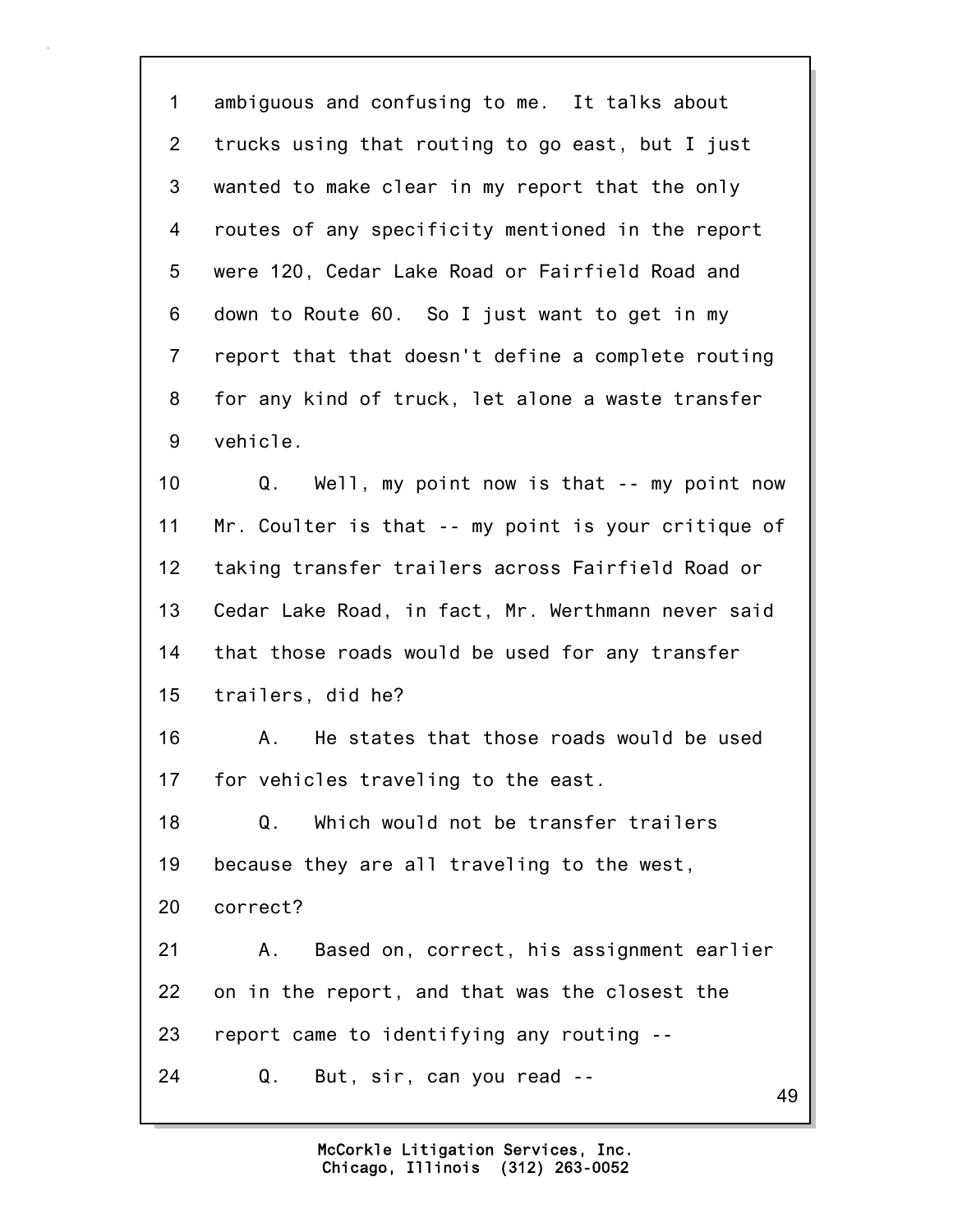1 ambiguous and confusing to me. It talks about
2 trucks using that routing to go east, but I just
3 wanted to make clear in my report that the only
4 routes of any specificity mentioned in the report
5 were 120, Cedar Lake Road or Fairfield Road and
6 down to Route 60. So I just want to get in my
7 report that that doesn't define a complete routing
8 for any kind of truck, let alone a waste transfer
9 vehicle.

10 Q. Well, my point now is that -- my point now
11 Mr. Coulter is that -- my point is your critique of
12 taking transfer trailers across Fairfield Road or
13 Cedar Lake Road, in fact, Mr. Werthmann never said
14 that those roads would be used for any transfer
15 trailers, did he?

16 A. He states that those roads would be used
17 for vehicles traveling to the east.

18 Q. Which would not be transfer trailers
19 because they are all traveling to the west,
20 correct?

21 A. Based on, correct, his assignment earlier
22 on in the report, and that was the closest the
23 report came to identifying any routing --

24 Q. But, sir, can you read --

McCorkle Litigation Services, Inc.
Chicago, Illinois (312) 263-0052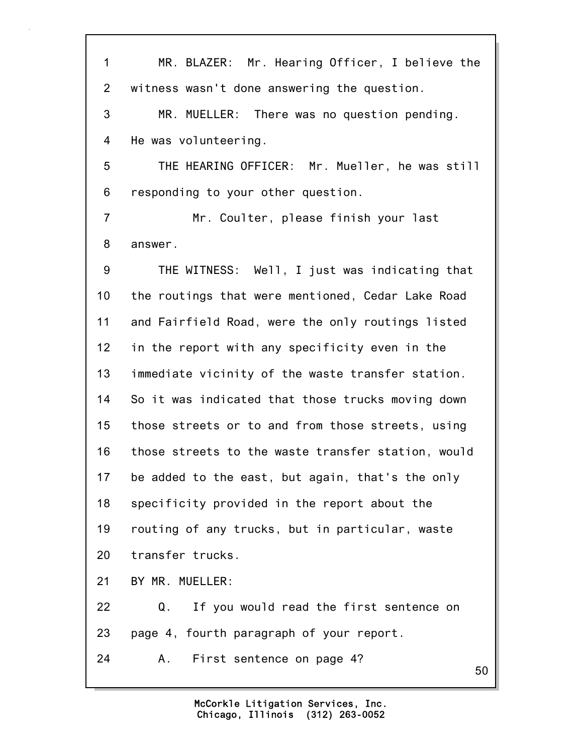MR. BLAZER: Mr. Hearing Officer, I believe the witness wasn't done answering the question.

MR. MUELLER: There was no question pending. He was volunteering.

THE HEARING OFFICER: Mr. Mueller, he was still responding to your other question.

Mr. Coulter, please finish your last answer.

THE WITNESS: Well, I just was indicating that the routings that were mentioned, Cedar Lake Road and Fairfield Road, were the only routings listed in the report with any specificity even in the immediate vicinity of the waste transfer station. So it was indicated that those trucks moving down those streets or to and from those streets, using those streets to the waste transfer station, would be added to the east, but again, that's the only specificity provided in the report about the routing of any trucks, but in particular, waste transfer trucks.

BY MR. MUELLER:

Q. If you would read the first sentence on page 4, fourth paragraph of your report.

A. First sentence on page 4?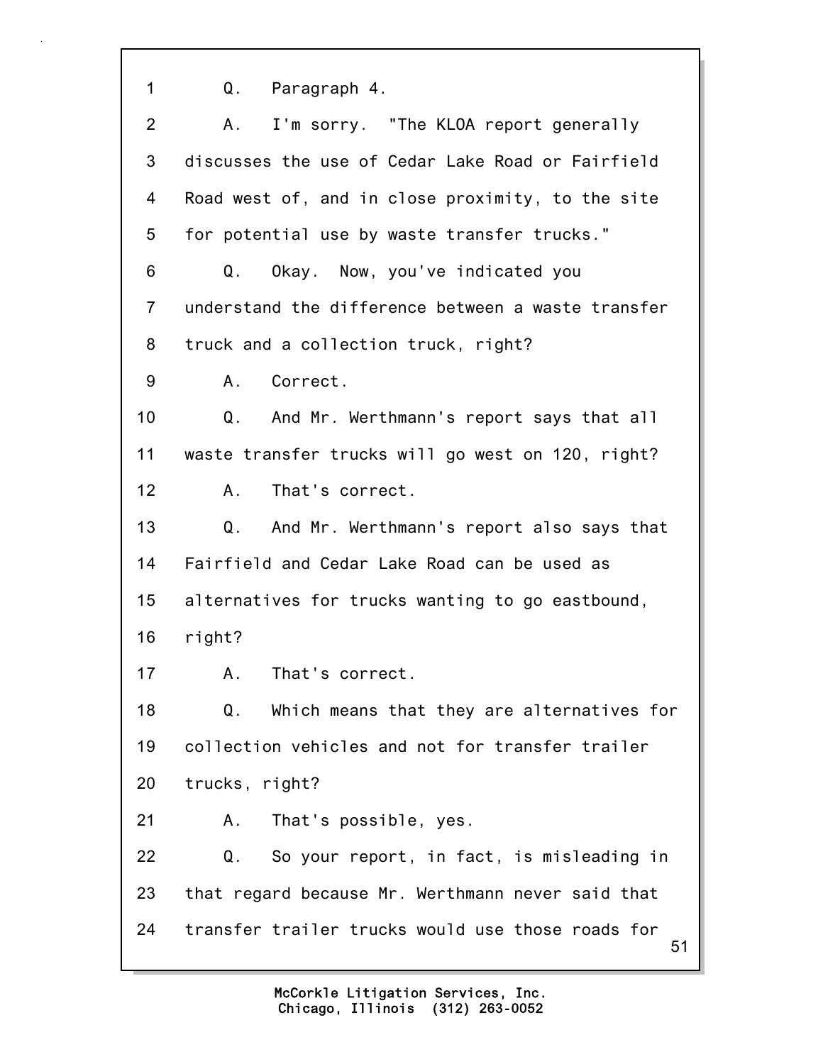1 Q. Paragraph 4.

2 A. I'm sorry. "The KLOA report generally

3 discusses the use of Cedar Lake Road or Fairfield

4 Road west of, and in close proximity, to the site

5 for potential use by waste transfer trucks."

6 Q. Okay. Now, you've indicated you

7 understand the difference between a waste transfer

8 truck and a collection truck, right?

9 A. Correct.

10 Q. And Mr. Werthmann's report says that all

11 waste transfer trucks will go west on 120, right?

12 A. That's correct.

13 Q. And Mr. Werthmann's report also says that

14 Fairfield and Cedar Lake Road can be used as

15 alternatives for trucks wanting to go eastbound,

16 right?

17 A. That's correct.

18 Q. Which means that they are alternatives for

19 collection vehicles and not for transfer trailer

20 trucks, right?

21 A. That's possible, yes.

22 Q. So your report, in fact, is misleading in

23 that regard because Mr. Werthmann never said that

24 transfer trailer trucks would use those roads for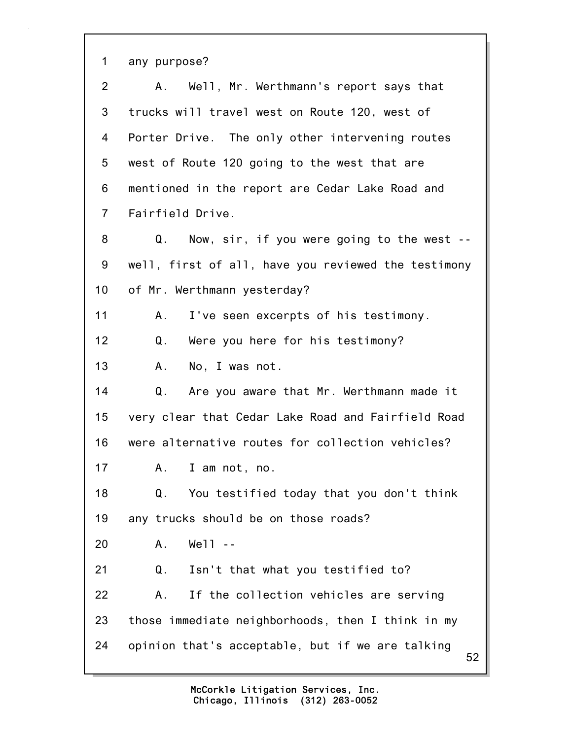1 any purpose?

2 A. Well, Mr. Werthmann's report says that

3 trucks will travel west on Route 120, west of

4 Porter Drive. The only other intervening routes

5 west of Route 120 going to the west that are

6 mentioned in the report are Cedar Lake Road and

7 Fairfield Drive.

8 Q. Now, sir, if you were going to the west --

9 well, first of all, have you reviewed the testimony

10 of Mr. Werthmann yesterday?

11 A. I've seen excerpts of his testimony.

12 Q. Were you here for his testimony?

13 A. No, I was not.

14 Q. Are you aware that Mr. Werthmann made it

15 very clear that Cedar Lake Road and Fairfield Road

16 were alternative routes for collection vehicles?

17 A. I am not, no.

18 Q. You testified today that you don't think

19 any trucks should be on those roads?

20 A. Well --

21 Q. Isn't that what you testified to?

22 A. If the collection vehicles are serving

23 those immediate neighborhoods, then I think in my

24 opinion that's acceptable, but if we are talking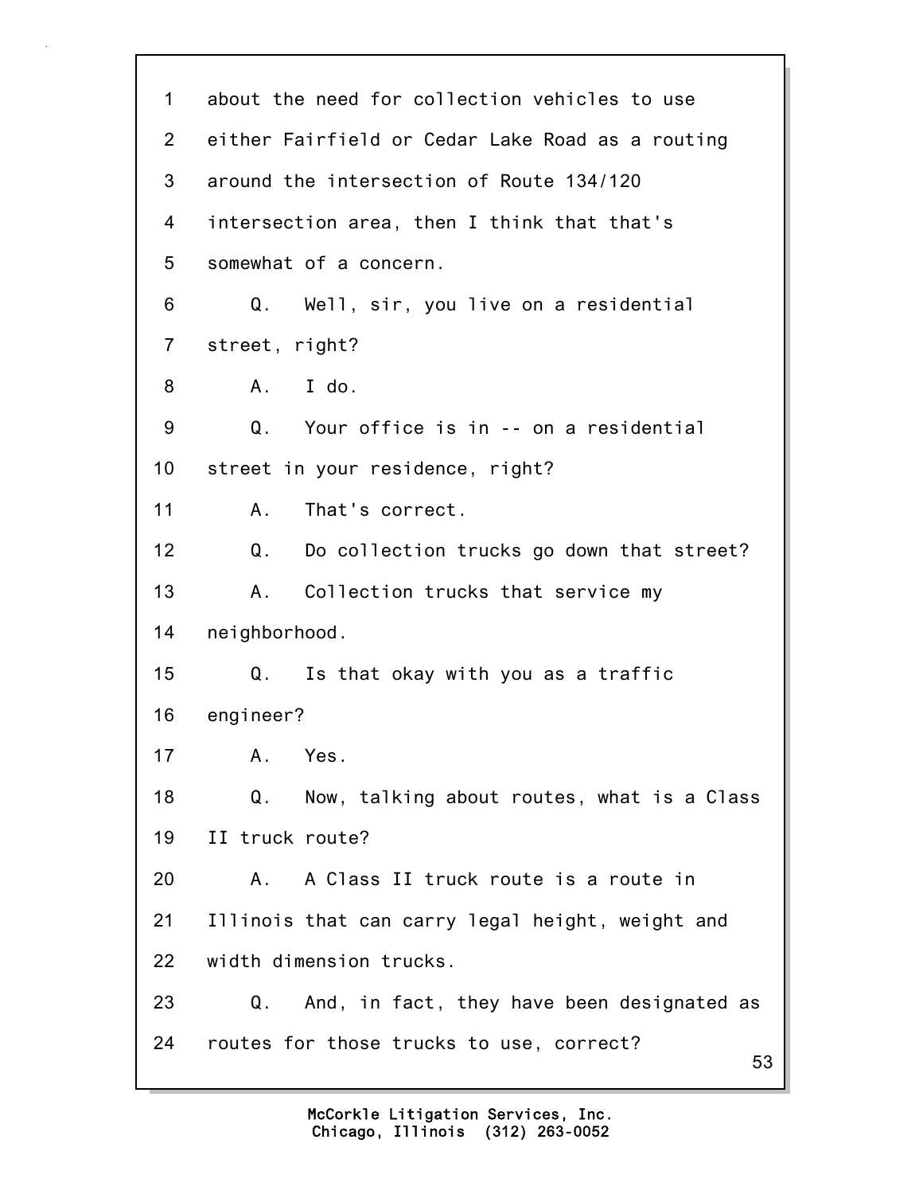1 about the need for collection vehicles to use
2 either Fairfield or Cedar Lake Road as a routing
3 around the intersection of Route 134/120
4 intersection area, then I think that that's
5 somewhat of a concern.
6 Q. Well, sir, you live on a residential
7 street, right?
8 A. I do.
9 Q. Your office is in -- on a residential
10 street in your residence, right?
11 A. That's correct.
12 Q. Do collection trucks go down that street?
13 A. Collection trucks that service my
14 neighborhood.
15 Q. Is that okay with you as a traffic
16 engineer?
17 A. Yes.
18 Q. Now, talking about routes, what is a Class
19 II truck route?
20 A. A Class II truck route is a route in
21 Illinois that can carry legal height, weight and
22 width dimension trucks.
23 Q. And, in fact, they have been designated as
24 routes for those trucks to use, correct?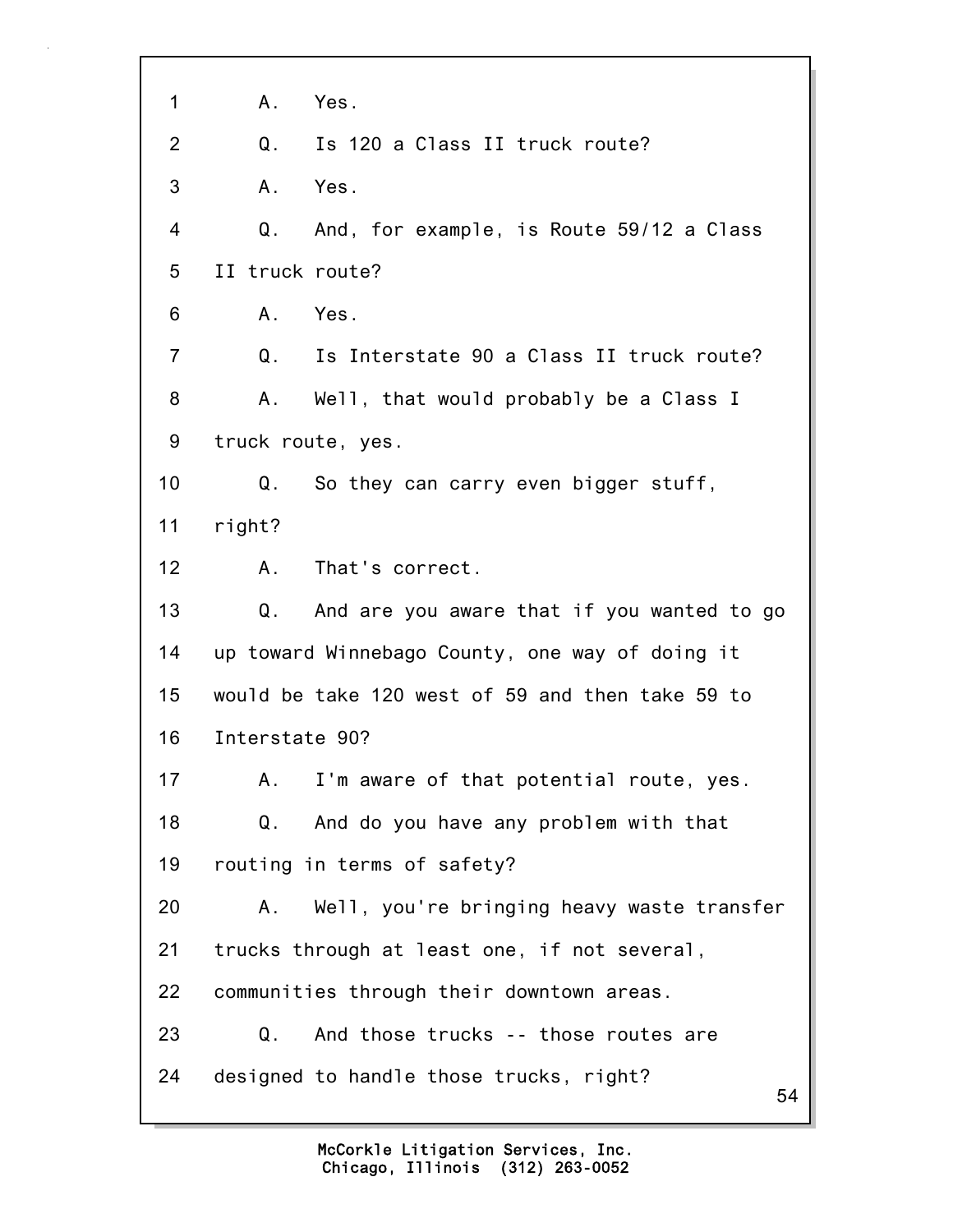1 A. Yes.

2 Q. Is 120 a Class II truck route?

3 A. Yes.

4 Q. And, for example, is Route 59/12 a Class

5 II truck route?

6 A. Yes.

7 Q. Is Interstate 90 a Class II truck route?

8 A. Well, that would probably be a Class I

9 truck route, yes.

10 Q. So they can carry even bigger stuff,

11 right?

12 A. That's correct.

13 Q. And are you aware that if you wanted to go

14 up toward Winnebago County, one way of doing it

15 would be take 120 west of 59 and then take 59 to

16 Interstate 90?

17 A. I'm aware of that potential route, yes.

18 Q. And do you have any problem with that

19 routing in terms of safety?

20 A. Well, you're bringing heavy waste transfer

21 trucks through at least one, if not several,

22 communities through their downtown areas.

23 Q. And those trucks -- those routes are

24 designed to handle those trucks, right?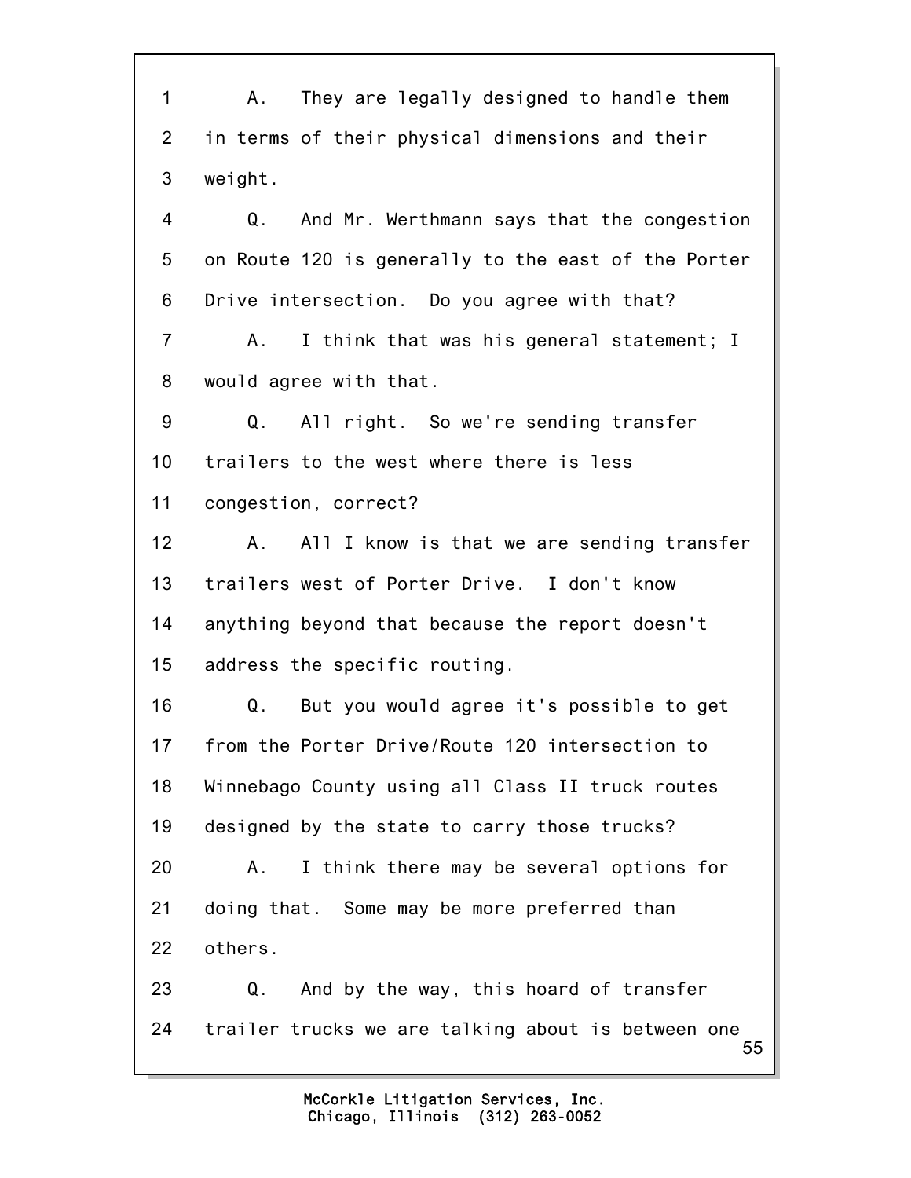1 A. They are legally designed to handle them
2 in terms of their physical dimensions and their
3 weight.
4 Q. And Mr. Werthmann says that the congestion
5 on Route 120 is generally to the east of the Porter
6 Drive intersection. Do you agree with that?
7 A. I think that was his general statement; I
8 would agree with that.
9 Q. All right. So we're sending transfer
10 trailers to the west where there is less
11 congestion, correct?
12 A. All I know is that we are sending transfer
13 trailers west of Porter Drive. I don't know
14 anything beyond that because the report doesn't
15 address the specific routing.
16 Q. But you would agree it's possible to get
17 from the Porter Drive/Route 120 intersection to
18 Winnebago County using all Class II truck routes
19 designed by the state to carry those trucks?
20 A. I think there may be several options for
21 doing that. Some may be more preferred than
22 others.
23 Q. And by the way, this hoard of transfer
24 trailer trucks we are talking about is between one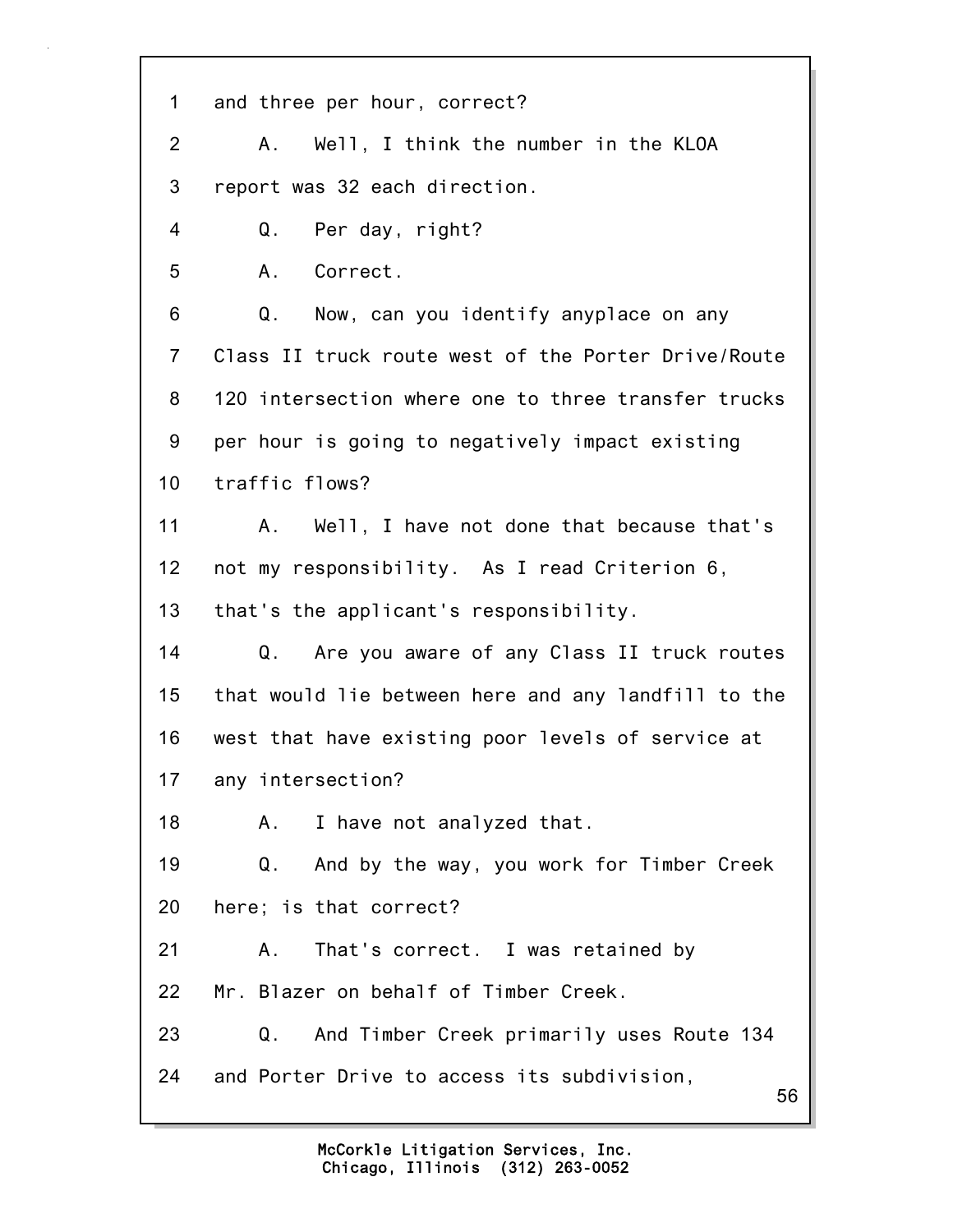1 and three per hour, correct?

2 A. Well, I think the number in the KLOA

3 report was 32 each direction.

4 Q. Per day, right?

5 A. Correct.

6 Q. Now, can you identify anyplace on any

7 Class II truck route west of the Porter Drive/Route

8 120 intersection where one to three transfer trucks

9 per hour is going to negatively impact existing

10 traffic flows?

11 A. Well, I have not done that because that's

12 not my responsibility. As I read Criterion 6,

13 that's the applicant's responsibility.

14 Q. Are you aware of any Class II truck routes

15 that would lie between here and any landfill to the

16 west that have existing poor levels of service at

17 any intersection?

18 A. I have not analyzed that.

19 Q. And by the way, you work for Timber Creek

20 here; is that correct?

21 A. That's correct. I was retained by

22 Mr. Blazer on behalf of Timber Creek.

23 Q. And Timber Creek primarily uses Route 134

24 and Porter Drive to access its subdivision,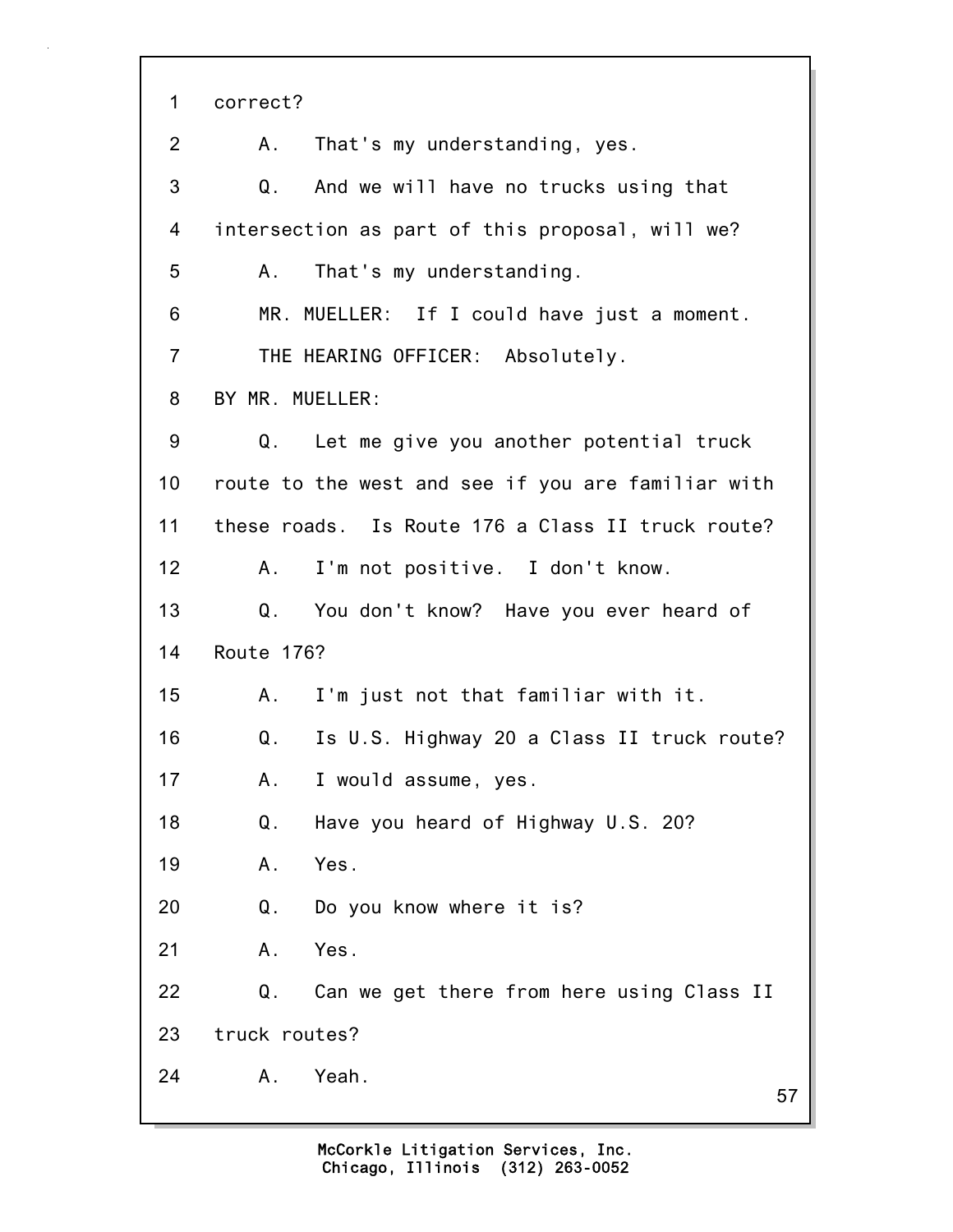correct?

A. That's my understanding, yes.

Q. And we will have no trucks using that intersection as part of this proposal, will we?

A. That's my understanding.

MR. MUELLER: If I could have just a moment.

THE HEARING OFFICER: Absolutely.

BY MR. MUELLER:

Q. Let me give you another potential truck route to the west and see if you are familiar with these roads. Is Route 176 a Class II truck route?

A. I'm not positive. I don't know.

Q. You don't know? Have you ever heard of Route 176?

A. I'm just not that familiar with it.

Q. Is U.S. Highway 20 a Class II truck route?

A. I would assume, yes.

Q. Have you heard of Highway U.S. 20?

A. Yes.

Q. Do you know where it is?

A. Yes.

Q. Can we get there from here using Class II truck routes?

A. Yeah.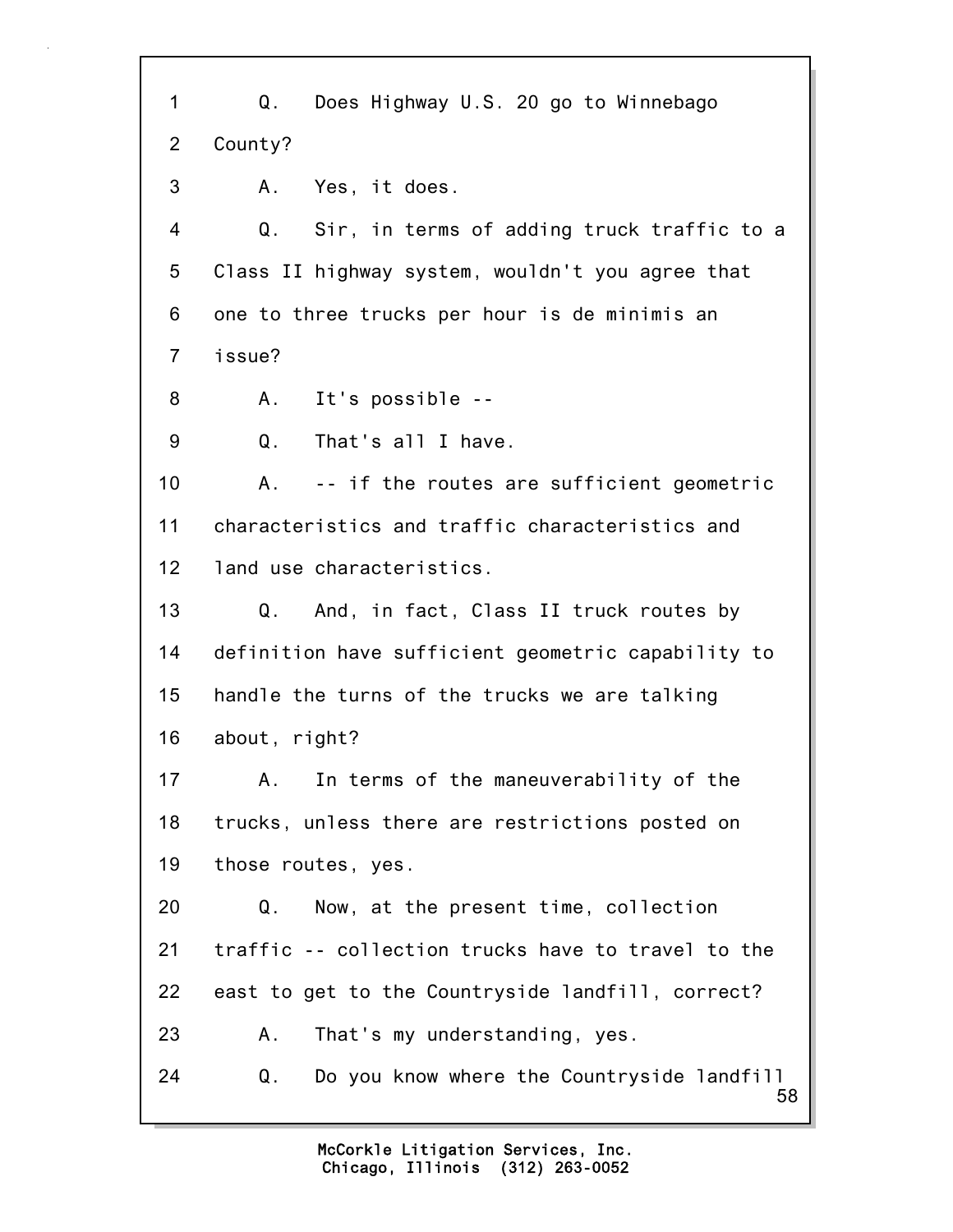1 Q. Does Highway U.S. 20 go to Winnebago
2 County?
3 A. Yes, it does.
4 Q. Sir, in terms of adding truck traffic to a
5 Class II highway system, wouldn't you agree that
6 one to three trucks per hour is de minimis an
7 issue?
8 A. It's possible --
9 Q. That's all I have.
10 A. -- if the routes are sufficient geometric
11 characteristics and traffic characteristics and
12 land use characteristics.
13 Q. And, in fact, Class II truck routes by
14 definition have sufficient geometric capability to
15 handle the turns of the trucks we are talking
16 about, right?
17 A. In terms of the maneuverability of the
18 trucks, unless there are restrictions posted on
19 those routes, yes.
20 Q. Now, at the present time, collection
21 traffic -- collection trucks have to travel to the
22 east to get to the Countryside landfill, correct?
23 A. That's my understanding, yes.
24 Q. Do you know where the Countryside landfill

McCorkle Litigation Services, Inc.
Chicago, Illinois (312) 263-0052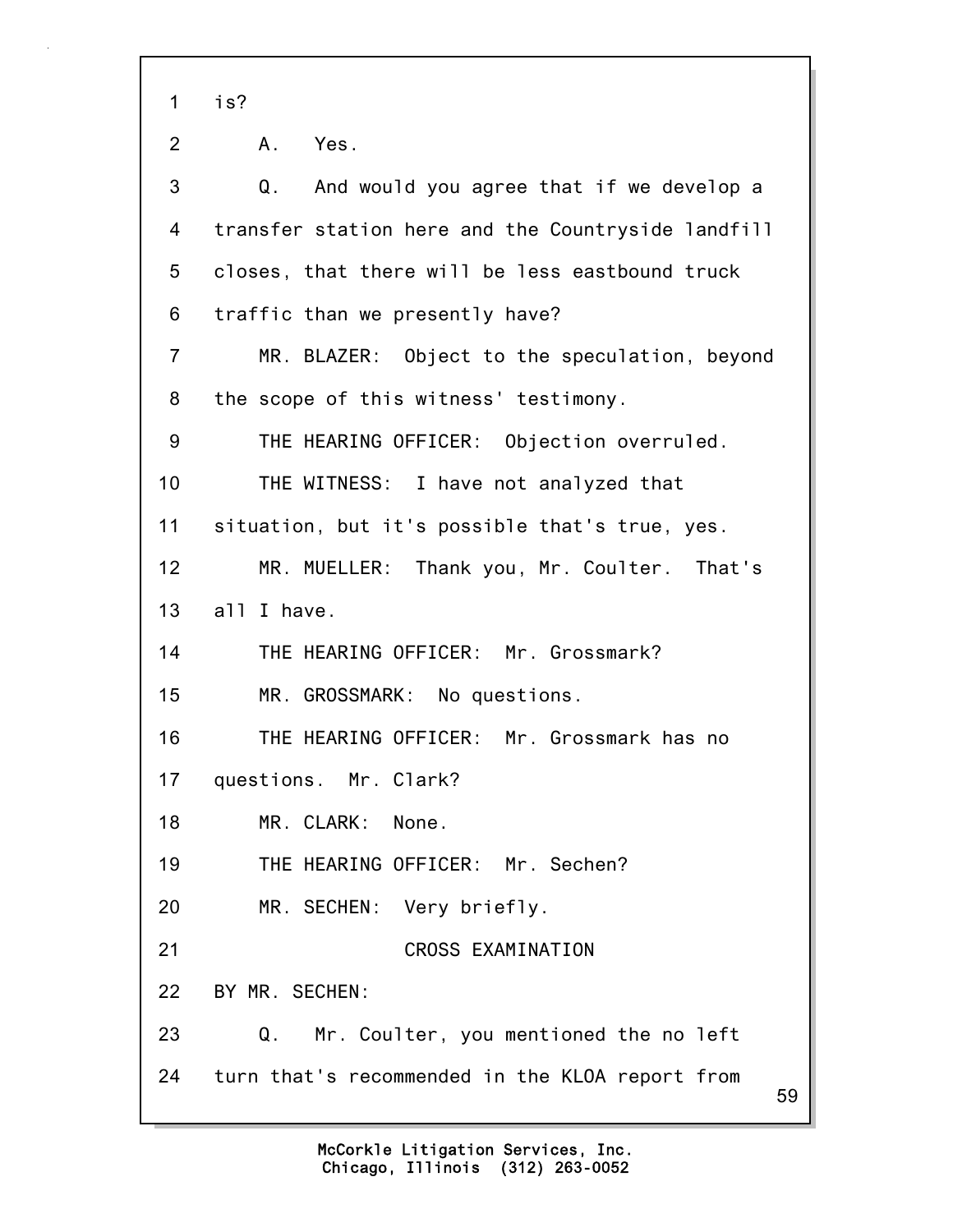is?

A. Yes.

Q. And would you agree that if we develop a transfer station here and the Countryside landfill closes, that there will be less eastbound truck traffic than we presently have?

MR. BLAZER: Object to the speculation, beyond the scope of this witness' testimony.

THE HEARING OFFICER: Objection overruled.

THE WITNESS: I have not analyzed that situation, but it's possible that's true, yes.

MR. MUELLER: Thank you, Mr. Coulter. That's all I have.

THE HEARING OFFICER: Mr. Grossmark?

MR. GROSSMARK: No questions.

THE HEARING OFFICER: Mr. Grossmark has no questions. Mr. Clark?

MR. CLARK: None.

THE HEARING OFFICER: Mr. Sechen?

MR. SECHEN: Very briefly.

CROSS EXAMINATION

BY MR. SECHEN:

Q. Mr. Coulter, you mentioned the no left turn that's recommended in the KLOA report from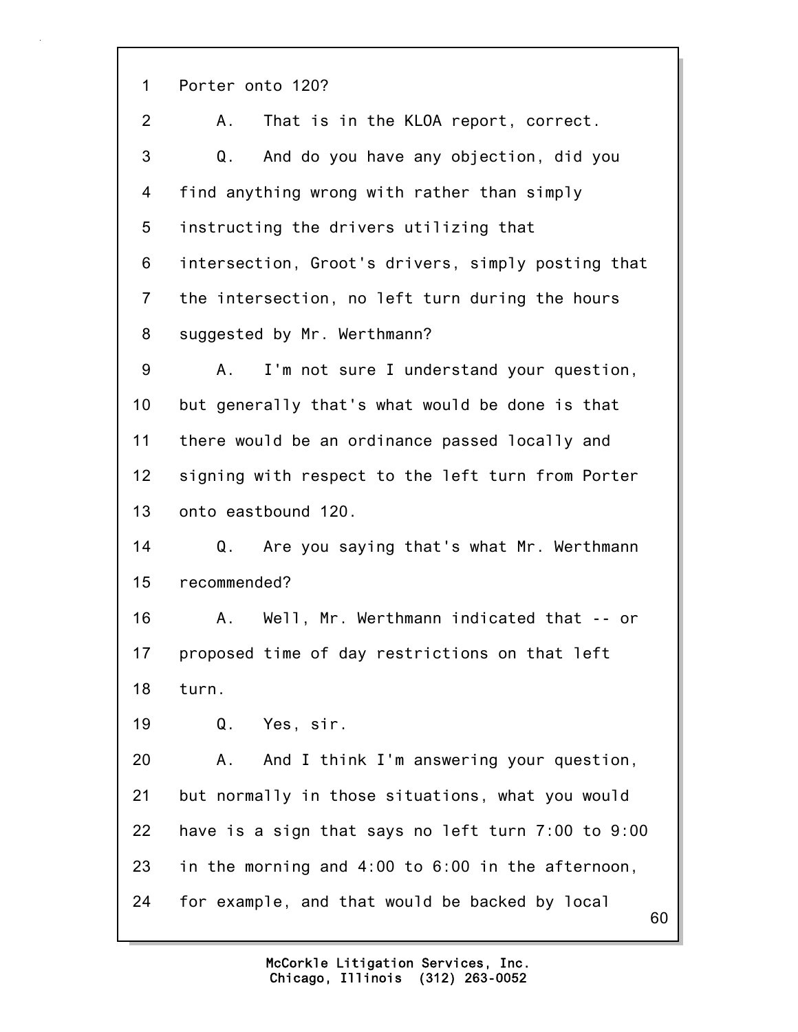1 Porter onto 120?

2 A. That is in the KLOA report, correct.

3 Q. And do you have any objection, did you

4 find anything wrong with rather than simply

5 instructing the drivers utilizing that

6 intersection, Groot's drivers, simply posting that

7 the intersection, no left turn during the hours

8 suggested by Mr. Werthmann?

9 A. I'm not sure I understand your question,

10 but generally that's what would be done is that

11 there would be an ordinance passed locally and

12 signing with respect to the left turn from Porter

13 onto eastbound 120.

14 Q. Are you saying that's what Mr. Werthmann

15 recommended?

16 A. Well, Mr. Werthmann indicated that -- or

17 proposed time of day restrictions on that left

18 turn.

19 Q. Yes, sir.

20 A. And I think I'm answering your question,

21 but normally in those situations, what you would

22 have is a sign that says no left turn 7:00 to 9:00

23 in the morning and 4:00 to 6:00 in the afternoon,

24 for example, and that would be backed by local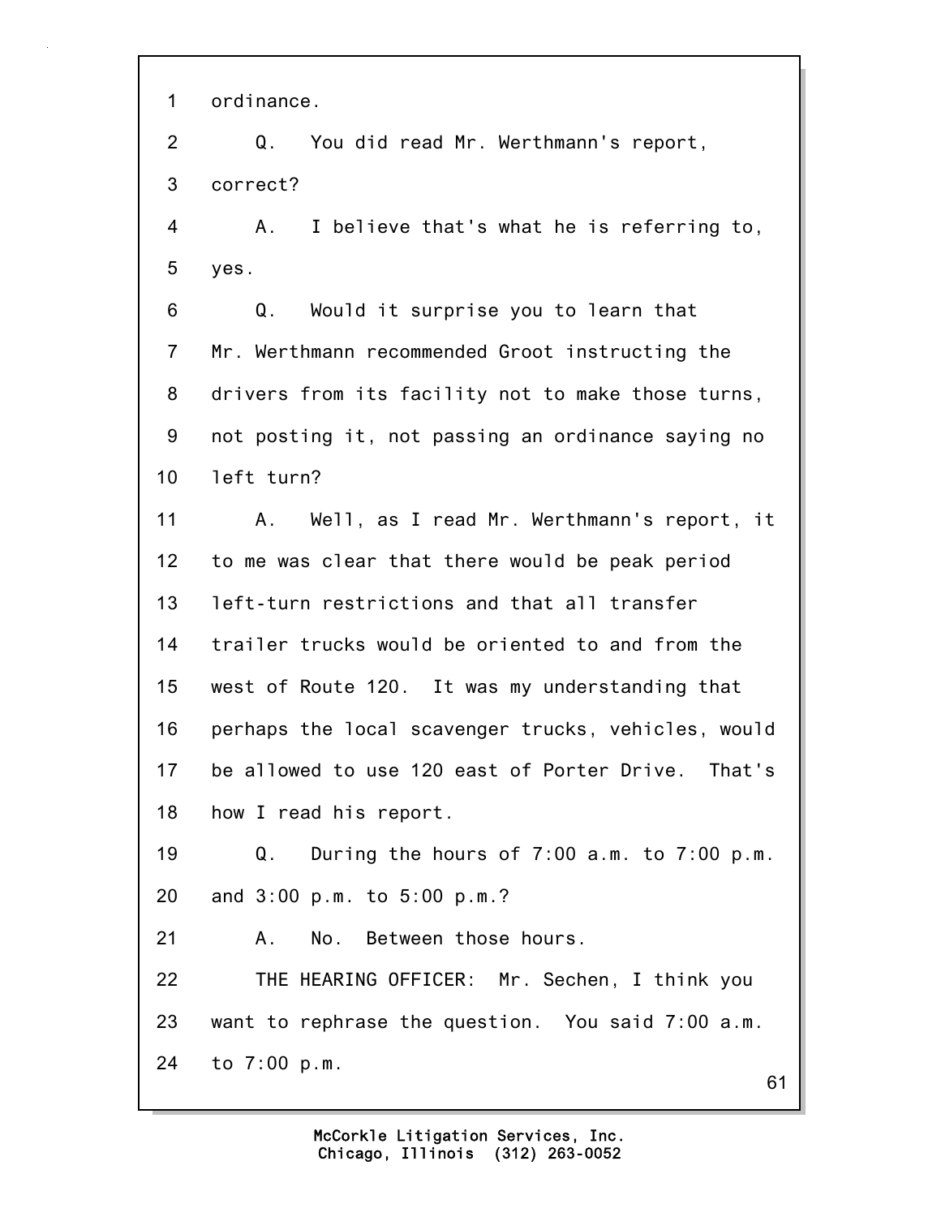1 ordinance.

2 Q. You did read Mr. Werthmann's report,

3 correct?

4 A. I believe that's what he is referring to,

5 yes.

6 Q. Would it surprise you to learn that

7 Mr. Werthmann recommended Groot instructing the

8 drivers from its facility not to make those turns,

9 not posting it, not passing an ordinance saying no

10 left turn?

11 A. Well, as I read Mr. Werthmann's report, it

12 to me was clear that there would be peak period

13 left-turn restrictions and that all transfer

14 trailer trucks would be oriented to and from the

15 west of Route 120. It was my understanding that

16 perhaps the local scavenger trucks, vehicles, would

17 be allowed to use 120 east of Porter Drive. That's

18 how I read his report.

19 Q. During the hours of 7:00 a.m. to 7:00 p.m.

20 and 3:00 p.m. to 5:00 p.m.?

21 A. No. Between those hours.

22 THE HEARING OFFICER: Mr. Sechen, I think you

23 want to rephrase the question. You said 7:00 a.m.

24 to 7:00 p.m.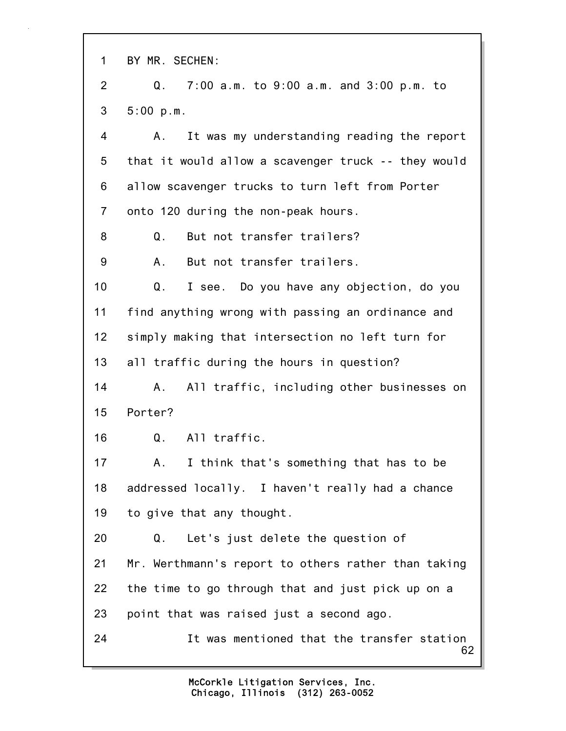BY MR. SECHEN:

Q. 7:00 a.m. to 9:00 a.m. and 3:00 p.m. to 5:00 p.m.

A. It was my understanding reading the report that it would allow a scavenger truck -- they would allow scavenger trucks to turn left from Porter onto 120 during the non-peak hours.

Q. But not transfer trailers?

A. But not transfer trailers.

Q. I see. Do you have any objection, do you find anything wrong with passing an ordinance and simply making that intersection no left turn for all traffic during the hours in question?

A. All traffic, including other businesses on Porter?

Q. All traffic.

A. I think that's something that has to be addressed locally. I haven't really had a chance to give that any thought.

Q. Let's just delete the question of Mr. Werthmann's report to others rather than taking the time to go through that and just pick up on a point that was raised just a second ago.

It was mentioned that the transfer station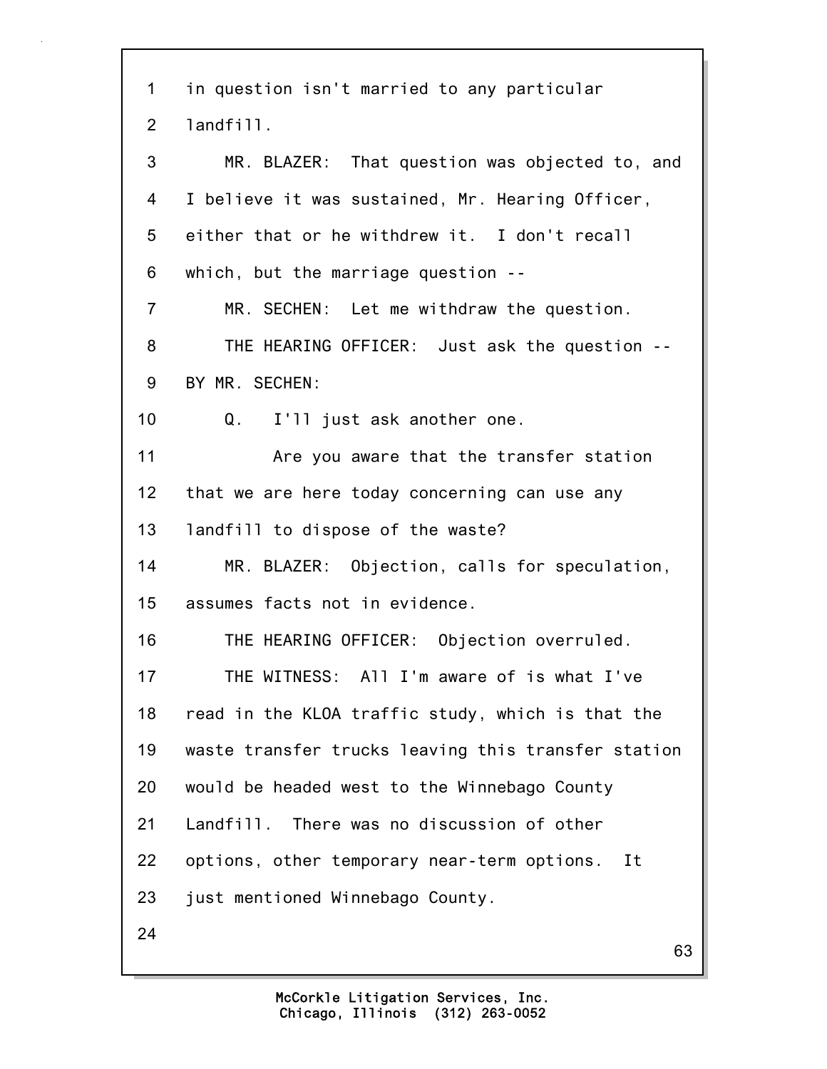in question isn't married to any particular landfill.

MR. BLAZER: That question was objected to, and I believe it was sustained, Mr. Hearing Officer, either that or he withdrew it. I don't recall which, but the marriage question --

MR. SECHEN: Let me withdraw the question.

THE HEARING OFFICER: Just ask the question --

BY MR. SECHEN:

Q. I'll just ask another one.

Are you aware that the transfer station that we are here today concerning can use any landfill to dispose of the waste?

MR. BLAZER: Objection, calls for speculation, assumes facts not in evidence.

THE HEARING OFFICER: Objection overruled.

THE WITNESS: All I'm aware of is what I've read in the KLOA traffic study, which is that the waste transfer trucks leaving this transfer station would be headed west to the Winnebago County Landfill. There was no discussion of other options, other temporary near-term options. It just mentioned Winnebago County.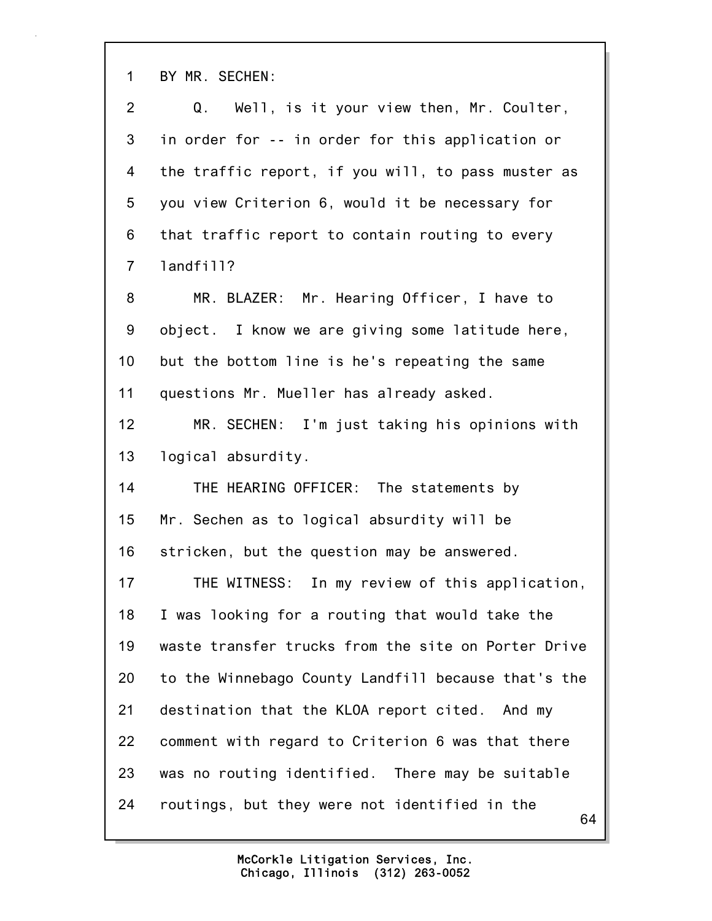BY MR. SECHEN:

Q. Well, is it your view then, Mr. Coulter, in order for -- in order for this application or the traffic report, if you will, to pass muster as you view Criterion 6, would it be necessary for that traffic report to contain routing to every landfill?

MR. BLAZER: Mr. Hearing Officer, I have to object. I know we are giving some latitude here, but the bottom line is he's repeating the same questions Mr. Mueller has already asked.

MR. SECHEN: I'm just taking his opinions with logical absurdity.

THE HEARING OFFICER: The statements by Mr. Sechen as to logical absurdity will be stricken, but the question may be answered.

THE WITNESS: In my review of this application, I was looking for a routing that would take the waste transfer trucks from the site on Porter Drive to the Winnebago County Landfill because that's the destination that the KLOA report cited. And my comment with regard to Criterion 6 was that there was no routing identified. There may be suitable routings, but they were not identified in the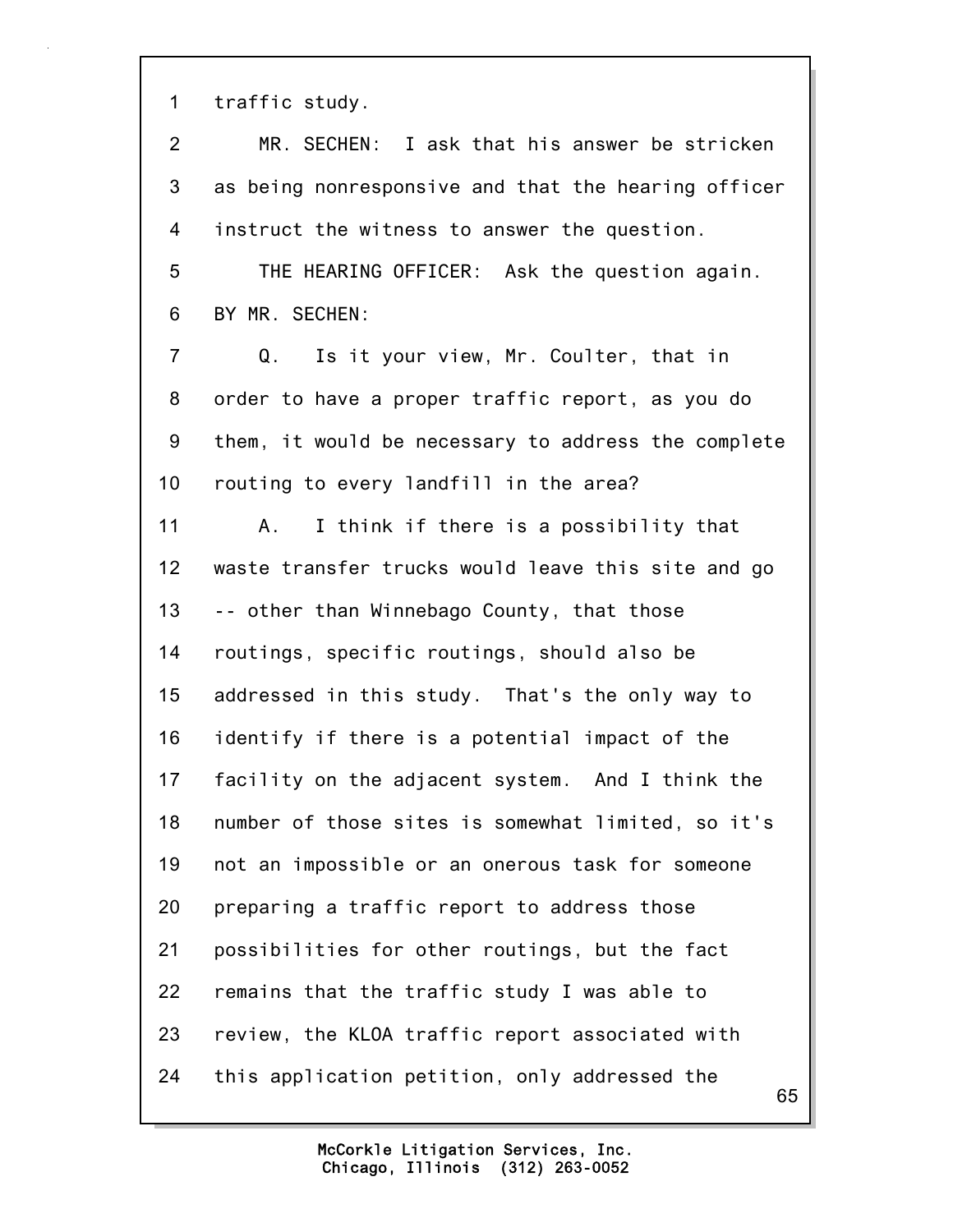1 traffic study.

2 MR. SECHEN: I ask that his answer be stricken

3 as being nonresponsive and that the hearing officer

4 instruct the witness to answer the question.

5 THE HEARING OFFICER: Ask the question again.

6 BY MR. SECHEN:

7 Q. Is it your view, Mr. Coulter, that in

8 order to have a proper traffic report, as you do

9 them, it would be necessary to address the complete

10 routing to every landfill in the area?

11 A. I think if there is a possibility that

12 waste transfer trucks would leave this site and go

13 -- other than Winnebago County, that those

14 routings, specific routings, should also be

15 addressed in this study. That's the only way to

16 identify if there is a potential impact of the

17 facility on the adjacent system. And I think the

18 number of those sites is somewhat limited, so it's

19 not an impossible or an onerous task for someone

20 preparing a traffic report to address those

21 possibilities for other routings, but the fact

22 remains that the traffic study I was able to

23 review, the KLOA traffic report associated with

24 this application petition, only addressed the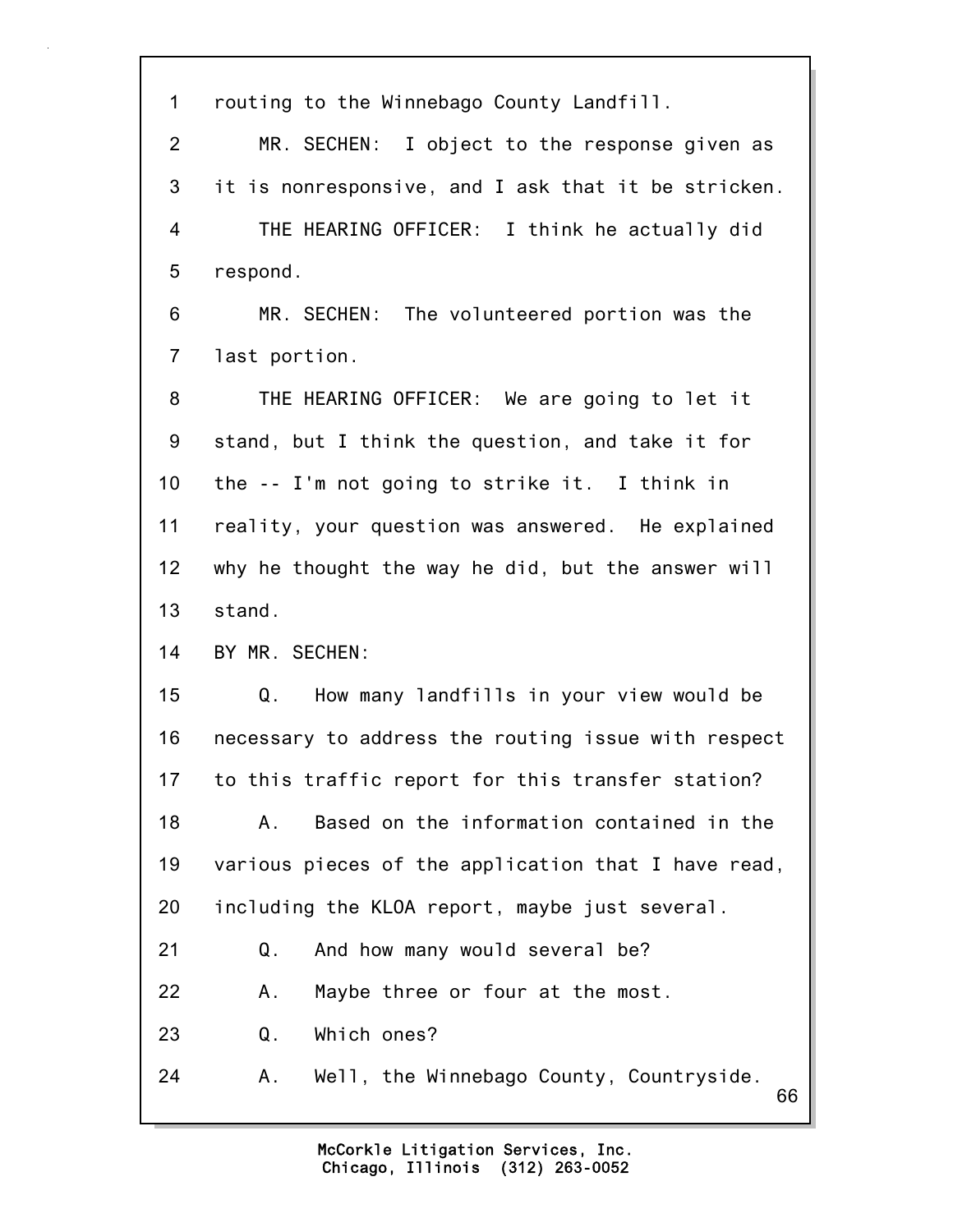1 routing to the Winnebago County Landfill.

2 MR. SECHEN: I object to the response given as

3 it is nonresponsive, and I ask that it be stricken.

4 THE HEARING OFFICER: I think he actually did

5 respond.

6 MR. SECHEN: The volunteered portion was the

7 last portion.

8 THE HEARING OFFICER: We are going to let it

9 stand, but I think the question, and take it for

10 the -- I'm not going to strike it. I think in

11 reality, your question was answered. He explained

12 why he thought the way he did, but the answer will

13 stand.

14 BY MR. SECHEN:

15 Q. How many landfills in your view would be

16 necessary to address the routing issue with respect

17 to this traffic report for this transfer station?

18 A. Based on the information contained in the

19 various pieces of the application that I have read,

20 including the KLOA report, maybe just several.

21 Q. And how many would several be?

22 A. Maybe three or four at the most.

23 Q. Which ones?

24 A. Well, the Winnebago County, Countryside.

McCorkle Litigation Services, Inc.
Chicago, Illinois (312) 263-0052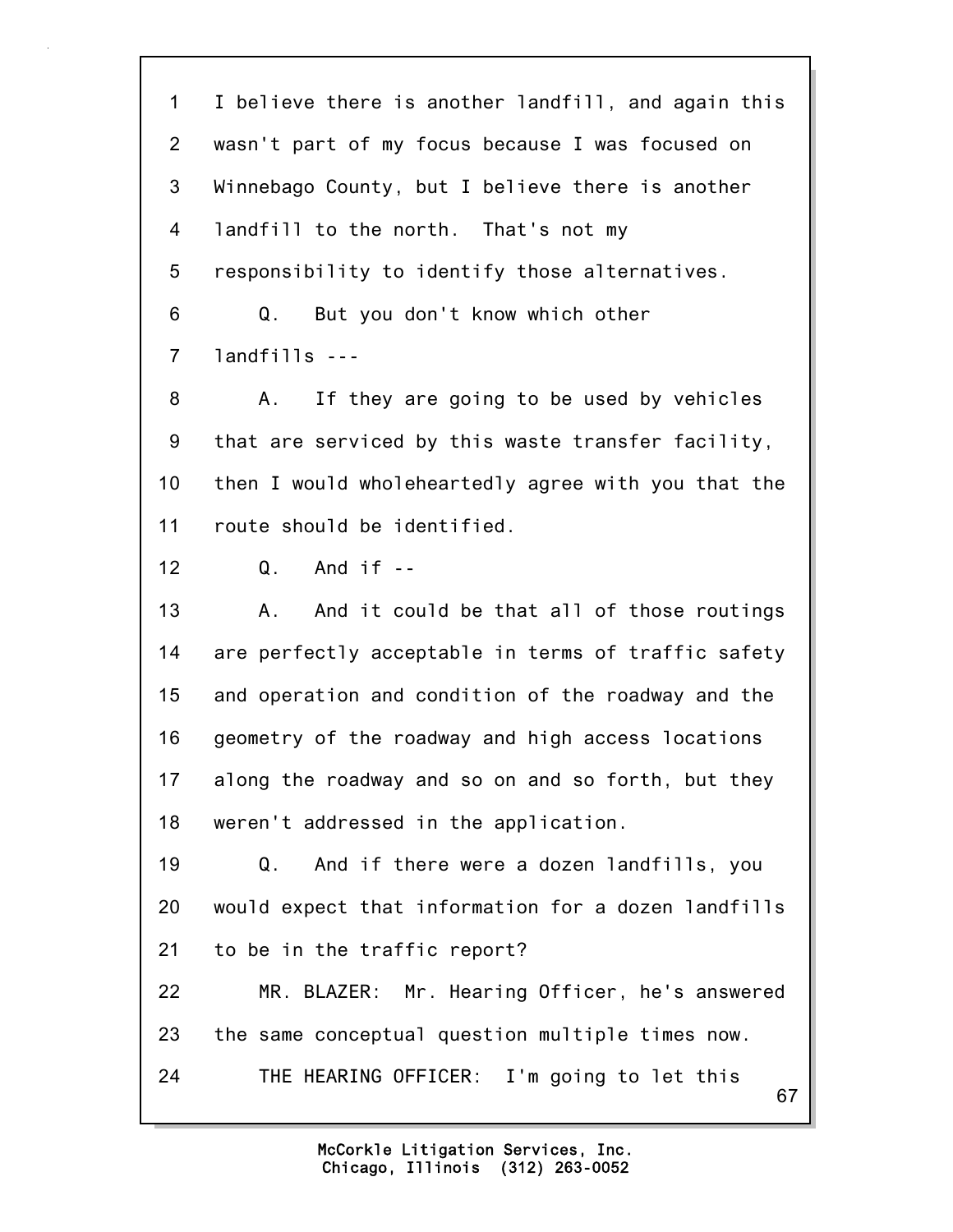1 I believe there is another landfill, and again this
2 wasn't part of my focus because I was focused on
3 Winnebago County, but I believe there is another
4 landfill to the north. That's not my
5 responsibility to identify those alternatives.
6 Q. But you don't know which other
7 landfills ---
8 A. If they are going to be used by vehicles
9 that are serviced by this waste transfer facility,
10 then I would wholeheartedly agree with you that the
11 route should be identified.
12 Q. And if --
13 A. And it could be that all of those routings
14 are perfectly acceptable in terms of traffic safety
15 and operation and condition of the roadway and the
16 geometry of the roadway and high access locations
17 along the roadway and so on and so forth, but they
18 weren't addressed in the application.
19 Q. And if there were a dozen landfills, you
20 would expect that information for a dozen landfills
21 to be in the traffic report?
22 MR. BLAZER: Mr. Hearing Officer, he's answered
23 the same conceptual question multiple times now.
24 THE HEARING OFFICER: I'm going to let this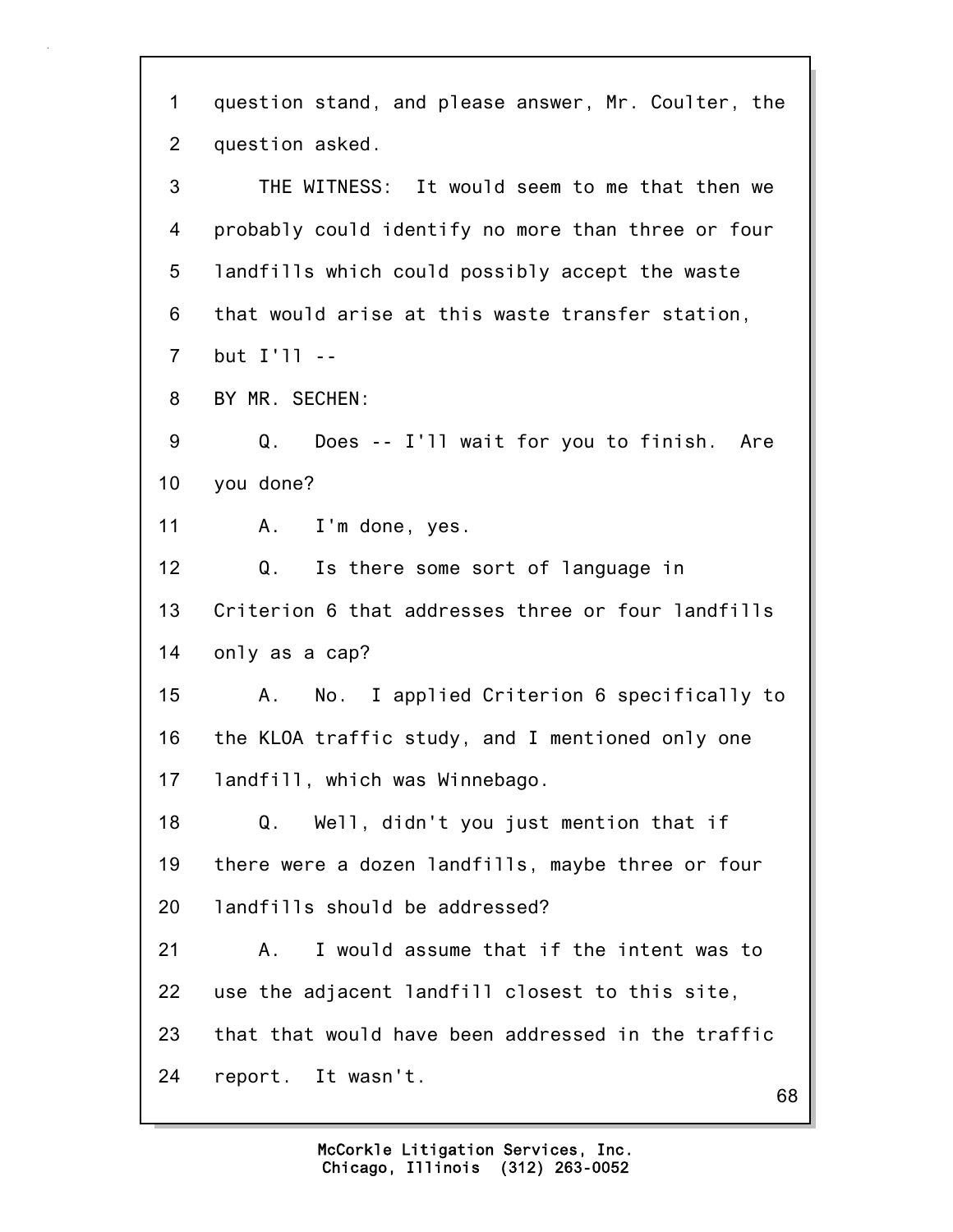question stand, and please answer, Mr. Coulter, the question asked.

THE WITNESS: It would seem to me that then we probably could identify no more than three or four landfills which could possibly accept the waste that would arise at this waste transfer station, but I'll --

BY MR. SECHEN:

Q. Does -- I'll wait for you to finish. Are you done?

A. I'm done, yes.

Q. Is there some sort of language in Criterion 6 that addresses three or four landfills only as a cap?

A. No. I applied Criterion 6 specifically to the KLOA traffic study, and I mentioned only one landfill, which was Winnebago.

Q. Well, didn't you just mention that if there were a dozen landfills, maybe three or four landfills should be addressed?

A. I would assume that if the intent was to use the adjacent landfill closest to this site, that that would have been addressed in the traffic report. It wasn't.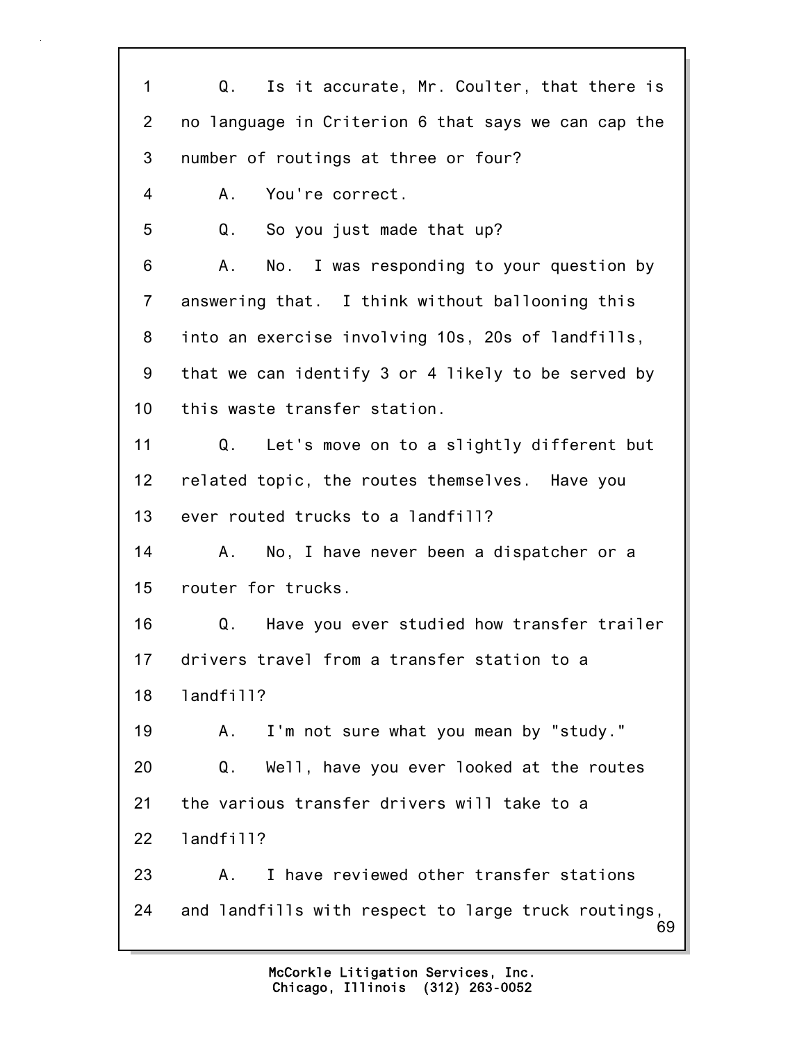1 Q. Is it accurate, Mr. Coulter, that there is
2 no language in Criterion 6 that says we can cap the
3 number of routings at three or four?
4 A. You're correct.
5 Q. So you just made that up?
6 A. No. I was responding to your question by
7 answering that. I think without ballooning this
8 into an exercise involving 10s, 20s of landfills,
9 that we can identify 3 or 4 likely to be served by
10 this waste transfer station.
11 Q. Let's move on to a slightly different but
12 related topic, the routes themselves. Have you
13 ever routed trucks to a landfill?
14 A. No, I have never been a dispatcher or a
15 router for trucks.
16 Q. Have you ever studied how transfer trailer
17 drivers travel from a transfer station to a
18 landfill?
19 A. I'm not sure what you mean by "study."
20 Q. Well, have you ever looked at the routes
21 the various transfer drivers will take to a
22 landfill?
23 A. I have reviewed other transfer stations
24 and landfills with respect to large truck routings,

McCorkle Litigation Services, Inc.
Chicago, Illinois (312) 263-0052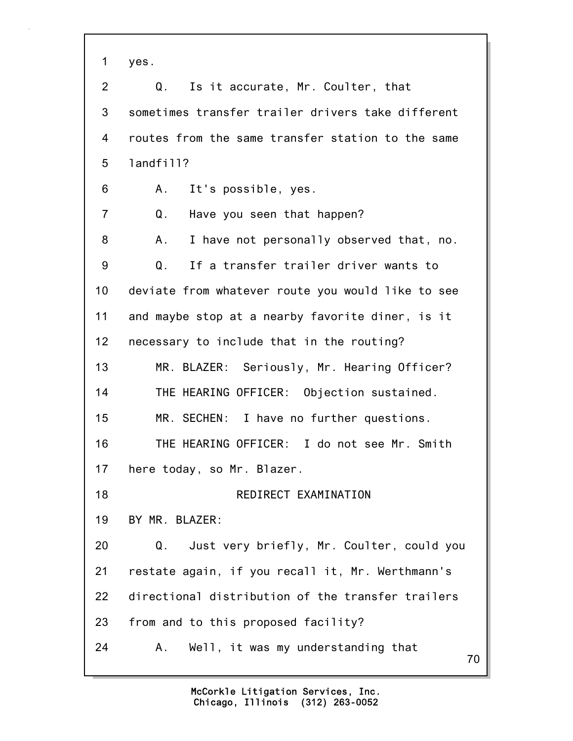1 yes.

2 Q. Is it accurate, Mr. Coulter, that

3 sometimes transfer trailer drivers take different

4 routes from the same transfer station to the same

5 landfill?

6 A. It's possible, yes.

7 Q. Have you seen that happen?

8 A. I have not personally observed that, no.

9 Q. If a transfer trailer driver wants to

10 deviate from whatever route you would like to see

11 and maybe stop at a nearby favorite diner, is it

12 necessary to include that in the routing?

13 MR. BLAZER: Seriously, Mr. Hearing Officer?

14 THE HEARING OFFICER: Objection sustained.

15 MR. SECHEN: I have no further questions.

16 THE HEARING OFFICER: I do not see Mr. Smith

17 here today, so Mr. Blazer.

18 REDIRECT EXAMINATION

19 BY MR. BLAZER:

20 Q. Just very briefly, Mr. Coulter, could you

21 restate again, if you recall it, Mr. Werthmann's

22 directional distribution of the transfer trailers

23 from and to this proposed facility?

24 A. Well, it was my understanding that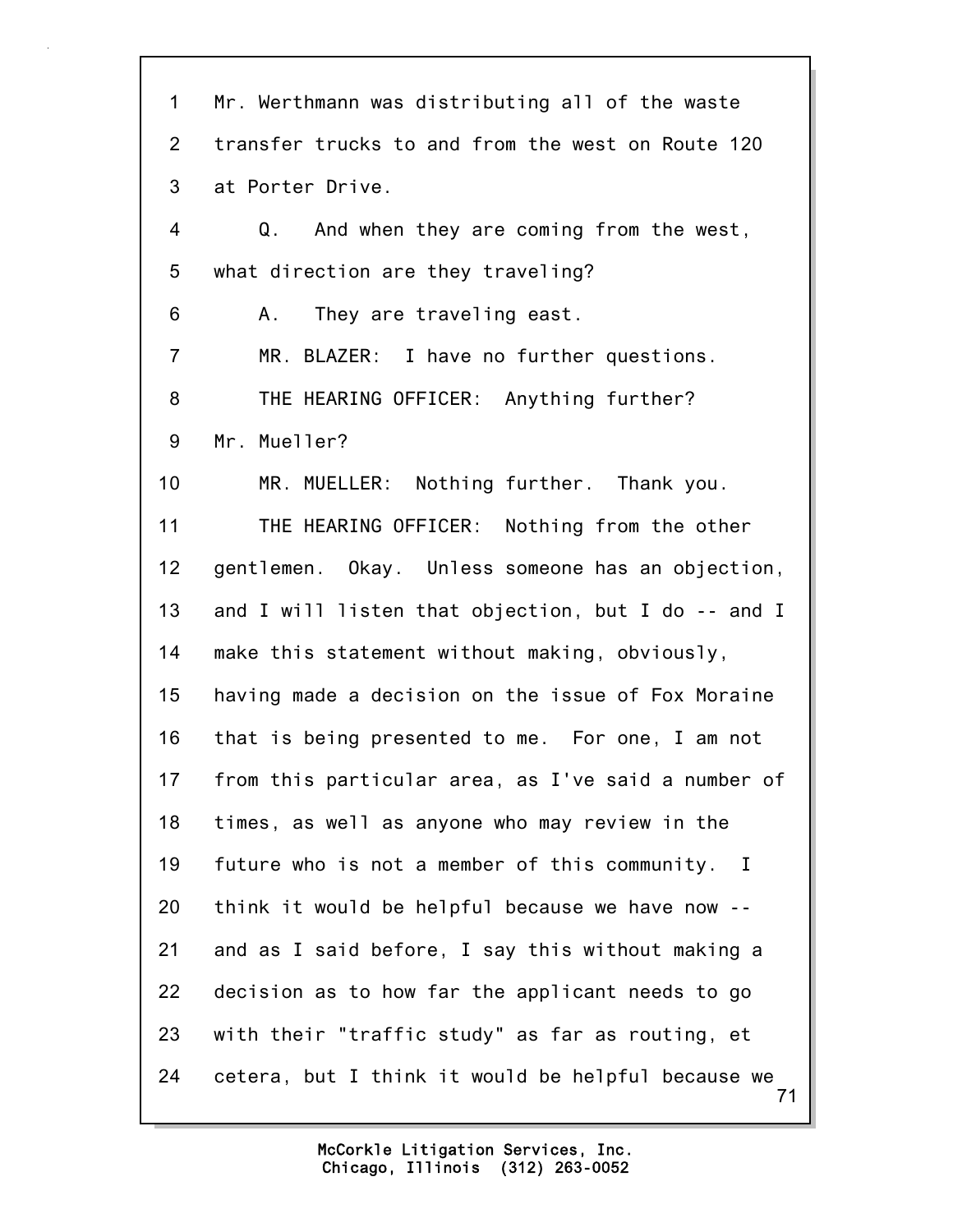1 Mr. Werthmann was distributing all of the waste
2 transfer trucks to and from the west on Route 120
3 at Porter Drive.
4 Q. And when they are coming from the west,
5 what direction are they traveling?
6 A. They are traveling east.
7 MR. BLAZER: I have no further questions.
8 THE HEARING OFFICER: Anything further?
9 Mr. Mueller?
10 MR. MUELLER: Nothing further. Thank you.
11 THE HEARING OFFICER: Nothing from the other
12 gentlemen. Okay. Unless someone has an objection,
13 and I will listen that objection, but I do -- and I
14 make this statement without making, obviously,
15 having made a decision on the issue of Fox Moraine
16 that is being presented to me. For one, I am not
17 from this particular area, as I've said a number of
18 times, as well as anyone who may review in the
19 future who is not a member of this community. I
20 think it would be helpful because we have now --
21 and as I said before, I say this without making a
22 decision as to how far the applicant needs to go
23 with their "traffic study" as far as routing, et
24 cetera, but I think it would be helpful because we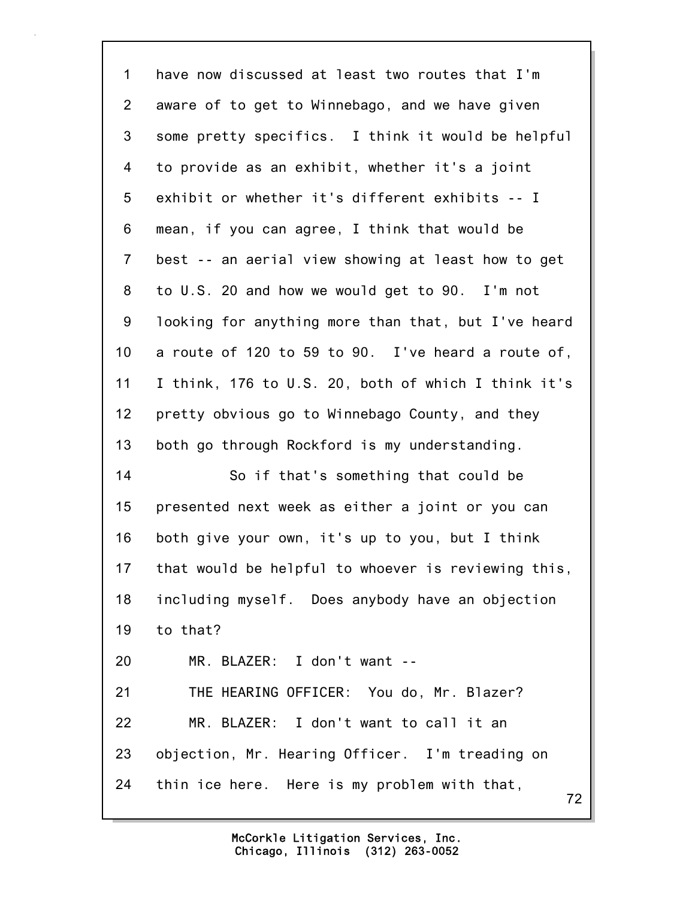have now discussed at least two routes that I'm aware of to get to Winnebago, and we have given some pretty specifics. I think it would be helpful to provide as an exhibit, whether it's a joint exhibit or whether it's different exhibits -- I mean, if you can agree, I think that would be best -- an aerial view showing at least how to get to U.S. 20 and how we would get to 90. I'm not looking for anything more than that, but I've heard a route of 120 to 59 to 90. I've heard a route of, I think, 176 to U.S. 20, both of which I think it's pretty obvious go to Winnebago County, and they both go through Rockford is my understanding.

So if that's something that could be presented next week as either a joint or you can both give your own, it's up to you, but I think that would be helpful to whoever is reviewing this, including myself. Does anybody have an objection to that?

MR. BLAZER: I don't want --

THE HEARING OFFICER: You do, Mr. Blazer?

MR. BLAZER: I don't want to call it an objection, Mr. Hearing Officer. I'm treading on thin ice here. Here is my problem with that,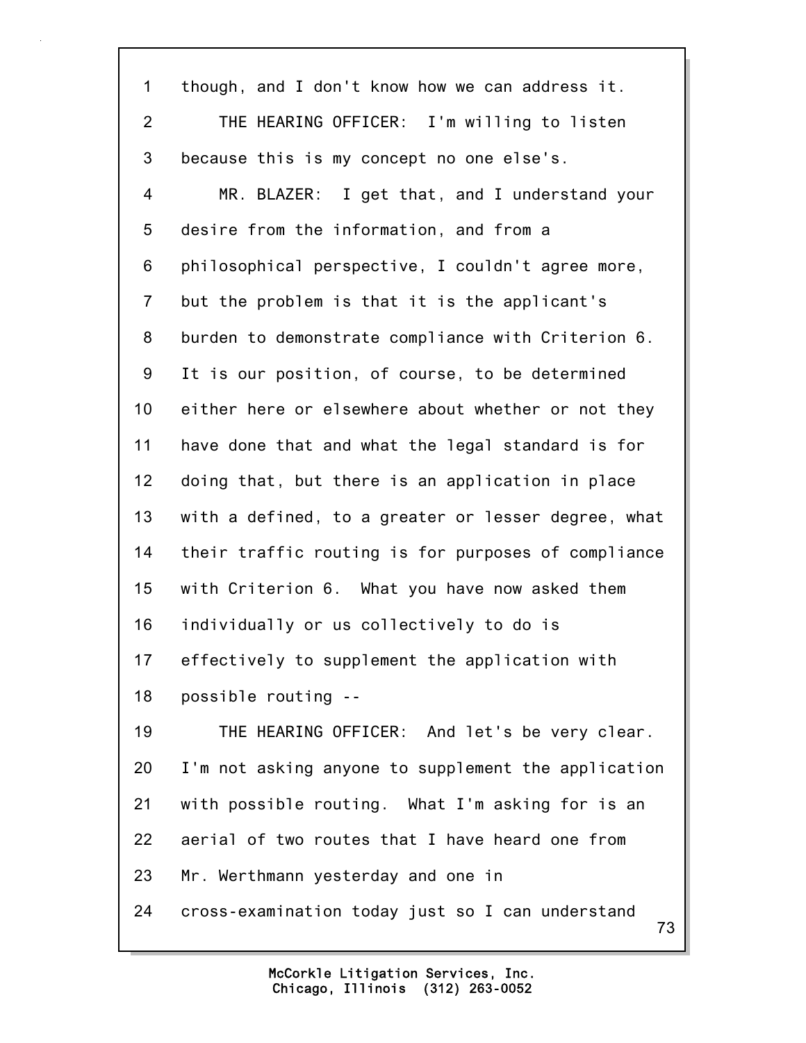1 though, and I don't know how we can address it.

2 THE HEARING OFFICER: I'm willing to listen

3 because this is my concept no one else's.

4 MR. BLAZER: I get that, and I understand your

5 desire from the information, and from a

6 philosophical perspective, I couldn't agree more,

7 but the problem is that it is the applicant's

8 burden to demonstrate compliance with Criterion 6.

9 It is our position, of course, to be determined

10 either here or elsewhere about whether or not they

11 have done that and what the legal standard is for

12 doing that, but there is an application in place

13 with a defined, to a greater or lesser degree, what

14 their traffic routing is for purposes of compliance

15 with Criterion 6. What you have now asked them

16 individually or us collectively to do is

17 effectively to supplement the application with

18 possible routing --

19 THE HEARING OFFICER: And let's be very clear.

20 I'm not asking anyone to supplement the application

21 with possible routing. What I'm asking for is an

22 aerial of two routes that I have heard one from

23 Mr. Werthmann yesterday and one in

24 cross-examination today just so I can understand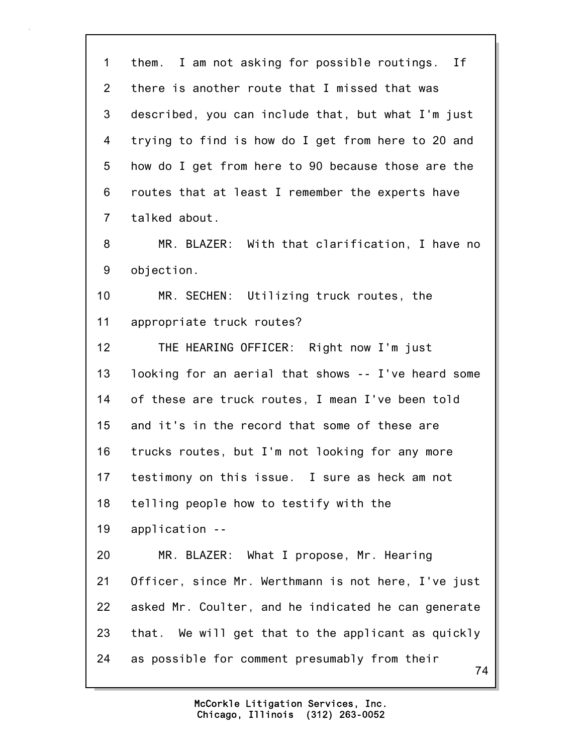1 them. I am not asking for possible routings. If
2 there is another route that I missed that was
3 described, you can include that, but what I'm just
4 trying to find is how do I get from here to 20 and
5 how do I get from here to 90 because those are the
6 routes that at least I remember the experts have
7 talked about.

8 MR. BLAZER: With that clarification, I have no
9 objection.

10 MR. SECHEN: Utilizing truck routes, the
11 appropriate truck routes?

12 THE HEARING OFFICER: Right now I'm just
13 looking for an aerial that shows -- I've heard some
14 of these are truck routes, I mean I've been told
15 and it's in the record that some of these are
16 trucks routes, but I'm not looking for any more
17 testimony on this issue. I sure as heck am not
18 telling people how to testify with the
19 application --

20 MR. BLAZER: What I propose, Mr. Hearing
21 Officer, since Mr. Werthmann is not here, I've just
22 asked Mr. Coulter, and he indicated he can generate
23 that. We will get that to the applicant as quickly
24 as possible for comment presumably from their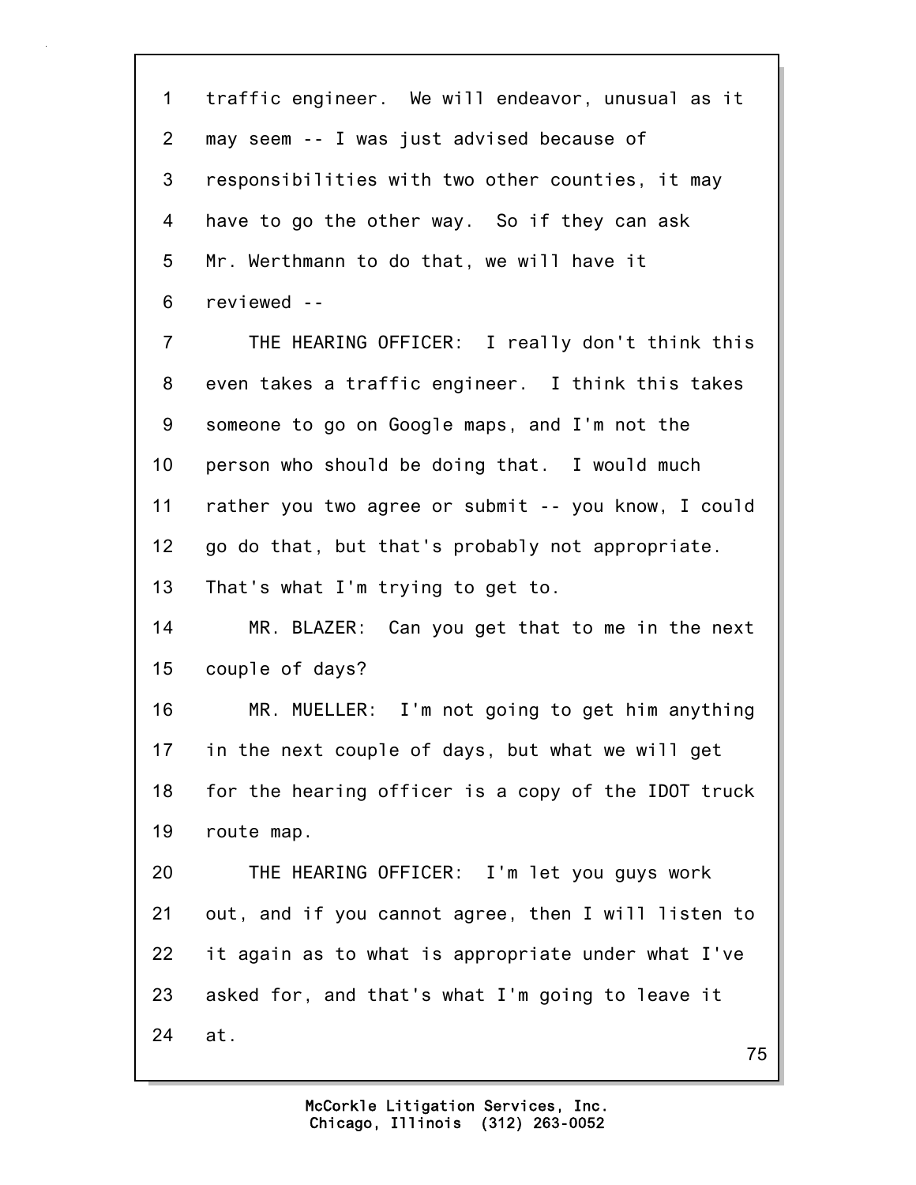traffic engineer. We will endeavor, unusual as it may seem -- I was just advised because of responsibilities with two other counties, it may have to go the other way. So if they can ask Mr. Werthmann to do that, we will have it reviewed --

THE HEARING OFFICER: I really don't think this even takes a traffic engineer. I think this takes someone to go on Google maps, and I'm not the person who should be doing that. I would much rather you two agree or submit -- you know, I could go do that, but that's probably not appropriate. That's what I'm trying to get to.

MR. BLAZER: Can you get that to me in the next couple of days?

MR. MUELLER: I'm not going to get him anything in the next couple of days, but what we will get for the hearing officer is a copy of the IDOT truck route map.

THE HEARING OFFICER: I'm let you guys work out, and if you cannot agree, then I will listen to it again as to what is appropriate under what I've asked for, and that's what I'm going to leave it at.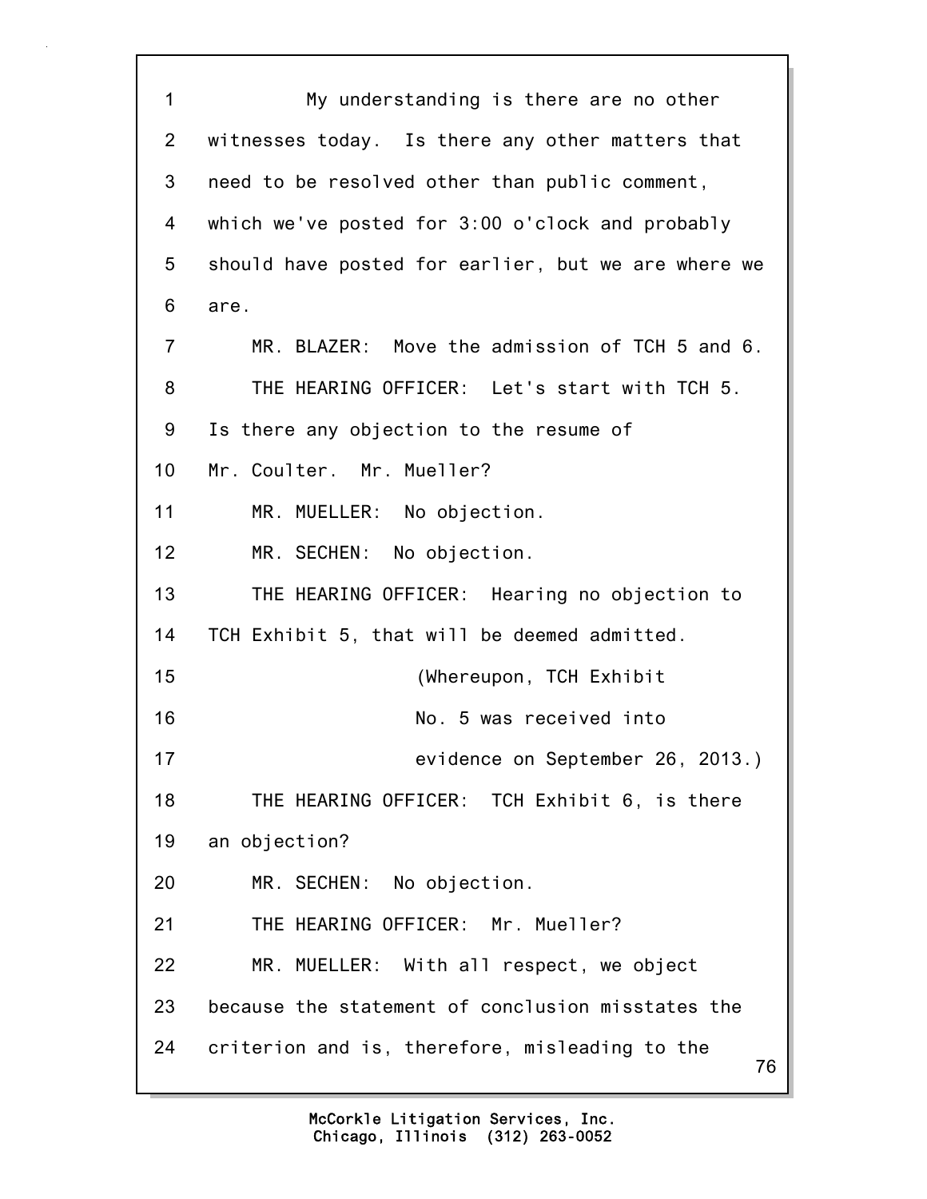My understanding is there are no other witnesses today. Is there any other matters that need to be resolved other than public comment, which we've posted for 3:00 o'clock and probably should have posted for earlier, but we are where we are.

MR. BLAZER: Move the admission of TCH 5 and 6.

THE HEARING OFFICER: Let's start with TCH 5. Is there any objection to the resume of Mr. Coulter. Mr. Mueller?

MR. MUELLER: No objection.

MR. SECHEN: No objection.

THE HEARING OFFICER: Hearing no objection to TCH Exhibit 5, that will be deemed admitted.

(Whereupon, TCH Exhibit No. 5 was received into evidence on September 26, 2013.)

THE HEARING OFFICER: TCH Exhibit 6, is there an objection?

MR. SECHEN: No objection.

THE HEARING OFFICER: Mr. Mueller?

MR. MUELLER: With all respect, we object because the statement of conclusion misstates the criterion and is, therefore, misleading to the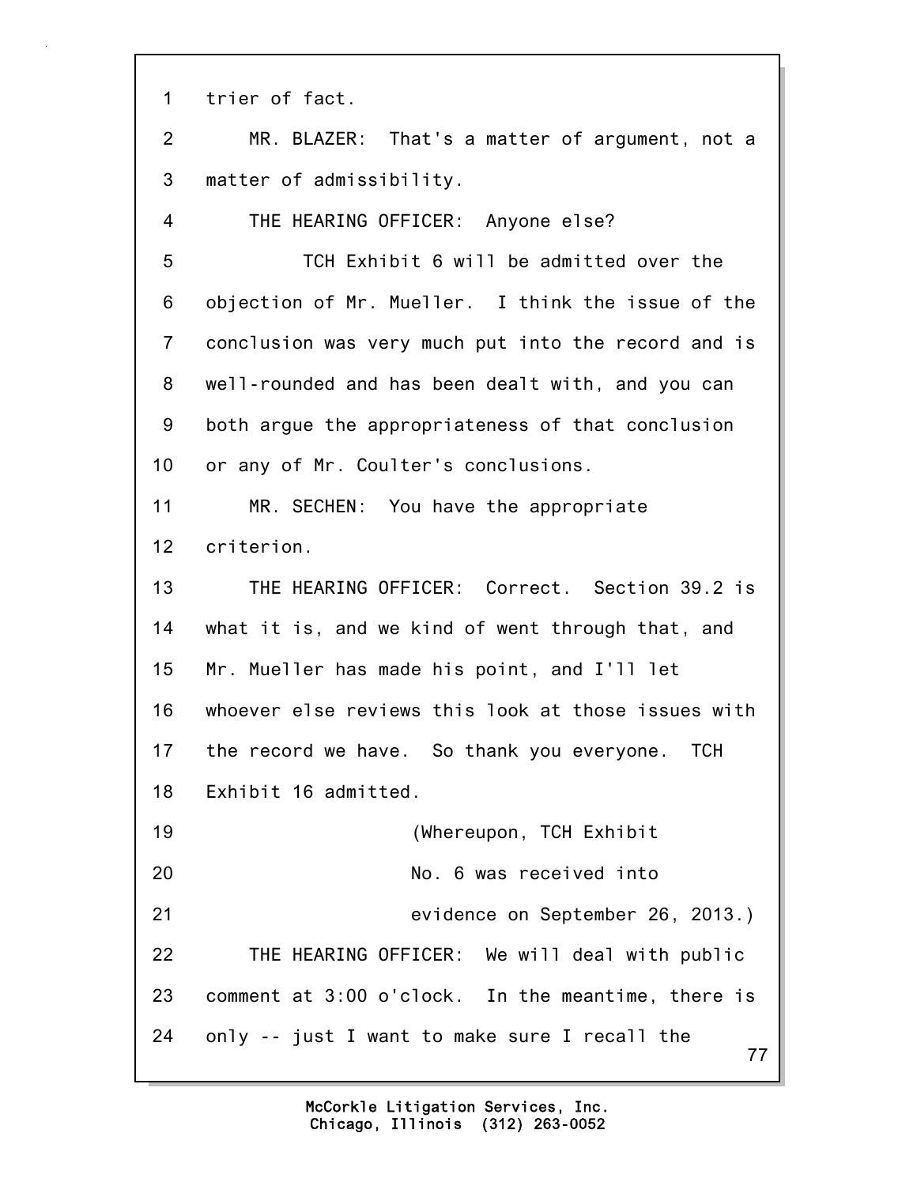1 trier of fact.

2 MR. BLAZER: That's a matter of argument, not a

3 matter of admissibility.

4 THE HEARING OFFICER: Anyone else?

5 TCH Exhibit 6 will be admitted over the

6 objection of Mr. Mueller. I think the issue of the

7 conclusion was very much put into the record and is

8 well-rounded and has been dealt with, and you can

9 both argue the appropriateness of that conclusion

10 or any of Mr. Coulter's conclusions.

11 MR. SECHEN: You have the appropriate

12 criterion.

13 THE HEARING OFFICER: Correct. Section 39.2 is

14 what it is, and we kind of went through that, and

15 Mr. Mueller has made his point, and I'll let

16 whoever else reviews this look at those issues with

17 the record we have. So thank you everyone. TCH

18 Exhibit 16 admitted.

19 (Whereupon, TCH Exhibit

20 No. 6 was received into

21 evidence on September 26, 2013.)

22 THE HEARING OFFICER: We will deal with public

23 comment at 3:00 o'clock. In the meantime, there is

24 only -- just I want to make sure I recall the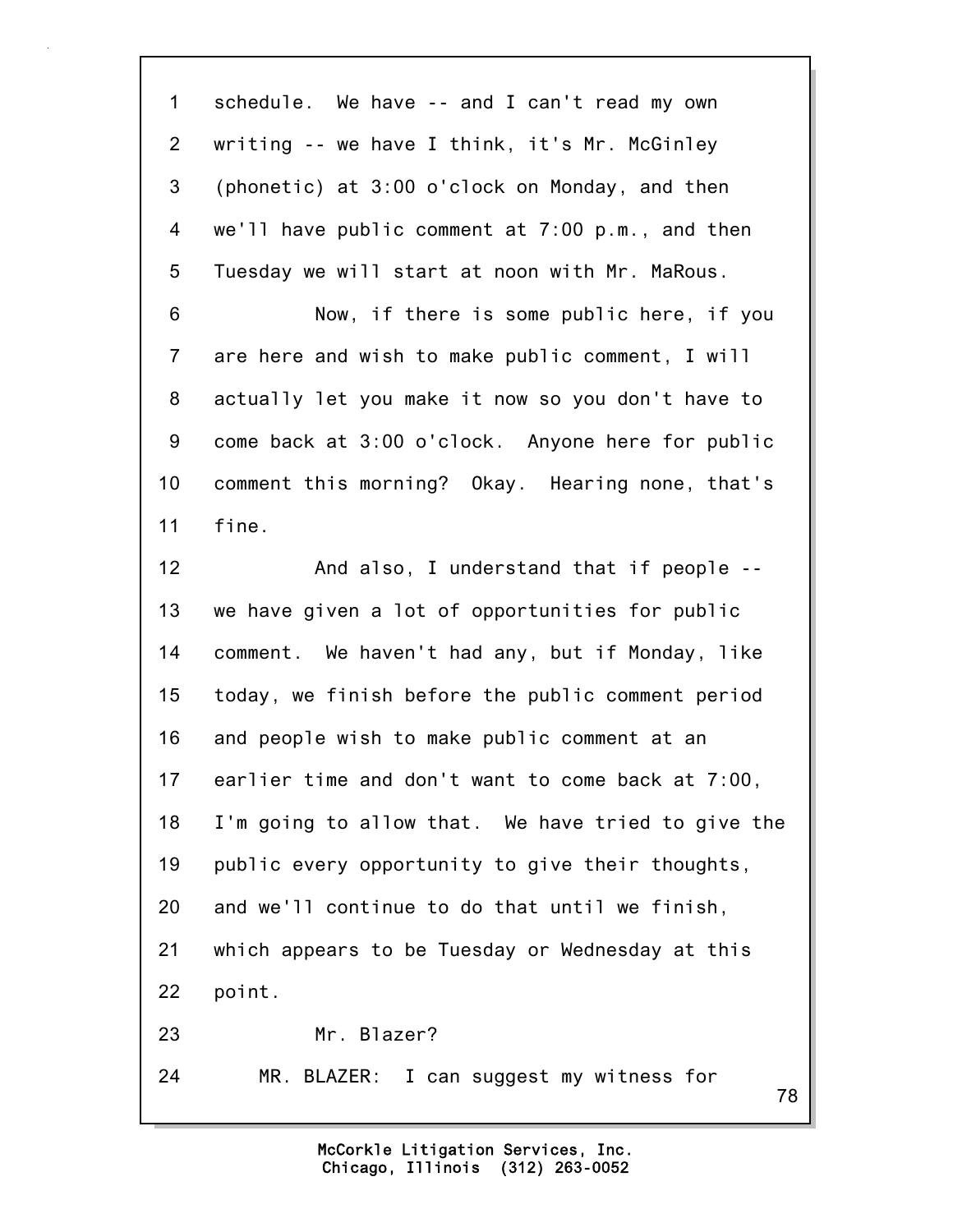1 schedule. We have -- and I can't read my own
2 writing -- we have I think, it's Mr. McGinley
3 (phonetic) at 3:00 o'clock on Monday, and then
4 we'll have public comment at 7:00 p.m., and then
5 Tuesday we will start at noon with Mr. MaRous.
6 Now, if there is some public here, if you
7 are here and wish to make public comment, I will
8 actually let you make it now so you don't have to
9 come back at 3:00 o'clock. Anyone here for public
10 comment this morning? Okay. Hearing none, that's
11 fine.
12 And also, I understand that if people --
13 we have given a lot of opportunities for public
14 comment. We haven't had any, but if Monday, like
15 today, we finish before the public comment period
16 and people wish to make public comment at an
17 earlier time and don't want to come back at 7:00,
18 I'm going to allow that. We have tried to give the
19 public every opportunity to give their thoughts,
20 and we'll continue to do that until we finish,
21 which appears to be Tuesday or Wednesday at this
22 point.
23 Mr. Blazer?
24 MR. BLAZER: I can suggest my witness for

McCorkle Litigation Services, Inc.
Chicago, Illinois (312) 263-0052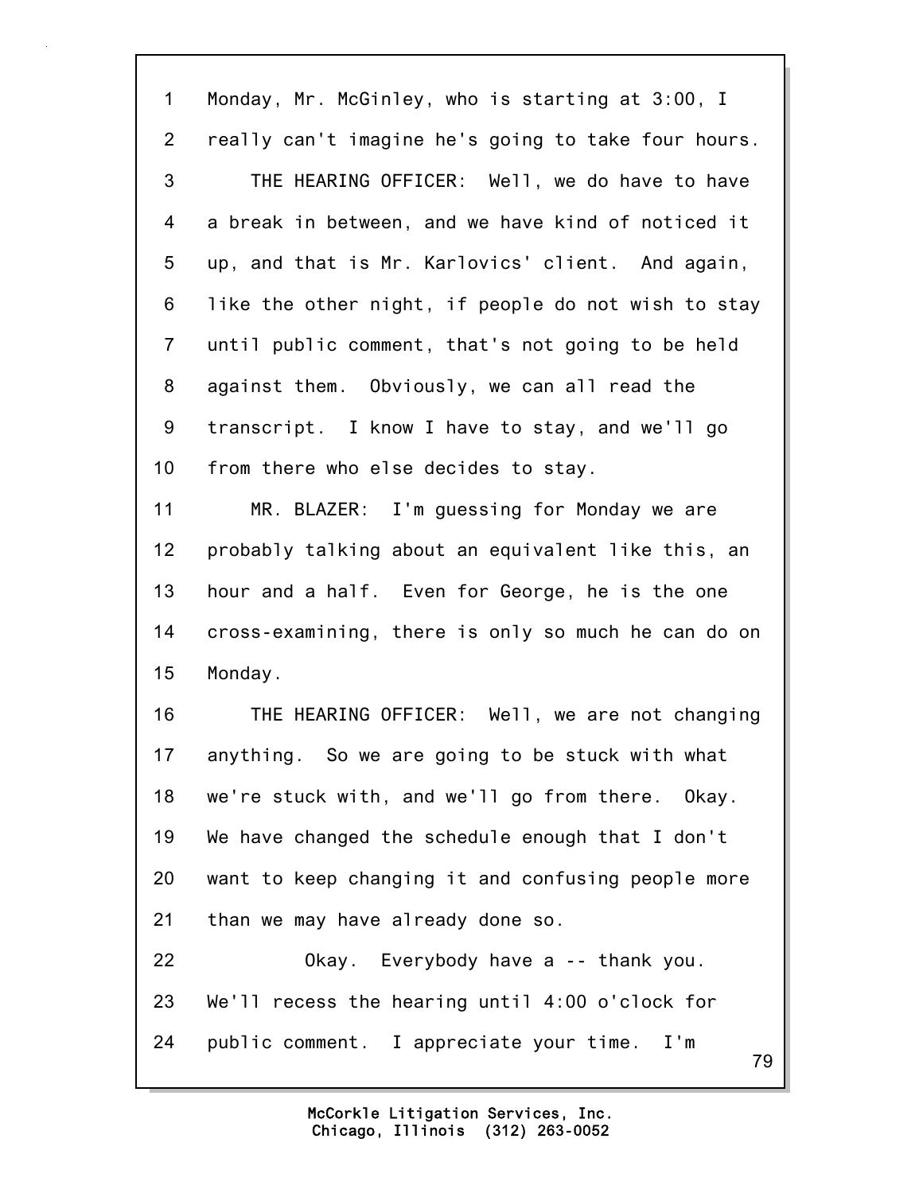1 Monday, Mr. McGinley, who is starting at 3:00, I
2 really can't imagine he's going to take four hours.
3 THE HEARING OFFICER: Well, we do have to have
4 a break in between, and we have kind of noticed it
5 up, and that is Mr. Karlovics' client. And again,
6 like the other night, if people do not wish to stay
7 until public comment, that's not going to be held
8 against them. Obviously, we can all read the
9 transcript. I know I have to stay, and we'll go
10 from there who else decides to stay.
11 MR. BLAZER: I'm guessing for Monday we are
12 probably talking about an equivalent like this, an
13 hour and a half. Even for George, he is the one
14 cross-examining, there is only so much he can do on
15 Monday.
16 THE HEARING OFFICER: Well, we are not changing
17 anything. So we are going to be stuck with what
18 we're stuck with, and we'll go from there. Okay.
19 We have changed the schedule enough that I don't
20 want to keep changing it and confusing people more
21 than we may have already done so.
22 Okay. Everybody have a -- thank you.
23 We'll recess the hearing until 4:00 o'clock for
24 public comment. I appreciate your time. I'm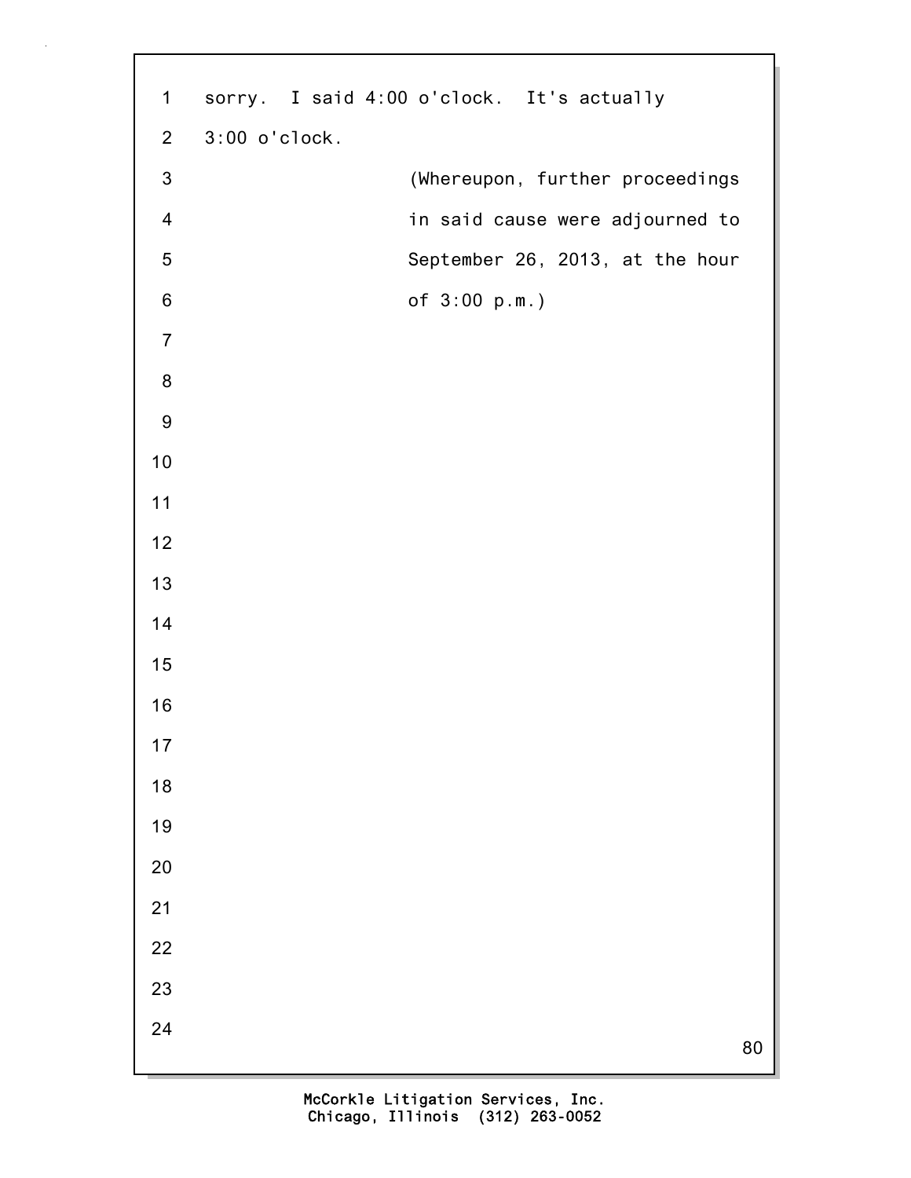sorry. I said 4:00 o'clock. It's actually 3:00 o'clock.

(Whereupon, further proceedings in said cause were adjourned to September 26, 2013, at the hour of 3:00 p.m.)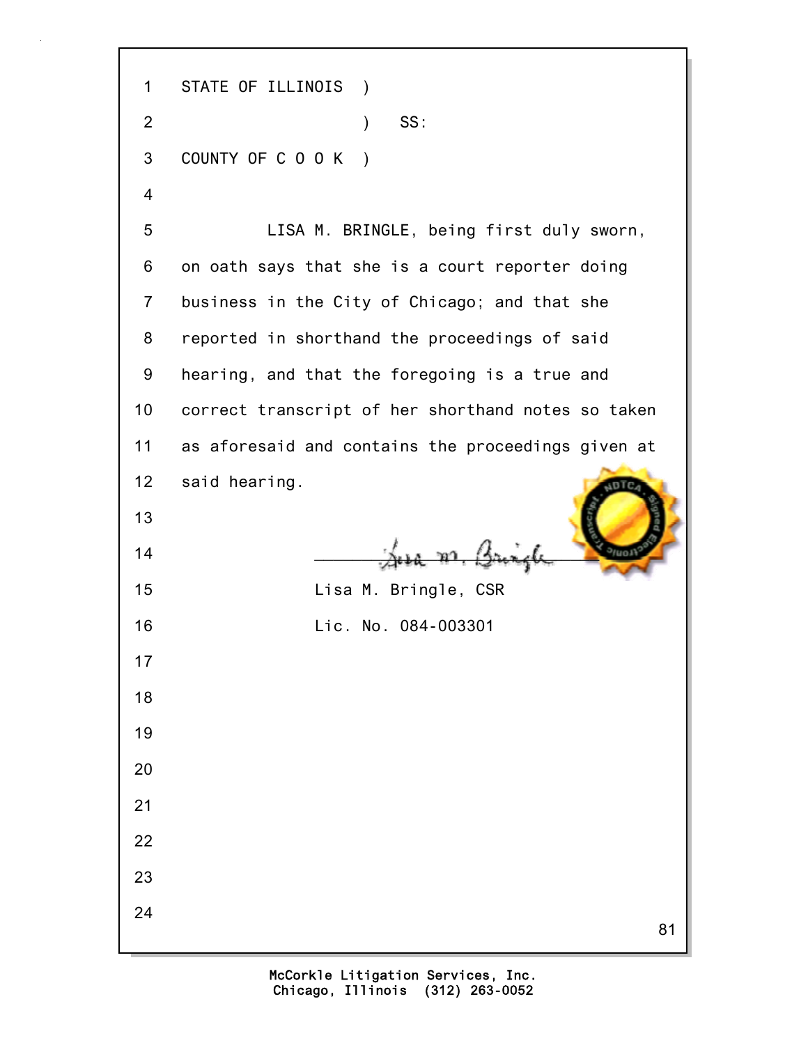STATE OF ILLINOIS )
) SS:
COUNTY OF C O O K )

LISA M. BRINGLE, being first duly sworn, on oath says that she is a court reporter doing business in the City of Chicago; and that she reported in shorthand the proceedings of said hearing, and that the foregoing is a true and correct transcript of her shorthand notes so taken as aforesaid and contains the proceedings given at said hearing.

Lisa M. Bringle, CSR
Lic. No. 084-003301

McCorkle Litigation Services, Inc.
Chicago, Illinois (312) 263-0052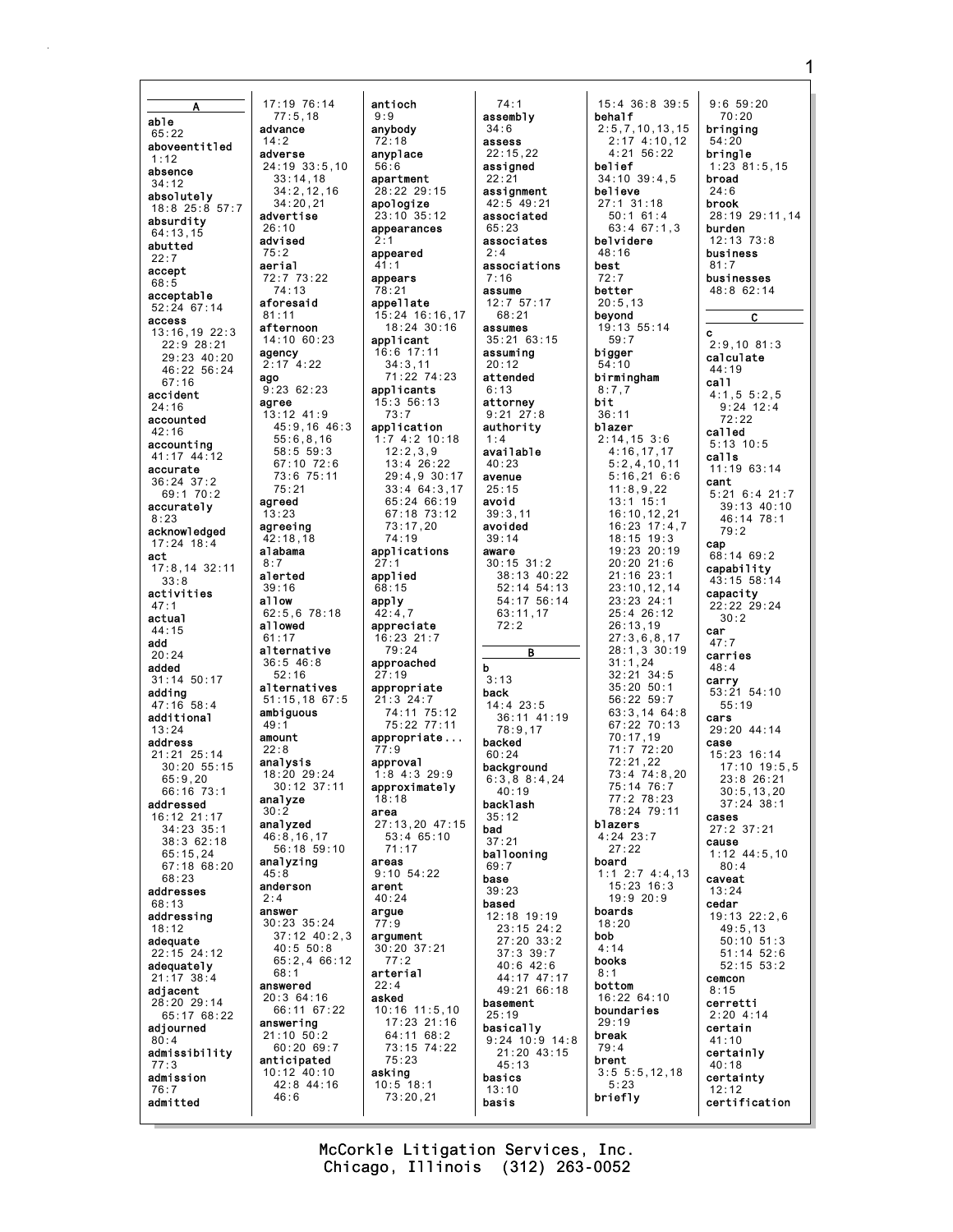## A

**able**
65:22

**aboveentitled**
1:12

**absence**
34:12

**absolutely**
18:8 25:8 57:7

**absurdity**
64:13,15

**abutted**
22:7

**accept**
68:5

**acceptable**
52:24 67:14

**access**
13:16,19 22:3
22:9 28:21
29:23 40:20
46:22 56:24
67:16

**accident**
24:16

**accounted**
42:16

**accounting**
41:17 44:12

**accurate**
36:24 37:2
69:1 70:2

**accurately**
8:23

**acknowledged**
17:24 18:4

**act**
17:8,14 32:11
33:8

**activities**
47:1

**actual**
44:15

**add**
20:24

**added**
31:14 50:17

**adding**
47:16 58:4

**additional**
13:24

**address**
21:21 25:14
30:20 55:15
65:9,20
66:16 73:1

**addressed**
16:12 21:17
34:23 35:1
38:3 62:18
65:15,24
67:18 68:20
68:23

**addresses**
68:13

**addressing**
18:12

**adequate**
22:15 24:12

**adequately**
21:17 38:4

**adjacent**
28:20 29:14
65:17 68:22

**adjourned**
80:4

**admissibility**
77:3

**admission**
76:7

**admitted**
17:19 76:14
77:5,18

**advance**
14:2

**adverse**
24:19 33:5,10
33:14,18
34:2,12,16
34:20,21

**advertise**
26:10

**advised**
75:2

**aerial**
72:7 73:22
74:13

**aforesaid**
81:11

**afternoon**
14:10 60:23

**agency**
2:17 4:22

**ago**
9:23 62:23

**agree**
13:12 41:9
45:9,16 46:3
55:6,8,16
58:5 59:3
67:10 72:6
73:6 75:11
75:21

**agreed**
13:23

**agreeing**
42:18,18

**alabama**
8:7

**alerted**
39:16

**allow**
62:5,6 78:18

**allowed**
61:17

**alternative**
36:5 46:8
52:16

**alternatives**
51:15,18 67:5

**ambiguous**
49:1

**amount**
22:8

**analysis**
18:20 29:24
30:12 37:11

**analyze**
30:2

**analyzed**
46:8,16,17
56:18 59:10

**analyzing**
45:8

**anderson**
2:4

**answer**
30:23 35:24
37:12 40:2,3
40:5 50:8
65:2,4 66:12
68:1

**answered**
20:3 64:16
66:11 67:22

**answering**
21:10 50:2
60:20 69:7

**anticipated**
10:12 40:10
42:8 44:16
46:6

**antioch**
9:9

**anybody**
72:18

**anyplace**
56:6

**apartment**
28:22 29:15

**apologize**
23:10 35:12

**appearances**
2:1

**appeared**
41:1

**appears**
78:21

**appellate**
15:24 16:16,17
18:24 30:16

**applicant**
16:6 17:11
34:3,11
71:22 74:23

**applicants**
15:3 56:13
73:7

**application**
1:7 4:2 10:18
12:2,3,9
13:4 26:22
29:4,9 30:17
33:4 64:3,17
65:24 66:19
67:18 73:12
73:17,20
74:19

**applications**
27:1

**applied**
68:15

**apply**
42:4,7

**appreciate**
16:23 21:7
79:24

**approached**
27:19

**appropriate**
21:3 24:7
74:11 75:12
75:22 77:11

**appropriate...**
77:9

**approval**
1:8 4:3 29:9

**approximately**
18:18

**area**
27:13,20 47:15
53:4 65:10
71:17

**areas**
9:10 54:22

**arent**
40:24

**argue**
77:9

**argument**
30:20 37:21
77:2

**arterial**
22:4

**asked**
10:16 11:5,10
17:23 21:16
64:11 68:2
73:15 74:22
75:23

**asking**
10:5 18:1
73:20,21
74:1

**assembly**
34:6

**assess**
22:15,22

**assigned**
22:21

**assignment**
42:5 49:21

**associated**
65:23

**associates**
2:4

**associations**
7:16

**assume**
12:7 57:17
68:21

**assumes**
35:21 63:15

**assuming**
20:12

**attended**
6:13

**attorney**
9:21 27:8

**authority**
1:4

**available**
40:23

**avenue**
25:15

**avoid**
39:3,11

**avoided**
39:14

**aware**
30:15 31:2
38:13 40:22
52:14 54:13
54:17 56:14
63:11,17
72:2

## B

**b**
3:13

**back**
14:4 23:5
36:11 41:19
78:9,17

**backed**
60:24

**background**
6:3,8 8:4,24
40:19

**backlash**
35:12

**bad**
37:21

**ballooning**
69:7

**base**
39:23

**based**
12:18 19:19
23:15 24:2
27:20 33:2
37:3 39:7
40:6 42:6
44:17 47:17
49:21 66:18

**basement**
25:19

**basically**
9:24 10:9 14:8
21:20 43:15
45:13

**basics**
13:10

**basis**
15:4 36:8 39:5

**behalf**
2:5,7,10,13,15
2:17 4:10,12
4:21 56:22

**belief**
34:10 39:4,5

**believe**
27:1 31:18
50:1 61:4
63:4 67:1,3

**belvidere**
48:16

**best**
72:7

**better**
20:5,13

**beyond**
19:13 55:14
59:7

**bigger**
54:10

**birmingham**
8:7,7

**bit**
36:11

**blazer**
2:14,15 3:6
4:16,17,17
5:2,4,10,11
5:16,21 6:6
11:8,9,22
13:1 15:1
16:10,12,21
16:23 17:4,7
18:15 19:3
19:23 20:19
20:20 21:6
21:16 23:1
23:10,12,14
23:23 24:1
25:4 26:12
26:13,19
27:3,6,8,17
28:1,3 30:19
31:1,24
32:21 34:5
35:20 50:1
56:22 59:7
63:3,14 64:8
67:22 70:13
70:17,19
71:7 72:20
72:21,22
73:4 74:8,20
75:14 76:7
77:2 78:23
78:24 79:11

**blazers**
4:24 23:7
27:22

**board**
1:1 2:7 4:4,13
15:23 16:3
19:9 20:9

**boards**
18:20

**bob**
4:14

**books**
8:1

**bottom**
16:22 64:10

**boundaries**
29:19

**break**
79:4

**brent**
3:5 5:5,12,18
5:23

**briefly**
9:6 59:20
70:20

**bringing**
54:20

**bringle**
1:23 81:5,15

**broad**
24:6

**brook**
28:19 29:11,14

**burden**
12:13 73:8

**business**
81:7

**businesses**
48:8 62:14

## C

**c**
2:9,10 81:3

**calculate**
44:19

**call**
4:1,5 5:2,5
9:24 12:4
72:22

**called**
5:13 10:5

**calls**
11:19 63:14

**cant**
5:21 6:4 21:7
39:13 40:10
46:14 78:1
79:2

**cap**
68:14 69:2

**capability**
43:15 58:14

**capacity**
22:22 29:24
30:2

**car**
47:7

**carries**
48:4

**carry**
53:21 54:10
55:19

**cars**
29:20 44:14

**case**
15:23 16:14
17:10 19:5,5
23:8 26:21
30:5,13,20
37:24 38:1

**cases**
27:2 37:21

**cause**
1:12 44:5,10
80:4

**caveat**
13:24

**cedar**
19:13 22:2,6
49:5,13
50:10 51:3
51:14 52:6
52:15 53:2

**cemcon**
8:15

**cerretti**
2:20 4:14

**certain**
41:10

**certainly**
40:18

**certainty**
12:12

**certification**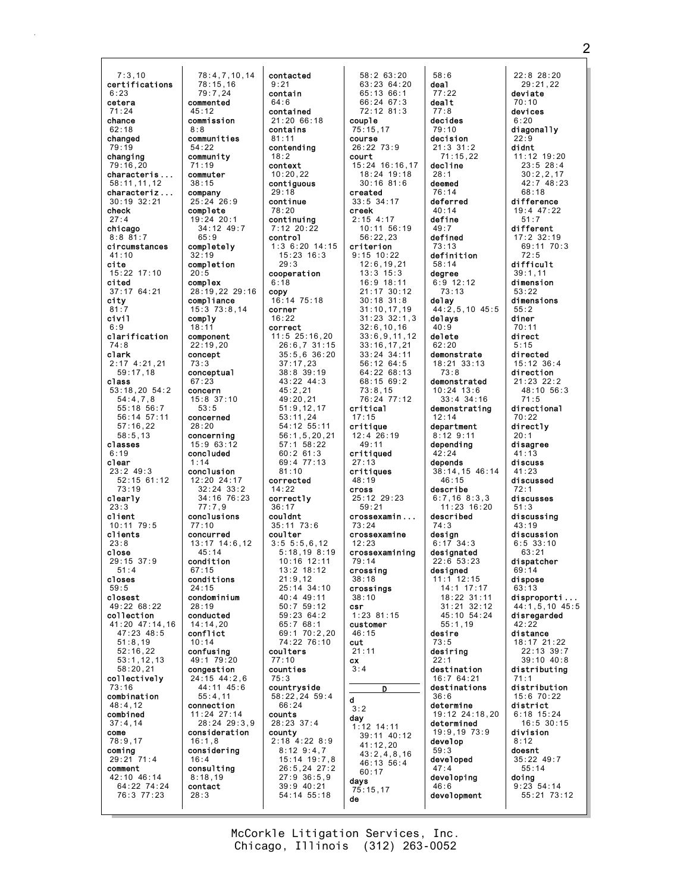7:3,10
**certifications**
6:23
**cetera**
71:24
**chance**
62:18
**changed**
79:19
**changing**
79:16,20
**characteris...**
58:11,11,12
**characteriz...**
30:19 32:21
**check**
27:4
**chicago**
8:8 81:7
**circumstances**
41:10
**cite**
15:22 17:10
**cited**
37:17 64:21
**city**
81:7
**civil**
6:9
**clarification**
74:8
**clark**
2:17 4:21,21
59:17,18
**class**
53:18,20 54:2
54:4,7,8
55:18 56:7
56:14 57:11
57:16,22
58:5,13
**classes**
6:19
**clear**
23:2 49:3
52:15 61:12
73:19
**clearly**
23:3
**client**
10:11 79:5
**clients**
23:8
**close**
29:15 37:9
51:4
**closes**
59:5
**closest**
49:22 68:22
**collection**
41:20 47:14,16
47:23 48:5
51:8,19
52:16,22
53:1,12,13
58:20,21
**collectively**
73:16
**combination**
48:4,12
**combined**
37:4,14
**come**
78:9,17
**coming**
29:21 71:4
**comment**
42:10 46:14
64:22 74:24
76:3 77:23

78:4,7,10,14
78:15,16
79:7,24
**commented**
45:12
**commission**
8:8
**communities**
54:22
**community**
71:19
**commuter**
38:15
**company**
25:24 26:9
**complete**
19:24 20:1
34:12 49:7
65:9
**completely**
32:19
**completion**
20:5
**complex**
28:19,22 29:16
**compliance**
15:3 73:8,14
**comply**
18:11
**component**
22:19,20
**concept**
73:3
**conceptual**
67:23
**concern**
15:8 37:10
53:5
**concerned**
28:20
**concerning**
15:9 63:12
**concluded**
1:14
**conclusion**
12:20 24:17
32:24 33:2
34:16 76:23
77:7,9
**conclusions**
77:10
**concurred**
13:17 14:6,12
45:14
**condition**
67:15
**conditions**
24:15
**condominium**
28:19
**conducted**
14:14,20
**conflict**
10:14
**confusing**
49:1 79:20
**congestion**
24:15 44:2,6
44:11 45:6
55:4,11
**connection**
11:24 27:14
28:24 29:3,9
**consideration**
16:1,8
**considering**
16:4
**consulting**
8:18,19
**contact**
28:3

**contacted**
9:21
**contain**
64:6
**contained**
21:20 66:18
**contains**
81:11
**contending**
18:2
**context**
10:20,22
**contiguous**
29:18
**continue**
78:20
**continuing**
7:12 20:22
**control**
1:3 6:20 14:15
15:23 16:3
29:3
**cooperation**
6:18
**copy**
16:14 75:18
**corner**
16:22
**correct**
11:5 25:16,20
26:6,7 31:15
35:5,6 36:20
37:17,23
38:8 39:19
43:22 44:3
45:2,21
49:20,21
51:9,12,17
53:11,24
54:12 55:11
56:1,5,20,21
57:1 58:22
60:2 61:3
69:4 77:13
81:10
**corrected**
14:22
**correctly**
36:17
**couldnt**
35:11 73:6
**coulter**
3:5 5:5,6,12
5:18,19 8:19
10:16 12:11
13:2 18:12
21:9,12
25:14 34:10
40:4 49:11
50:7 59:12
59:23 64:2
65:7 68:1
69:1 70:2,20
74:22 76:10
**coulters**
77:10
**counties**
75:3
**countryside**
58:22,24 59:4
66:24
**counts**
28:23 37:4
**county**
2:18 4:22 8:9
8:12 9:4,7
15:14 19:7,8
26:5,24 27:2
27:9 36:5,9
39:9 40:21
54:14 55:18

58:2 63:20
63:23 64:20
65:13 66:1
66:24 67:3
72:12 81:3
**couple**
75:15,17
**course**
26:22 73:9
**court**
15:24 16:16,17
18:24 19:18
30:16 81:6
**created**
33:5 34:17
**creek**
2:15 4:17
10:11 56:19
56:22,23
**criterion**
9:15 10:22
12:6,19,21
13:3 15:3
16:9 18:11
21:17 30:12
30:18 31:8
31:10,17,19
31:23 32:1,3
32:6,10,16
33:6,9,11,12
33:16,17,21
33:24 34:11
56:12 64:5
64:22 68:13
68:15 69:2
73:8,15
76:24 77:12
**critical**
17:15
**critique**
12:4 26:19
49:11
**critiqued**
27:13
**critiques**
48:19
**cross**
25:12 29:23
59:21
**crossexamin...**
73:24
**crossexamine**
12:23
**crossexamining**
79:14
**crossing**
38:18
**crossings**
38:10
**csr**
1:23 81:15
**customer**
46:15
**cut**
21:11
**cx**
3:4

**D**

**d**
3:2
**day**
1:12 14:11
39:11 40:12
41:12,20
43:2,4,8,16
46:13 56:4
60:17
**days**
75:15,17
**de**

58:6
**deal**
77:22
**dealt**
77:8
**decides**
79:10
**decision**
21:3 31:2
71:15,22
**decline**
28:1
**deemed**
76:14
**deferred**
40:14
**define**
49:7
**defined**
73:13
**definition**
58:14
**degree**
6:9 12:12
73:13
**delay**
44:2,5,10 45:5
**delays**
40:9
**delete**
62:20
**demonstrate**
18:21 33:13
73:8
**demonstrated**
10:24 13:6
33:4 34:16
**demonstrating**
12:14
**department**
8:12 9:11
**depending**
42:24
**depends**
38:14,15 46:14
46:15
**describe**
6:7,16 8:3,3
11:23 16:20
**described**
74:3
**design**
6:17 34:3
**designated**
22:6 53:23
**designed**
11:1 12:15
14:1 17:17
18:22 31:11
31:21 32:12
45:10 54:24
55:1,19
**desire**
73:5
**desiring**
22:1
**destination**
16:7 64:21
**destinations**
36:6
**determine**
19:12 24:18,20
**determined**
19:9,19 73:9
**develop**
59:3
**developed**
47:4
**developing**
46:6
**development**

22:8 28:20
29:21,22
**deviate**
70:10
**devices**
6:20
**diagonally**
22:9
**didnt**
11:12 19:20
23:5 28:4
30:2,2,17
42:7 48:23
68:18
**difference**
19:4 47:22
51:7
**different**
17:2 32:19
69:11 70:3
72:5
**difficult**
39:1,11
**dimension**
53:22
**dimensions**
55:2
**diner**
70:11
**direct**
5:15
**directed**
15:12 36:4
**direction**
21:23 22:2
48:10 56:3
71:5
**directional**
70:22
**directly**
20:1
**disagree**
41:13
**discuss**
41:23
**discussed**
72:1
**discusses**
51:3
**discussing**
43:19
**discussion**
6:5 33:10
63:21
**dispatcher**
69:14
**dispose**
63:13
**disproporti...**
44:1,5,10 45:5
**disregarded**
42:22
**distance**
18:17 21:22
22:13 39:7
39:10 40:8
**distributing**
71:1
**distribution**
15:6 70:22
**district**
6:18 15:24
16:5 30:15
**division**
8:12
**doesnt**
35:22 49:7
55:14
**doing**
9:23 54:14
55:21 73:12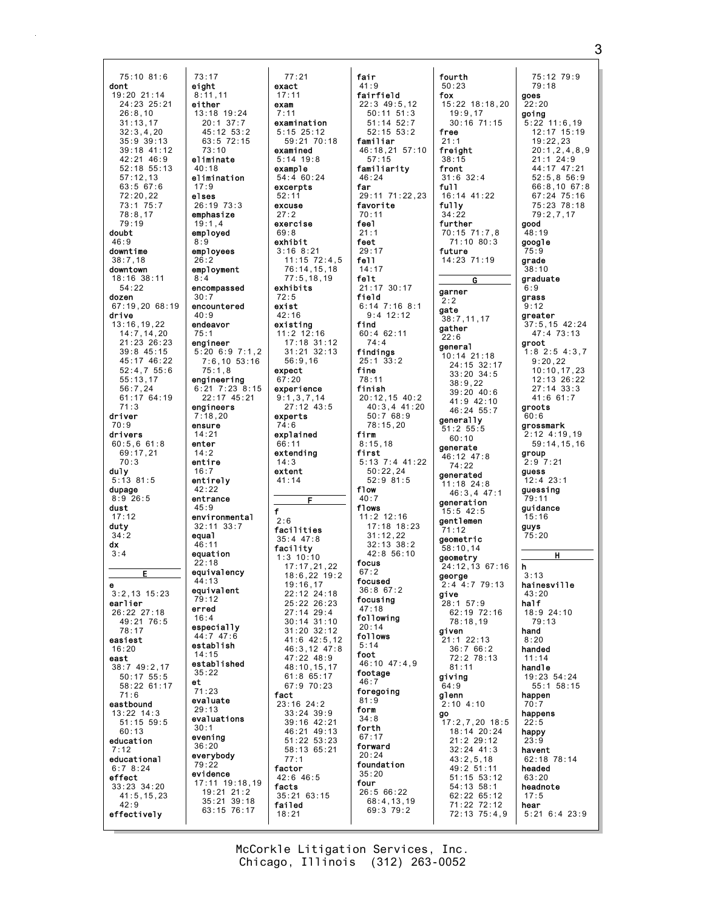75:10 81:6
**dont**
19:20 21:14
24:23 25:21
26:8,10
31:13,17
32:3,4,20
35:9 39:13
39:18 41:12
42:21 46:9
52:18 55:13
57:12,13
63:5 67:6
72:20,22
73:1 75:7
78:8,17
79:19
**doubt**
46:9
**downtime**
38:7,18
**downtown**
18:16 38:11
54:22
**dozen**
67:19,20 68:19
**drive**
13:16,19,22
14:7,14,20
21:23 26:23
39:8 45:15
45:17 46:22
52:4,7 55:6
55:13,17
56:7,24
61:17 64:19
71:3
**driver**
70:9
**drivers**
60:5,6 61:8
69:17,21
70:3
**duly**
5:13 81:5
**dupage**
8:9 26:5
**dust**
17:12
**duty**
34:2
**dx**
3:4

## E

**e**
3:2,13 15:23
**earlier**
26:22 27:18
49:21 76:5
78:17
**easiest**
16:20
**east**
38:7 49:2,17
50:17 55:5
58:22 61:17
71:6
**eastbound**
13:22 14:3
51:15 59:5
60:13
**education**
7:12
**educational**
6:7 8:24
**effect**
33:23 34:20
41:5,15,23
42:9
**effectively**
73:17
**eight**
8:11,11
**either**
13:18 19:24
20:1 37:7
45:12 53:2
63:5 72:15
73:10
**eliminate**
40:18
**elimination**
17:9
**elses**
26:19 73:3
**emphasize**
19:1,4
**employed**
8:9
**employees**
26:2
**employment**
8:4
**encompassed**
30:7
**encountered**
40:9
**endeavor**
75:1
**engineer**
5:20 6:9 7:1,2
7:6,10 53:16
75:1,8
**engineering**
6:21 7:23 8:15
22:17 45:21
**engineers**
7:18,20
**ensure**
14:21
**enter**
14:2
**entire**
16:7
**entirely**
42:22
**entrance**
45:9
**environmental**
32:11 33:7
**equal**
46:11
**equation**
22:18
**equivalency**
44:13
**equivalent**
79:12
**erred**
16:4
**especially**
44:7 47:6
**establish**
14:15
**established**
35:22
**et**
71:23
**evaluate**
29:13
**evaluations**
30:1
**evening**
36:20
**everybody**
79:22
**evidence**
17:11 19:18,19
19:21 21:2
35:21 39:18
63:15 76:17
77:21
**exact**
17:11
**exam**
7:11
**examination**
5:15 25:12
59:21 70:18
**examined**
5:14 19:8
**example**
54:4 60:24
**excerpts**
52:11
**excuse**
27:2
**exercise**
69:8
**exhibit**
3:16 8:21
11:15 72:4,5
76:14,15,18
77:5,18,19
**exhibits**
72:5
**exist**
42:16
**existing**
11:2 12:16
17:18 31:12
31:21 32:13
56:9,16
**expect**
67:20
**experience**
9:1,3,7,14
27:12 43:5
**experts**
74:6
**explained**
66:11
**extending**
14:3
**extent**
41:14

## F

**f**
2:6
**facilities**
35:4 47:8
**facility**
1:3 10:10
17:17,21,22
18:6,22 19:2
19:16,17
22:12 24:18
25:22 26:23
27:14 29:4
30:14 31:10
31:20 32:12
41:6 42:5,12
46:3,12 47:8
47:22 48:9
48:10,15,17
61:8 65:17
67:9 70:23
**fact**
23:16 24:2
33:24 39:9
39:16 42:21
46:21 49:13
51:22 53:23
58:13 65:21
77:1
**factor**
42:6 46:5
**facts**
35:21 63:15
**failed**
18:21
**fair**
41:9
**fairfield**
22:3 49:5,12
50:11 51:3
51:14 52:7
52:15 53:2
**familiar**
46:18,21 57:10
57:15
**familiarity**
46:24
**far**
29:11 71:22,23
**favorite**
70:11
**feel**
21:1
**feet**
29:17
**fell**
14:17
**felt**
21:17 30:17
**field**
6:14 7:16 8:1
9:4 12:12
**find**
60:4 62:11
74:4
**findings**
25:1 33:2
**fine**
78:11
**finish**
20:12,15 40:2
40:3,4 41:20
50:7 68:9
78:15,20
**firm**
8:15,18
**first**
5:13 7:4 41:22
50:22,24
52:9 81:5
**flow**
40:7
**flows**
11:2 12:16
17:18 18:23
31:12,22
32:13 38:2
42:8 56:10
**focus**
67:2
**focused**
36:8 67:2
**focusing**
47:18
**following**
20:14
**follows**
5:14
**foot**
46:10 47:4,9
**footage**
46:7
**foregoing**
81:9
**form**
34:8
**forth**
67:17
**forward**
20:24
**foundation**
35:20
**four**
26:5 66:22
68:4,13,19
69:3 79:2
**fourth**
50:23
**fox**
15:22 18:18,20
19:9,17
30:16 71:15
**free**
21:1
**freight**
38:15
**front**
31:6 32:4
**full**
16:14 41:22
**fully**
34:22
**further**
70:15 71:7,8
71:10 80:3
**future**
14:23 71:19

## G

**garner**
2:2
**gate**
38:7,11,17
**gather**
22:6
**general**
10:14 21:18
24:15 32:17
33:20 34:5
38:9,22
39:20 40:6
41:9 42:10
46:24 55:7
**generally**
51:2 55:5
60:10
**generate**
46:12 47:8
74:22
**generated**
11:18 24:8
46:3,4 47:1
**generation**
15:5 42:5
**gentlemen**
71:12
**geometric**
58:10,14
**geometry**
24:12,13 67:16
**george**
2:4 4:7 79:13
**give**
28:1 57:9
62:19 72:16
78:18,19
**given**
21:1 22:13
36:7 66:2
72:2 78:13
81:11
**giving**
64:9
**glenn**
2:10 4:10
**go**
17:2,7,20 18:5
18:14 20:24
21:2 29:12
32:24 41:3
43:2,5,18
49:2 51:11
51:15 53:12
54:13 58:1
62:22 65:12
71:22 72:12
72:13 75:4,9
75:12 79:9
79:18
**goes**
22:20
**going**
5:22 11:6,19
12:17 15:19
19:22,23
20:1,2,4,8,9
21:1 24:9
44:17 47:21
52:5,8 56:9
66:8,10 67:8
67:24 75:16
75:23 78:18
79:2,7,17
**good**
48:19
**google**
75:9
**grade**
38:10
**graduate**
6:9
**grass**
9:12
**greater**
37:5,15 42:24
47:4 73:13
**groot**
1:8 2:5 4:3,7
9:20,22
10:10,17,23
12:13 26:22
27:14 33:3
41:6 61:7
**groots**
60:6
**grossmark**
2:12 4:19,19
59:14,15,16
**group**
2:9 7:21
**guess**
12:4 23:1
**guessing**
79:11
**guidance**
15:16
**guys**
75:20

## H

**h**
3:13
**hainesville**
43:20
**half**
18:9 24:10
79:13
**hand**
8:20
**handed**
11:14
**handle**
19:23 54:24
55:1 58:15
**happen**
70:7
**happens**
22:5
**happy**
23:9
**havent**
62:18 78:14
**headed**
63:20
**headnote**
17:5
**hear**
5:21 6:4 23:9

McCorkle Litigation Services, Inc.
Chicago, Illinois (312) 263-0052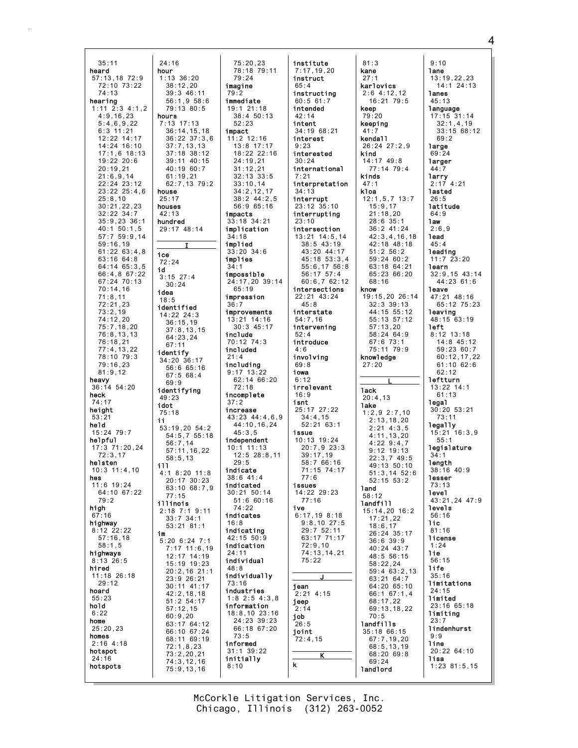35:11
**heard**
57:13,18 72:9
72:10 73:22
74:13
**hearing**
1:11 2:3 4:1,2
4:9,16,23
5:4,6,9,22
6:3 11:21
12:22 14:17
14:24 16:10
17:1,6 18:13
19:22 20:6
20:19,21
21:6,9,14
22:24 23:12
23:22 25:4,6
25:8,10
30:21,22,23
32:22 34:7
35:9,23 36:1
40:1 50:1,5
57:7 59:9,14
59:16,19
61:22 63:4,8
63:16 64:8
64:14 65:3,5
66:4,8 67:22
67:24 70:13
70:14,16
71:8,11
72:21,23
73:2,19
74:12,20
75:7,18,20
76:8,13,13
76:18,21
77:4,13,22
78:10 79:3
79:16,23
81:9,12
**heavy**
36:14 54:20
**heck**
74:17
**height**
53:21
**held**
15:24 79:7
**helpful**
17:3 71:20,24
72:3,17
**helsten**
10:3 11:4,10
**hes**
11:6 19:24
64:10 67:22
79:2
**high**
67:16
**highway**
8:12 22:22
57:16,18
58:1,5
**highways**
8:13 26:5
**hired**
11:18 26:18
29:12
**hoard**
55:23
**hold**
6:22
**home**
25:20,23
**homes**
2:16 4:18
**hotspot**
24:16
**hotspots**
24:16
**hour**
1:13 36:20
38:12,20
39:3 46:11
56:1,9 58:6
79:13 80:5
**hours**
7:13 17:13
36:14,15,18
36:22 37:3,6
37:7,13,13
37:18 38:12
39:11 40:15
40:19 60:7
61:19,21
62:7,13 79:2
**house**
25:17
**houses**
42:13
**hundred**
29:17 48:14

**I**

**ice**
72:24
**id**
3:15 27:4
30:24
**idea**
18:5
**identified**
14:22 24:3
36:15,19
37:8,13,15
64:23,24
67:11
**identify**
34:20 36:17
56:6 65:16
67:5 68:4
69:9
**identifying**
49:23
**idot**
75:18
**ii**
53:19,20 54:2
54:5,7 55:18
56:7,14
57:11,16,22
58:5,13
**ill**
4:1 8:20 11:8
20:17 30:23
63:10 68:7,9
77:15
**illinois**
2:18 7:1 9:11
33:7 34:1
53:21 81:1
**im**
5:20 6:24 7:1
7:17 11:6,19
12:17 14:19
15:19 19:23
20:2,16 21:1
23:9 26:21
30:11 41:17
42:2,18,18
51:2 54:17
57:12,15
60:9,20
63:17 64:12
66:10 67:24
68:11 69:19
72:1,8,23
73:2,20,21
74:3,12,16
75:9,13,16
75:20,23
78:18 79:11
79:24
**imagine**
79:2
**immediate**
19:1 21:18
38:4 50:13
52:23
**impact**
11:2 12:16
13:8 17:17
18:22 22:16
24:19,21
31:12,21
32:13 33:5
33:10,14
34:2,12,17
38:2 44:2,5
56:9 65:16
**impacts**
33:18 34:21
**implication**
34:18
**implied**
33:20 34:6
**implies**
34:1
**impossible**
24:17,20 39:14
65:19
**impression**
36:7
**improvements**
13:21 14:16
30:3 45:17
**include**
70:12 74:3
**included**
21:4
**including**
9:17 13:22
62:14 66:20
72:18
**incomplete**
37:2
**increase**
43:23 44:4,6,9
44:10,16,24
45:3,5
**independent**
10:1 11:13
12:5 28:8,11
29:5
**indicate**
38:6 41:4
**indicated**
30:21 50:14
51:6 60:16
74:22
**indicates**
16:8
**indicating**
42:15 50:9
**indication**
24:11
**individual**
48:8
**individually**
73:16
**industries**
1:8 2:5 4:3,8
**information**
18:8,10 23:16
24:23 39:23
66:18 67:20
73:5
**informed**
31:1 39:22
**initially**
8:10
**institute**
7:17,19,20
**instruct**
65:4
**instructing**
60:5 61:7
**intended**
42:14
**intent**
34:19 68:21
**interest**
9:23
**interested**
30:24
**international**
7:21
**interpretation**
34:13
**interrupt**
23:12 35:10
**interrupting**
23:10
**intersection**
13:21 14:5,14
38:5 43:19
43:20 44:17
45:18 53:3,4
55:6,17 56:8
56:17 57:4
60:6,7 62:12
**intersections**
22:21 43:24
45:8
**interstate**
54:7,16
**intervening**
52:4
**introduce**
4:6
**involving**
69:8
**iowa**
6:12
**irrelevant**
16:9
**isnt**
25:17 27:22
34:4,15
52:21 63:1
**issue**
10:13 19:24
20:7,9 23:3
39:17,19
58:7 66:16
71:15 74:17
77:6
**issues**
14:22 29:23
77:16
**ive**
6:17,19 8:18
9:8,10 27:5
29:7 52:11
63:17 71:17
72:9,10
74:13,14,21
75:22

**J**

**jean**
2:21 4:15
**jeep**
2:14
**job**
26:5
**joint**
72:4,15

**K**

**k**
81:3
**kane**
27:1
**karlovics**
2:6 4:12,12
16:21 79:5
**keep**
79:20
**keeping**
41:7
**kendall**
26:24 27:2,9
**kind**
14:17 49:8
77:14 79:4
**kinds**
47:1
**kloa**
12:1,5,7 13:7
15:9,17
21:18,20
28:6 35:1
36:2 41:24
42:3,4,16,18
42:18 48:18
51:2 56:2
59:24 60:2
63:18 64:21
65:23 66:20
68:16
**know**
19:15,20 26:14
32:3 39:13
44:15 55:12
55:13 57:12
57:13,20
58:24 64:9
67:6 73:1
75:11 79:9
**knowledge**
27:20

**L**

**lack**
20:4,13
**lake**
1:2,9 2:7,10
2:13,18,20
2:21 4:3,5
4:11,13,20
4:22 9:4,7
9:12 19:13
22:3,7 49:5
49:13 50:10
51:3,14 52:6
52:15 53:2
**land**
58:12
**landfill**
15:14,20 16:2
17:21,22
18:6,17
26:24 35:17
36:6 39:9
40:24 43:7
48:5 56:15
58:22,24
59:4 63:2,13
63:21 64:7
64:20 65:10
66:1 67:1,4
68:17,22
69:13,18,22
70:5
**landfills**
35:18 66:15
67:7,19,20
68:5,13,19
68:20 69:8
69:24
**landlord**
9:10
**lane**
13:19,22,23
14:1 24:13
**lanes**
45:13
**language**
17:15 31:14
32:1,4,19
33:15 68:12
69:2
**large**
69:24
**larger**
44:7
**larry**
2:17 4:21
**lasted**
26:5
**latitude**
64:9
**law**
2:6,9
**lead**
45:4
**leading**
11:7 23:20
**learn**
32:9,15 43:14
44:23 61:6
**leave**
47:21 48:16
65:12 75:23
**leaving**
48:15 63:19
**left**
8:12 13:18
14:8 45:12
59:23 60:7
60:12,17,22
61:10 62:6
62:12
**leftturn**
13:22 14:1
61:13
**legal**
30:20 53:21
73:11
**legally**
15:21 16:3,9
55:1
**legislature**
34:1
**length**
38:16 40:9
**lesser**
73:13
**level**
43:21,24 47:9
**levels**
56:16
**lic**
81:16
**license**
1:24
**lie**
56:15
**life**
35:16
**limitations**
24:15
**limited**
23:16 65:18
**limiting**
23:7
**lindenhurst**
9:9
**line**
20:22 64:10
**lisa**
1:23 81:5,15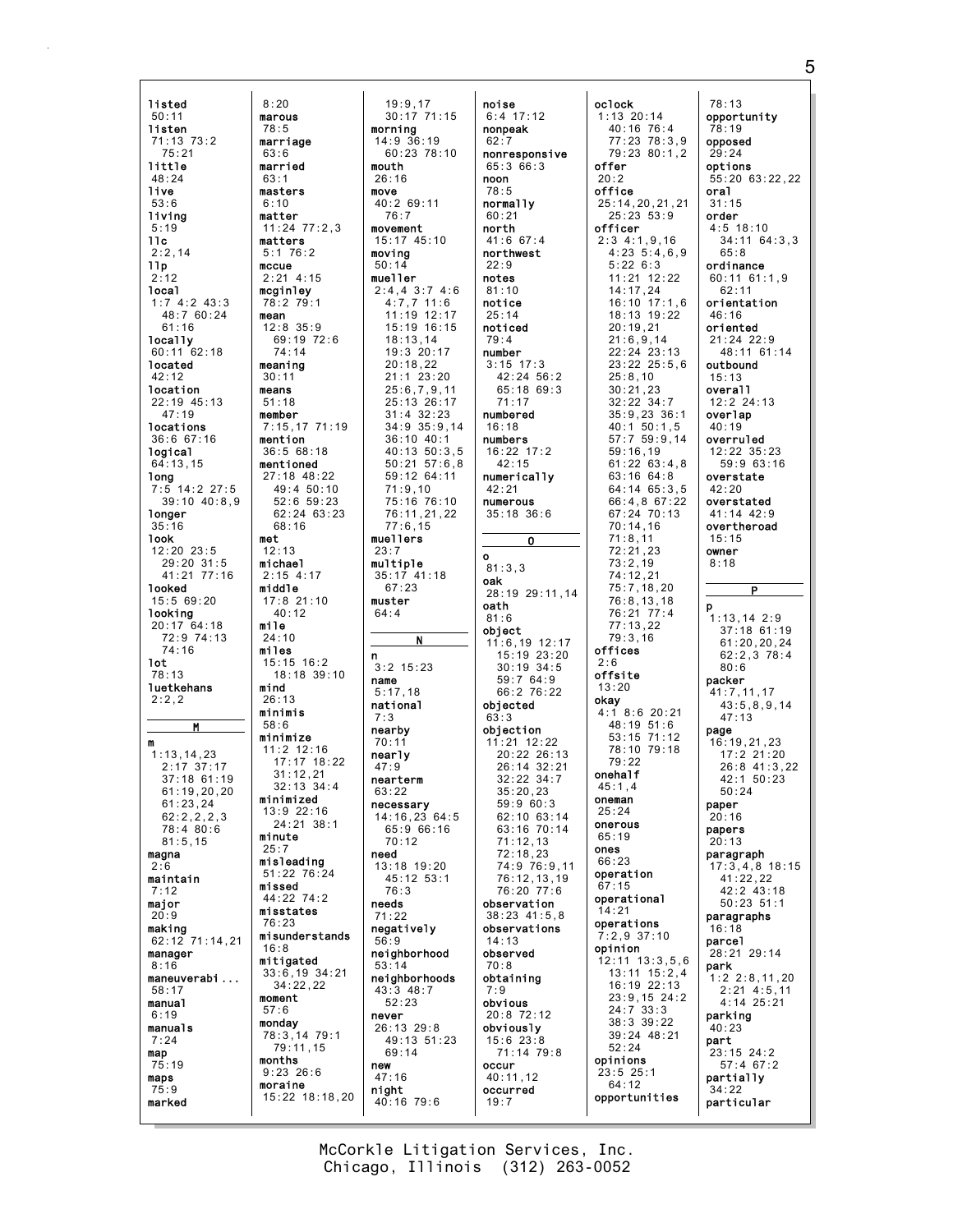listed
50:11
listen
71:13 73:2
75:21
little
48:24
live
53:6
living
5:19
llc
2:2,14
llp
2:12
local
1:7 4:2 43:3
48:7 60:24
61:16
locally
60:11 62:18
located
42:12
location
22:19 45:13
47:19
locations
36:6 67:16
logical
64:13,15
long
7:5 14:2 27:5
39:10 40:8,9
longer
35:16
look
12:20 23:5
29:20 31:5
41:21 77:16
looked
15:5 69:20
looking
20:17 64:18
72:9 74:13
74:16
lot
78:13
luetkehans
2:2,2

**M**

m
1:13,14,23
2:17 37:17
37:18 61:19
61:19,20,20
61:23,24
62:2,2,2,3
78:4 80:6
81:5,15
magna
2:6
maintain
7:12
major
20:9
making
62:12 71:14,21
manager
8:16
maneuverabi...
58:17
manual
6:19
manuals
7:24
map
75:19
maps
75:9
marked
8:20
marous
78:5
marriage
63:6
married
63:1
masters
6:10
matter
11:24 77:2,3
matters
5:1 76:2
mccue
2:21 4:15
mcginley
78:2 79:1
mean
12:8 35:9
69:19 72:6
74:14
meaning
30:11
means
51:18
member
7:15,17 71:19
mention
36:5 68:18
mentioned
27:18 48:22
49:4 50:10
52:6 59:23
62:24 63:23
68:16
met
12:13
michael
2:15 4:17
middle
17:8 21:10
40:12
mile
24:10
miles
15:15 16:2
18:18 39:10
mind
26:13
minimis
58:6
minimize
11:2 12:16
17:17 18:22
31:12,21
32:13 34:4
minimized
13:9 22:16
24:21 38:1
minute
25:7
misleading
51:22 76:24
missed
44:22 74:2
misstates
76:23
misunderstands
16:8
mitigated
33:6,19 34:21
34:22,22
moment
57:6
monday
78:3,14 79:1
79:11,15
months
9:23 26:6
moraine
15:22 18:18,20
19:9,17
30:17 71:15
morning
14:9 36:19
60:23 78:10
mouth
26:16
move
40:2 69:11
76:7
movement
15:17 45:10
moving
50:14
mueller
2:4,4 3:7 4:6
4:7,7 11:6
11:19 12:17
15:19 16:15
18:13,14
19:3 20:17
20:18,22
21:1 23:20
25:6,7,9,11
25:13 26:17
31:4 32:23
34:9 35:9,14
36:10 40:1
40:13 50:3,5
50:21 57:6,8
59:12 64:11
71:9,10
75:16 76:10
76:11,21,22
77:6,15
muellers
23:7
multiple
35:17 41:18
67:23
muster
64:4

**N**

n
3:2 15:23
name
5:17,18
national
7:3
nearby
70:11
nearly
47:9
nearterm
63:22
necessary
14:16,23 64:5
65:9 66:16
70:12
need
13:18 19:20
45:12 53:1
76:3
needs
71:22
negatively
56:9
neighborhood
53:14
neighborhoods
43:3 48:7
52:23
never
26:13 29:8
49:13 51:23
69:14
new
47:16
night
40:16 79:6
noise
6:4 17:12
nonpeak
62:7
nonresponsive
65:3 66:3
noon
78:5
normally
60:21
north
41:6 67:4
northwest
22:9
notes
81:10
notice
25:14
noticed
79:4
number
3:15 17:3
42:24 56:2
65:18 69:3
71:17
numbered
16:18
numbers
16:22 17:2
42:15
numerically
42:21
numerous
35:18 36:6

**O**

o
81:3,3
oak
28:19 29:11,14
oath
81:6
object
11:6,19 12:17
15:19 23:20
30:19 34:5
59:7 64:9
66:2 76:22
objected
63:3
objection
11:21 12:22
20:22 26:13
26:14 32:21
32:22 34:7
35:20,23
59:9 60:3
62:10 63:14
63:16 70:14
71:12,13
72:18,23
74:9 76:9,11
76:12,13,19
76:20 77:6
observation
38:23 41:5,8
observations
14:13
observed
70:8
obtaining
7:9
obvious
20:8 72:12
obviously
15:6 23:8
71:14 79:8
occur
40:11,12
occurred
19:7
oclock
1:13 20:14
40:16 76:4
77:23 78:3,9
79:23 80:1,2
offer
20:2
office
25:14,20,21,21
25:23 53:9
officer
2:3 4:1,9,16
4:23 5:4,6,9
5:22 6:3
11:21 12:22
14:17,24
16:10 17:1,6
18:13 19:22
20:19,21
21:6,9,14
22:24 23:13
23:22 25:5,6
25:8,10
30:21,23
32:22 34:7
35:9,23 36:1
40:1 50:1,5
57:7 59:9,14
59:16,19
61:22 63:4,8
63:16 64:8
64:14 65:3,5
66:4,8 67:22
67:24 70:13
70:14,16
71:8,11
72:21,23
73:2,19
74:12,21
75:7,18,20
76:8,13,18
76:21 77:4
77:13,22
79:3,16
offices
2:6
offsite
13:20
okay
4:1 8:6 20:21
48:19 51:6
53:15 71:12
78:10 79:18
79:22
onehalf
45:1,4
oneman
25:24
onerous
65:19
ones
66:23
operation
67:15
operational
14:21
operations
7:2,9 37:10
opinion
12:11 13:3,5,6
13:11 15:2,4
16:19 22:13
23:9,15 24:2
24:7 33:3
38:3 39:22
39:24 48:21
52:24
opinions
23:5 25:1
64:12
opportunities
78:13
opportunity
78:19
opposed
29:24
options
55:20 63:22,22
oral
31:15
order
4:5 18:10
34:11 64:3,3
65:8
ordinance
60:11 61:1,9
62:11
orientation
46:16
oriented
21:24 22:9
48:11 61:14
outbound
15:13
overall
12:2 24:13
overlap
40:19
overruled
12:22 35:23
59:9 63:16
overstate
42:20
overstated
41:14 42:9
overtheroad
15:15
owner
8:18

**P**

p
1:13,14 2:9
37:18 61:19
61:20,20,24
62:2,3 78:4
80:6
packer
41:7,11,17
43:5,8,9,14
47:13
page
16:19,21,23
17:2 21:20
26:8 41:3,22
42:1 50:23
50:24
paper
20:16
papers
20:13
paragraph
17:3,4,8 18:15
41:22,22
42:2 43:18
50:23 51:1
paragraphs
16:18
parcel
28:21 29:14
park
1:2 2:8,11,20
2:21 4:5,11
4:14 25:21
parking
40:23
part
23:15 24:2
57:4 67:2
partially
34:22
particular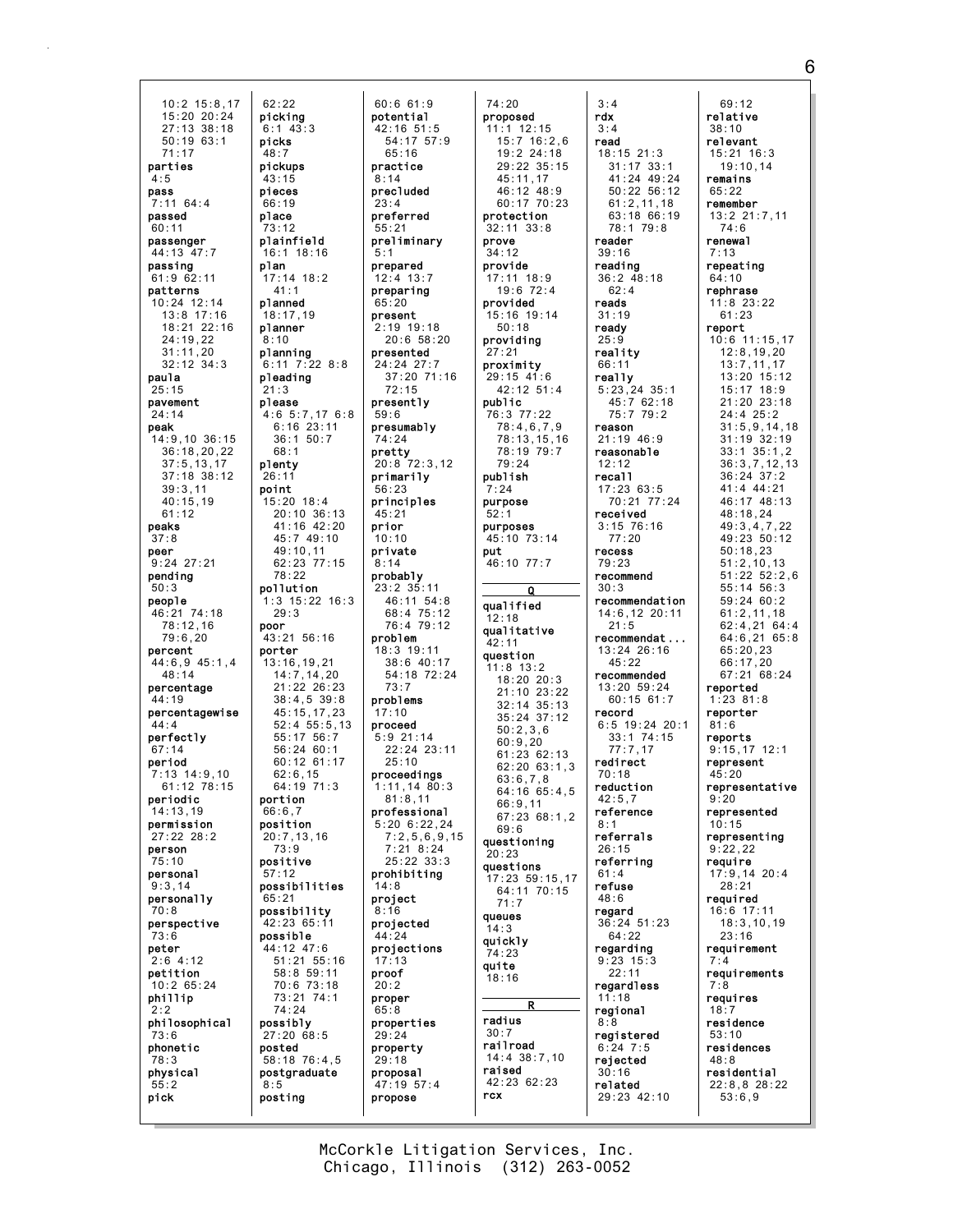10:2 15:8,17
15:20 20:24
27:13 38:18
50:19 63:1
71:17
**parties**
4:5
**pass**
7:11 64:4
**passed**
60:11
**passenger**
44:13 47:7
**passing**
61:9 62:11
**patterns**
10:24 12:14
13:8 17:16
18:21 22:16
24:19,22
31:11,20
32:12 34:3
**paula**
25:15
**pavement**
24:14
**peak**
14:9,10 36:15
36:18,20,22
37:5,13,17
37:18 38:12
39:3,11
40:15,19
61:12
**peaks**
37:8
**peer**
9:24 27:21
**pending**
50:3
**people**
46:21 74:18
78:12,16
79:6,20
**percent**
44:6,9 45:1,4
48:14
**percentage**
44:19
**percentagewise**
44:4
**perfectly**
67:14
**period**
7:13 14:9,10
61:12 78:15
**periodic**
14:13,19
**permission**
27:22 28:2
**person**
75:10
**personal**
9:3,14
**personally**
70:8
**perspective**
73:6
**peter**
2:6 4:12
**petition**
10:2 65:24
**phillip**
2:2
**philosophical**
73:6
**phonetic**
78:3
**physical**
55:2
**pick**
62:22
**picking**
6:1 43:3
**picks**
48:7
**pickups**
43:15
**pieces**
66:19
**place**
73:12
**plainfield**
16:1 18:16
**plan**
17:14 18:2
41:1
**planned**
18:17,19
**planner**
8:10
**planning**
6:11 7:22 8:8
**pleading**
21:3
**please**
4:6 5:7,17 6:8
6:16 23:11
36:1 50:7
68:1
**plenty**
26:11
**point**
15:20 18:4
20:10 36:13
41:16 42:20
45:7 49:10
49:10,11
62:23 77:15
78:22
**pollution**
1:3 15:22 16:3
29:3
**poor**
43:21 56:16
**porter**
13:16,19,21
14:7,14,20
21:22 26:23
38:4,5 39:8
45:15,17,23
52:4 55:5,13
55:17 56:7
56:24 60:1
60:12 61:17
62:6,15
64:19 71:3
**portion**
66:6,7
**position**
20:7,13,16
73:9
**positive**
57:12
**possibilities**
65:21
**possibility**
42:23 65:11
**possible**
44:12 47:6
51:21 55:16
58:8 59:11
70:6 73:18
73:21 74:1
74:24
**possibly**
27:20 68:5
**posted**
58:18 76:4,5
**postgraduate**
8:5
**posting**
60:6 61:9
**potential**
42:16 51:5
54:17 57:9
65:16
**practice**
8:14
**precluded**
23:4
**preferred**
55:21
**preliminary**
5:1
**prepared**
12:4 13:7
**preparing**
65:20
**present**
2:19 19:18
20:6 58:20
**presented**
24:24 27:7
37:20 71:16
72:15
**presently**
59:6
**presumably**
74:24
**pretty**
20:8 72:3,12
**primarily**
56:23
**principles**
45:21
**prior**
10:10
**private**
8:14
**probably**
23:2 35:11
46:11 54:8
68:4 75:12
76:4 79:12
**problem**
18:3 19:11
38:6 40:17
54:18 72:24
73:7
**problems**
17:10
**proceed**
5:9 21:14
22:24 23:11
25:10
**proceedings**
1:11,14 80:3
81:8,11
**professional**
5:20 6:22,24
7:2,5,6,9,15
7:21 8:24
25:22 33:3
**prohibiting**
14:8
**project**
8:16
**projected**
44:24
**projections**
17:13
**proof**
20:2
**proper**
65:8
**properties**
29:24
**property**
29:18
**proposal**
47:19 57:4
**propose**
74:20
**proposed**
11:1 12:15
15:7 16:2,6
19:2 24:18
29:22 35:15
45:11,17
46:12 48:9
60:17 70:23
**protection**
32:11 33:8
**prove**
34:12
**provide**
17:11 18:9
19:6 72:4
**provided**
15:16 19:14
50:18
**providing**
27:21
**proximity**
29:15 41:6
42:12 51:4
**public**
76:3 77:22
78:4,6,7,9
78:13,15,16
78:19 79:7
79:24
**publish**
7:24
**purpose**
52:1
**purposes**
45:10 73:14
**put**
46:10 77:7

## Q

**qualified**
12:18
**qualitative**
42:11
**question**
11:8 13:2
18:20 20:3
21:10 23:22
32:14 35:13
35:24 37:12
50:2,3,6
60:9,20
61:23 62:13
62:20 63:1,3
63:6,7,8
64:16 65:4,5
66:9,11
67:23 68:1,2
69:6
**questioning**
20:23
**questions**
17:23 59:15,17
64:11 70:15
71:7
**queues**
14:3
**quickly**
74:23
**quite**
18:16

## R

**radius**
30:7
**railroad**
14:4 38:7,10
**raised**
42:23 62:23
**rcx**
3:4
**rdx**
3:4
**read**
18:15 21:3
31:17 33:1
41:24 49:24
50:22 56:12
61:2,11,18
63:18 66:19
78:1 79:8
**reader**
39:16
**reading**
36:2 48:18
62:4
**reads**
31:19
**ready**
25:9
**reality**
66:11
**really**
5:23,24 35:1
45:7 62:18
75:7 79:2
**reason**
21:19 46:9
**reasonable**
12:12
**recall**
17:23 63:5
70:21 77:24
**received**
3:15 76:16
77:20
**recess**
79:23
**recommend**
30:3
**recommendation**
14:6,12 20:11
21:5
**recommendat...**
13:24 26:16
45:22
**recommended**
13:20 59:24
60:15 61:7
**record**
6:5 19:24 20:1
33:1 74:15
77:7,17
**redirect**
70:18
**reduction**
42:5,7
**reference**
8:1
**referrals**
26:15
**referring**
61:4
**refuse**
48:6
**regard**
36:24 51:23
64:22
**regarding**
9:23 15:3
22:11
**regardless**
11:18
**regional**
8:8
**registered**
6:24 7:5
**rejected**
30:16
**related**
29:23 42:10
69:12
**relative**
38:10
**relevant**
15:21 16:3
19:10,14
**remains**
65:22
**remember**
13:2 21:7,11
74:6
**renewal**
7:13
**repeating**
64:10
**rephrase**
11:8 23:22
61:23
**report**
10:6 11:15,17
12:8,19,20
13:7,11,17
13:20 15:12
15:17 18:9
21:20 23:18
24:4 25:2
31:5,9,14,18
31:19 32:19
33:1 35:1,2
36:3,7,12,13
36:24 37:2
41:4 44:21
46:17 48:13
48:18,24
49:3,4,7,22
49:23 50:12
50:18,23
51:2,10,13
51:22 52:2,6
55:14 56:3
59:24 60:2
61:2,11,18
62:4,21 64:4
64:6,21 65:8
65:20,23
66:17,20
67:21 68:24
**reported**
1:23 81:8
**reporter**
81:6
**reports**
9:15,17 12:1
**represent**
45:20
**representative**
9:20
**represented**
10:15
**representing**
9:22,22
**require**
17:9,14 20:4
28:21
**required**
16:6 17:11
18:3,10,19
23:16
**requirement**
7:4
**requirements**
7:8
**requires**
18:7
**residence**
53:10
**residences**
48:8
**residential**
22:8,8 28:22
53:6,9

McCorkle Litigation Services, Inc.
Chicago, Illinois (312) 263-0052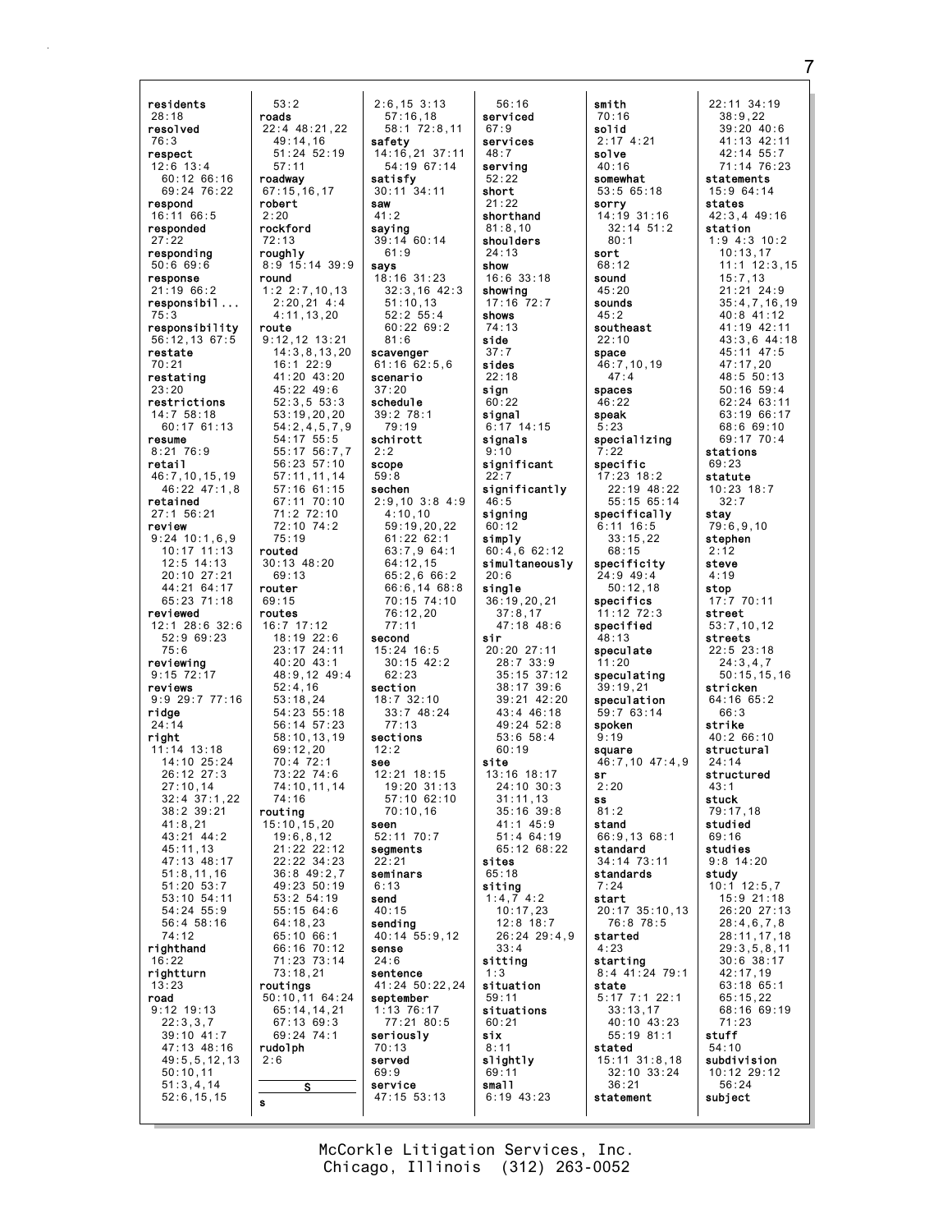**residents**
28:18
**resolved**
76:3
**respect**
12:6 13:4
60:12 66:16
69:24 76:22
**respond**
16:11 66:5
**responded**
27:22
**responding**
50:6 69:6
**response**
21:19 66:2
**responsibil...**
75:3
**responsibility**
56:12,13 67:5
**restate**
70:21
**restating**
23:20
**restrictions**
14:7 58:18
60:17 61:13
**resume**
8:21 76:9
**retail**
46:7,10,15,19
46:22 47:1,8
**retained**
27:1 56:21
**review**
9:24 10:1,6,9
10:17 11:13
12:5 14:13
20:10 27:21
44:21 64:17
65:23 71:18
**reviewed**
12:1 28:6 32:6
52:9 69:23
75:6
**reviewing**
9:15 72:17
**reviews**
9:9 29:7 77:16
**ridge**
24:14
**right**
11:14 13:18
14:10 25:24
26:12 27:3
27:10,14
32:4 37:1,22
38:2 39:21
41:8,21
43:21 44:2
45:11,13
47:13 48:17
51:8,11,16
51:20 53:7
53:10 54:11
54:24 55:9
56:4 58:16
74:12
**righthand**
16:22
**rightturn**
13:23
**road**
9:12 19:13
22:3,3,7
39:10 41:7
47:13 48:16
49:5,5,12,13
50:10,11
51:3,4,14
52:6,15,15
53:2
**roads**
22:4 48:21,22
49:14,16
51:24 52:19
57:11
**roadway**
67:15,16,17
**robert**
2:20
**rockford**
72:13
**roughly**
8:9 15:14 39:9
**round**
1:2 2:7,10,13
2:20,21 4:4
4:11,13,20
**route**
9:12,12 13:21
14:3,8,13,20
16:1 22:9
41:20 43:20
45:22 49:6
52:3,5 53:3
53:19,20,20
54:2,4,5,7,9
54:17 55:5
55:17 56:7,7
56:23 57:10
57:11,11,14
57:16 61:15
67:11 70:10
71:2 72:10
72:10 74:2
75:19
**routed**
30:13 48:20
69:13
**router**
69:15
**routes**
16:7 17:12
18:19 22:6
23:17 24:11
40:20 43:1
48:9,12 49:4
52:4,16
53:18,24
54:23 55:18
56:14 57:23
58:10,13,19
69:12,20
70:4 72:1
73:22 74:6
74:10,11,14
74:16
**routing**
15:10,15,20
19:6,8,12
21:22 22:12
22:22 34:23
36:8 49:2,7
49:23 50:19
53:2 54:19
55:15 64:6
64:18,23
65:10 66:1
66:16 70:12
71:23 73:14
73:18,21
**routings**
50:10,11 64:24
65:14,14,21
67:13 69:3
69:24 74:1
**rudolph**
2:6

**S**

**s**
2:6,15 3:13
57:16,18
58:1 72:8,11
**safety**
14:16,21 37:11
54:19 67:14
**satisfy**
30:11 34:11
**saw**
41:2
**saying**
39:14 60:14
61:9
**says**
18:16 31:23
32:3,16 42:3
51:10,13
52:2 55:4
60:22 69:2
81:6
**scavenger**
61:16 62:5,6
**scenario**
37:20
**schedule**
39:2 78:1
79:19
**schirott**
2:2
**scope**
59:8
**sechen**
2:9,10 3:8 4:9
4:10,10
59:19,20,22
61:22 62:1
63:7,9 64:1
64:12,15
65:2,6 66:2
66:6,14 68:8
70:15 74:10
76:12,20
77:11
**second**
15:24 16:5
30:15 42:2
62:23
**section**
18:7 32:10
33:7 48:24
77:13
**sections**
12:2
**see**
12:21 18:15
19:20 31:13
57:10 62:10
70:10,16
**seen**
52:11 70:7
**segments**
22:21
**seminars**
6:13
**send**
40:15
**sending**
40:14 55:9,12
**sense**
24:6
**sentence**
41:24 50:22,24
**september**
1:13 76:17
77:21 80:5
**seriously**
70:13
**served**
69:9
**service**
47:15 53:13
56:16
**serviced**
67:9
**services**
48:7
**serving**
52:22
**short**
21:22
**shorthand**
81:8,10
**shoulders**
24:13
**show**
16:6 33:18
**showing**
17:16 72:7
**shows**
74:13
**side**
37:7
**sides**
22:18
**sign**
60:22
**signal**
6:17 14:15
**signals**
9:10
**significant**
22:7
**significantly**
46:5
**signing**
60:12
**simply**
60:4,6 62:12
**simultaneously**
20:6
**single**
36:19,20,21
37:8,17
47:18 48:6
**sir**
20:20 27:11
28:7 33:9
35:15 37:12
38:17 39:6
39:21 42:20
43:4 46:18
49:24 52:8
53:6 58:4
60:19
**site**
13:16 18:17
24:10 30:3
31:11,13
35:16 39:8
41:1 45:9
51:4 64:19
65:12 68:22
**sites**
65:18
**siting**
1:4,7 4:2
10:17,23
12:8 18:7
26:24 29:4,9
33:4
**sitting**
1:3
**situation**
59:11
**situations**
60:21
**six**
8:11
**slightly**
69:11
**small**
6:19 43:23
**smith**
70:16
**solid**
2:17 4:21
**solve**
40:16
**somewhat**
53:5 65:18
**sorry**
14:19 31:16
32:14 51:2
80:1
**sort**
68:12
**sound**
45:20
**sounds**
45:2
**southeast**
22:10
**space**
46:7,10,19
47:4
**spaces**
46:22
**speak**
5:23
**specializing**
7:22
**specific**
17:23 18:2
22:19 48:22
55:15 65:14
**specifically**
6:11 16:5
33:15,22
68:15
**specificity**
24:9 49:4
50:12,18
**specifics**
11:12 72:3
**specified**
48:13
**speculate**
11:20
**speculating**
39:19,21
**speculation**
59:7 63:14
**spoken**
9:19
**square**
46:7,10 47:4,9
**sr**
2:20
**ss**
81:2
**stand**
66:9,13 68:1
**standard**
34:14 73:11
**standards**
7:24
**start**
20:17 35:10,13
76:8 78:5
**started**
4:23
**starting**
8:4 41:24 79:1
**state**
5:17 7:1 22:1
33:13,17
40:10 43:23
55:19 81:1
**stated**
15:11 31:8,18
32:10 33:24
36:21
**statement**
22:11 34:19
38:9,22
39:20 40:6
41:13 42:11
42:14 55:7
71:14 76:23
**statements**
15:9 64:14
**states**
42:3,4 49:16
**station**
1:9 4:3 10:2
10:13,17
11:1 12:3,15
15:7,13
21:21 24:9
35:4,7,16,19
40:8 41:12
41:19 42:11
43:3,6 44:18
45:11 47:5
47:17,20
48:5 50:13
50:16 59:4
62:24 63:11
63:19 66:17
68:6 69:10
69:17 70:4
**stations**
69:23
**statute**
10:23 18:7
32:7
**stay**
79:6,9,10
**stephen**
2:12
**steve**
4:19
**stop**
17:7 70:11
**street**
53:7,10,12
**streets**
22:5 23:18
24:3,4,7
50:15,15,16
**stricken**
64:16 65:2
66:3
**strike**
40:2 66:10
**structural**
24:14
**structured**
43:1
**stuck**
79:17,18
**studied**
69:16
**studies**
9:8 14:20
**study**
10:1 12:5,7
15:9 21:18
26:20 27:13
28:4,6,7,8
28:11,17,18
29:3,5,8,11
30:6 38:17
42:17,19
63:18 65:1
65:15,22
68:16 69:19
71:23
**stuff**
54:10
**subdivision**
10:12 29:12
56:24
**subject**

McCorkle Litigation Services, Inc.
Chicago, Illinois (312) 263-0052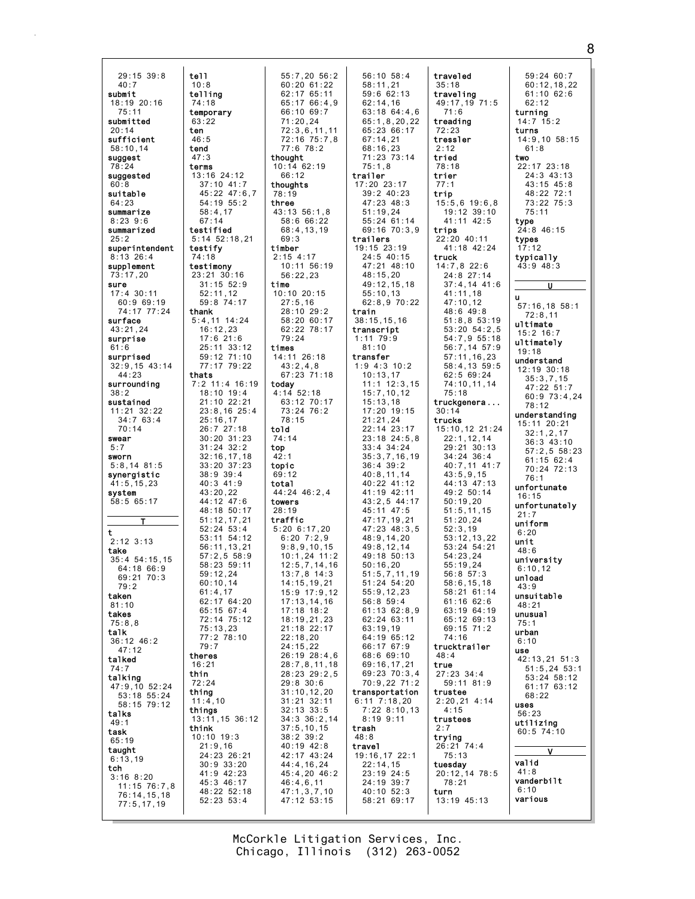29:15 39:8
40:7
**submit**
18:19 20:16
75:11
**submitted**
20:14
**sufficient**
58:10,14
**suggest**
78:24
**suggested**
60:8
**suitable**
64:23
**summarize**
8:23 9:6
**summarized**
25:2
**superintendent**
8:13 26:4
**supplement**
73:17,20
**sure**
17:4 30:11
60:9 69:19
74:17 77:24
**surface**
43:21,24
**surprise**
61:6
**surprised**
32:9,15 43:14
44:23
**surrounding**
38:2
**sustained**
11:21 32:22
34:7 63:4
70:14
**swear**
5:7
**sworn**
5:8,14 81:5
**synergistic**
41:5,15,23
**system**
58:5 65:17

**T**

**t**
2:12 3:13
**take**
35:4 54:15,15
64:18 66:9
69:21 70:3
79:2
**taken**
81:10
**takes**
75:8,8
**talk**
36:12 46:2
47:12
**talked**
74:7
**talking**
47:9,10 52:24
53:18 55:24
58:15 79:12
**talks**
49:1
**task**
65:19
**taught**
6:13,19
**tch**
3:16 8:20
11:15 76:7,8
76:14,15,18
77:5,17,19

**tell**
10:8
**telling**
74:18
**temporary**
63:22
**ten**
46:5
**tend**
47:3
**terms**
13:16 24:12
37:10 41:7
45:22 47:6,7
54:19 55:2
58:4,17
67:14
**testified**
5:14 52:18,21
**testify**
74:18
**testimony**
23:21 30:16
31:15 52:9
52:11,12
59:8 74:17
**thank**
5:4,11 14:24
16:12,23
17:6 21:6
25:11 33:12
59:12 71:10
77:17 79:22
**thats**
7:2 11:4 16:19
18:10 19:4
21:10 22:21
23:8,16 25:4
25:16,17
26:7 27:18
30:20 31:23
31:24 32:2
32:16,17,18
33:20 37:23
38:9 39:4
40:3 41:9
43:20,22
44:12 47:6
48:18 50:17
51:12,17,21
52:24 53:4
53:11 54:12
56:11,13,21
57:2,5 58:9
58:23 59:11
59:12,24
60:10,14
61:4,17
62:17 64:20
65:15 67:4
72:14 75:12
75:13,23
77:2 78:10
79:7
**theres**
16:21
**thin**
72:24
**thing**
11:4,10
**things**
13:11,15 36:12
**think**
10:10 19:3
21:9,16
24:23 26:21
30:9 33:20
41:9 42:23
45:3 46:17
48:22 52:18
52:23 53:4

55:7,20 56:2
60:20 61:22
62:17 65:11
65:17 66:4,9
66:10 69:7
71:20,24
72:3,6,11,11
72:16 75:7,8
77:6 78:2
**thought**
10:14 62:19
66:12
**thoughts**
78:19
**three**
43:13 56:1,8
58:6 66:22
68:4,13,19
69:3
**timber**
2:15 4:17
10:11 56:19
56:22,23
**time**
10:10 20:15
27:5,16
28:10 29:2
58:20 60:17
62:22 78:17
79:24
**times**
14:11 26:18
43:2,4,8
67:23 71:18
**today**
4:14 52:18
63:12 70:17
73:24 76:2
78:15
**told**
74:14
**top**
42:1
**topic**
69:12
**total**
44:24 46:2,4
**towers**
28:19
**traffic**
5:20 6:17,20
6:20 7:2,9
9:8,9,10,15
10:1,24 11:2
12:5,7,14,16
13:7,8 14:3
14:15,19,21
15:9 17:9,12
17:13,14,16
17:18 18:2
18:19,21,23
21:18 22:17
22:18,20
24:15,22
26:19 28:4,6
28:7,8,11,18
28:23 29:2,5
29:8 30:6
31:10,12,20
31:21 32:11
32:13 33:5
34:3 36:2,14
37:5,10,15
38:2 39:2
40:19 42:8
42:17 43:24
44:4,16,24
45:4,20 46:2
46:4,6,11
47:1,3,7,10
47:12 53:15

56:10 58:4
58:11,21
59:6 62:13
62:14,16
63:18 64:4,6
65:1,8,20,22
65:23 66:17
67:14,21
68:16,23
71:23 73:14
75:1,8
**trailer**
17:20 23:17
39:2 40:23
47:23 48:3
51:19,24
55:24 61:14
69:16 70:3,9
**trailers**
19:15 23:19
24:5 40:15
47:21 48:10
48:15,20
49:12,15,18
55:10,13
62:8,9 70:22
**train**
38:15,15,16
**transcript**
1:11 79:9
81:10
**transfer**
1:9 4:3 10:2
10:13,17
11:1 12:3,15
15:7,10,12
15:13,18
17:20 19:15
21:21,24
22:14 23:17
23:18 24:5,8
33:4 34:24
35:3,7,16,19
36:4 39:2
40:8,11,14
40:22 41:12
41:19 42:11
43:2,5 44:17
45:11 47:5
47:17,19,21
47:23 48:3,5
48:9,14,20
49:8,12,14
49:18 50:13
50:16,20
51:5,7,11,19
51:24 54:20
55:9,12,23
56:8 59:4
61:13 62:8,9
62:24 63:11
63:19,19
64:19 65:12
66:17 67:9
68:6 69:10
69:16,17,21
69:23 70:3,4
70:9,22 71:2
**transportation**
6:11 7:18,20
7:22 8:10,13
8:19 9:11
**trash**
48:8
**travel**
19:16,17 22:1
22:14,15
23:19 24:5
24:19 39:7
40:10 52:3
58:21 69:17

**traveled**
35:18
**traveling**
49:17,19 71:5
71:6
**treading**
72:23
**tressler**
2:12
**tried**
78:18
**trier**
77:1
**trip**
15:5,6 19:6,8
19:12 39:10
41:11 42:5
**trips**
22:20 40:11
41:18 42:24
**truck**
14:7,8 22:6
24:8 27:14
37:4,14 41:6
41:11,18
47:10,12
48:6 49:8
51:8,8 53:19
53:20 54:2,5
54:7,9 55:18
56:7,14 57:9
57:11,16,23
58:4,13 59:5
62:5 69:24
74:10,11,14
75:18
**truckgenera...**
30:14
**trucks**
15:10,12 21:24
22:1,12,14
29:21 30:13
34:24 36:4
40:7,11 41:7
43:5,9,15
44:13 47:13
49:2 50:14
50:19,20
51:5,11,15
51:20,24
52:3,19
53:12,13,22
53:24 54:21
54:23,24
55:19,24
56:8 57:3
58:6,15,18
58:21 61:14
61:16 62:6
63:19 64:19
65:12 69:13
69:15 71:2
74:16
**trucktrailer**
48:4
**true**
27:23 34:4
59:11 81:9
**trustee**
2:20,21 4:14
4:15
**trustees**
2:7
**trying**
26:21 74:4
75:13
**tuesday**
20:12,14 78:5
78:21
**turn**
13:19 45:13

59:24 60:7
60:12,18,22
61:10 62:6
62:12
**turning**
14:7 15:2
**turns**
14:9,10 58:15
61:8
**two**
22:17 23:18
24:3 43:13
43:15 45:8
48:22 72:1
73:22 75:3
75:11
**type**
24:8 46:15
**types**
17:12
**typically**
43:9 48:3

**U**

**u**
57:16,18 58:1
72:8,11
**ultimate**
15:2 16:7
**ultimately**
19:18
**understand**
12:19 30:18
35:3,7,15
47:22 51:7
60:9 73:4,24
78:12
**understanding**
15:11 20:21
32:1,2,17
36:3 43:10
57:2,5 58:23
61:15 62:4
70:24 72:13
76:1
**unfortunate**
16:15
**unfortunately**
21:7
**uniform**
6:20
**unit**
48:6
**university**
6:10,12
**unload**
43:9
**unsuitable**
48:21
**unusual**
75:1
**urban**
6:10
**use**
42:13,21 51:3
51:5,24 53:1
53:24 58:12
61:17 63:12
68:22
**uses**
56:23
**utilizing**
60:5 74:10

**V**

**valid**
41:8
**vanderbilt**
6:10
**various**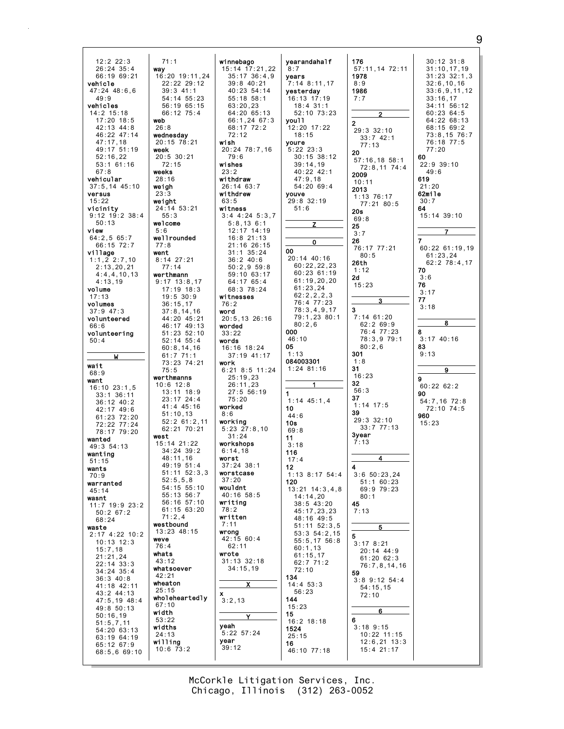12:2 22:3
26:24 35:4
66:19 69:21
**vehicle**
47:24 48:6,6
49:9
**vehicles**
14:2 15:18
17:20 18:5
42:13 44:8
46:22 47:14
47:17,18
49:17 51:19
52:16,22
53:1 61:16
67:8
**vehicular**
37:5,14 45:10
**versus**
15:22
**vicinity**
9:12 19:2 38:4
50:13
**view**
64:2,5 65:7
66:15 72:7
**village**
1:1,2 2:7,10
2:13,20,21
4:4,4,10,13
4:13,19
**volume**
17:13
**volumes**
37:9 47:3
**volunteered**
66:6
**volunteering**
50:4

## W

**wait**
68:9
**want**
16:10 23:1,5
33:1 36:11
36:12 40:2
42:17 49:6
61:23 72:20
72:22 77:24
78:17 79:20
**wanted**
49:3 54:13
**wanting**
51:15
**wants**
70:9
**warranted**
45:14
**wasnt**
11:7 19:9 23:2
50:2 67:2
68:24
**waste**
2:17 4:22 10:2
10:13 12:3
15:7,18
21:21,24
22:14 33:3
34:24 35:4
36:3 40:8
41:18 42:11
43:2 44:13
47:5,19 48:4
49:8 50:13
50:16,19
51:5,7,11
54:20 63:13
63:19 64:19
65:12 67:9
68:5,6 69:10
71:1
**way**
16:20 19:11,24
22:22 29:12
39:3 41:1
54:14 55:23
56:19 65:15
66:12 75:4
**web**
26:8
**wednesday**
20:15 78:21
**week**
20:5 30:21
72:15
**weeks**
28:16
**weigh**
23:3
**weight**
24:14 53:21
55:3
**welcome**
5:6
**wellrounded**
77:8
**went**
8:14 27:21
77:14
**werthmann**
9:17 13:8,17
17:19 18:3
19:5 30:9
36:15,17
37:8,14,16
44:20 45:21
46:17 49:13
51:23 52:10
52:14 55:4
60:8,14,16
61:7 71:1
73:23 74:21
75:5
**werthmanns**
10:6 12:8
13:11 18:9
23:17 24:4
41:4 45:16
51:10,13
52:2 61:2,11
62:21 70:21
**west**
15:14 21:22
34:24 39:2
48:11,16
49:19 51:4
51:11 52:3,3
52:5,5,8
54:15 55:10
55:13 56:7
56:16 57:10
61:15 63:20
71:2,4
**westbound**
13:23 48:15
**weve**
76:4
**whats**
43:12
**whatsoever**
42:21
**wheaton**
25:15
**wholeheartedly**
67:10
**width**
53:22
**widths**
24:13
**willing**
10:6 73:2
**winnebago**
15:14 17:21,22
35:17 36:4,9
39:8 40:21
40:23 54:14
55:18 58:1
63:20,23
64:20 65:13
66:1,24 67:3
68:17 72:2
72:12
**wish**
20:24 78:7,16
79:6
**wishes**
23:2
**withdraw**
26:14 63:7
**withdrew**
63:5
**witness**
3:4 4:24 5:3,7
5:8,13 6:1
12:17 14:19
16:8 21:13
21:16 26:15
31:1 35:24
36:2 40:6
50:2,9 59:8
59:10 63:17
64:17 65:4
68:3 78:24
**witnesses**
76:2
**word**
20:5,13 26:16
**worded**
33:22
**words**
16:16 18:24
37:19 41:17
**work**
6:21 8:5 11:24
25:19,23
26:11,23
27:5 56:19
75:20
**worked**
8:6
**working**
5:23 27:8,10
31:24
**workshops**
6:14,18
**worst**
37:24 38:1
**worstcase**
37:20
**wouldnt**
40:16 58:5
**writing**
78:2
**written**
7:11
**wrong**
42:15 60:4
62:11
**wrote**
31:13 32:18
34:15,19

## X

**x**
3:2,13

## Y

**yeah**
5:22 57:24
**year**
39:12
**yearandahalf**
8:7
**years**
7:14 8:11,17
**yesterday**
16:13 17:19
18:4 31:1
52:10 73:23
**youll**
12:20 17:22
18:15
**youre**
5:22 23:3
30:15 38:12
39:14,19
40:22 42:1
47:9,18
54:20 69:4
**youve**
29:8 32:19
51:6

## Z

## 0

**00**
20:14 40:16
60:22,22,23
60:23 61:19
61:19,20,20
61:23,24
62:2,2,2,3
76:4 77:23
78:3,4,9,17
79:1,23 80:1
80:2,6
**000**
46:10
**05**
1:13
**084003301**
1:24 81:16

## 1

**1**
1:14 45:1,4
**10**
44:6
**10s**
69:8
**11**
3:18
**116**
17:4
**12**
1:13 8:17 54:4
**120**
13:21 14:3,4,8
14:14,20
38:5 43:20
45:17,23,23
48:16 49:5
51:11 52:3,5
53:3 54:2,15
55:5,17 56:8
60:1,13
61:15,17
62:7 71:2
72:10
**134**
14:4 53:3
56:23
**144**
15:23
**15**
16:2 18:18
**1524**
25:15
**16**
46:10 77:18
**176**
57:11,14 72:11
**1978**
8:9
**1986**
7:7

## 2

**2**
29:3 32:10
33:7 42:1
77:13
**20**
57:16,18 58:1
72:8,11 74:4
**2009**
10:11
**2013**
1:13 76:17
77:21 80:5
**20s**
69:8
**25**
3:7
**26**
76:17 77:21
80:5
**26th**
1:12
**2d**
15:23

## 3

**3**
7:14 61:20
62:2 69:9
76:4 77:23
78:3,9 79:1
80:2,6
**301**
1:8
**31**
16:23
**32**
56:3
**37**
1:14 17:5
**39**
29:3 32:10
33:7 77:13
**3year**
7:13

## 4

**4**
3:6 50:23,24
51:1 60:23
69:9 79:23
80:1
**45**
7:13

## 5

**5**
3:17 8:21
20:14 44:9
61:20 62:3
76:7,8,14,16
**59**
3:8 9:12 54:4
54:15,15
72:10

## 6

**6**
3:18 9:15
10:22 11:15
12:6,21 13:3
15:4 21:17
30:12 31:8
31:10,17,19
31:23 32:1,3
32:6,10,16
33:6,9,11,12
33:16,17
34:11 56:12
60:23 64:5
64:22 68:13
68:15 69:2
73:8,15 76:7
76:18 77:5
77:20
**60**
22:9 39:10
49:6
**619**
21:20
**62mile**
30:7
**64**
15:14 39:10

## 7

**7**
60:22 61:19,19
61:23,24
62:2 78:4,17
**70**
3:6
**76**
3:17
**77**
3:18

## 8

**8**
3:17 40:16
**83**
9:13

## 9

**9**
60:22 62:2
**90**
54:7,16 72:8
72:10 74:5
**960**
15:23

McCorkle Litigation Services, Inc.
Chicago, Illinois (312) 263-0052